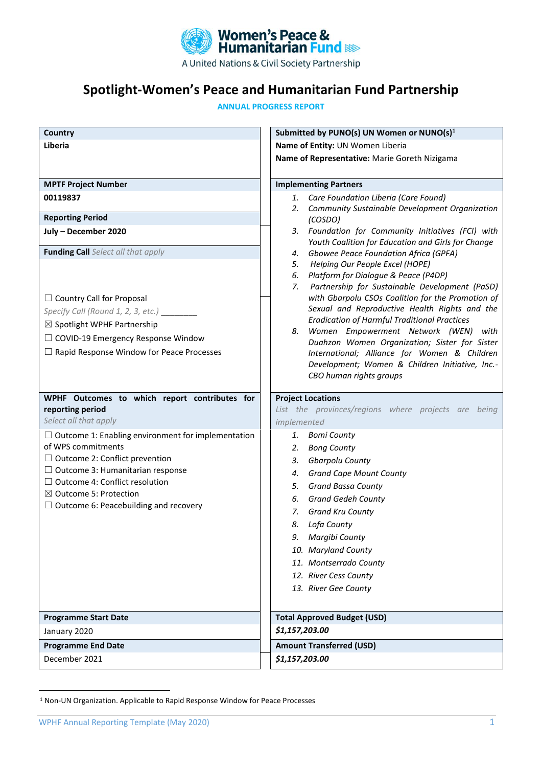Women's Peace & Humanitarian Fund

A United Nations & Civil Society Partnership

# Spotlight-Women's Peace and Humanitarian Fund Partnership

**ANNUAL PROGRESS REPORT**

| **Country** | **Submitted by PUNO(s) UN Women or NUNO(s)[1]** |
|---|---|
| **Liberia** | **Name of Entity:** UN Women Liberia<br>**Name of Representative:** Marie Goreth Nizigama |
| **MPTF Project Number** | **Implementing Partners** |
| **00119837** | 1. *Care Foundation Liberia (Care Found)*<br>2. *Community Sustainable Development Organization (COSDO)*<br>3. *Foundation for Community Initiatives (FCI) with Youth Coalition for Education and Girls for Change*<br>4. *Gbowee Peace Foundation Africa (GPFA)*<br>5. *Helping Our People Excel (HOPE)*<br>6. *Platform for Dialogue & Peace (P4DP)*<br>7. *Partnership for Sustainable Development (PaSD) with Gbarpolu CSOs Coalition for the Promotion of Sexual and Reproductive Health Rights and the Eradication of Harmful Traditional Practices*<br>8. *Women Empowerment Network (WEN) with Duahzon Women Organization; Sister for Sister International; Alliance for Women & Children Development; Women & Children Initiative, Inc.-CBO human rights groups* |
| **Reporting Period** | |
| **July – December 2020** | |
| **Funding Call** *Select all that apply* | |
| ☐ Country Call for Proposal<br>*Specify Call (Round 1, 2, 3, etc.)* ________<br>☒ Spotlight WPHF Partnership<br>☐ COVID-19 Emergency Response Window<br>☐ Rapid Response Window for Peace Processes | |
| **WPHF Outcomes to which report contributes for reporting period**<br>*Select all that apply* | **Project Locations**<br>*List the provinces/regions where projects are being implemented* |
| ☐ Outcome 1: Enabling environment for implementation of WPS commitments<br>☐ Outcome 2: Conflict prevention<br>☐ Outcome 3: Humanitarian response<br>☐ Outcome 4: Conflict resolution<br>☒ Outcome 5: Protection<br>☐ Outcome 6: Peacebuilding and recovery | 1. *Bomi County*<br>2. *Bong County*<br>3. *Gbarpolu County*<br>4. *Grand Cape Mount County*<br>5. *Grand Bassa County*<br>6. *Grand Gedeh County*<br>7. *Grand Kru County*<br>8. *Lofa County*<br>9. *Margibi County*<br>10. *Maryland County*<br>11. *Montserrado County*<br>12. *River Cess County*<br>13. *River Gee County* |
| **Programme Start Date** | **Total Approved Budget (USD)** |
| January 2020 | ***$1,157,203.00*** |
| **Programme End Date** | **Amount Transferred (USD)** |
| December 2021 | ***$1,157,203.00*** |

[1] Non-UN Organization. Applicable to Rapid Response Window for Peace Processes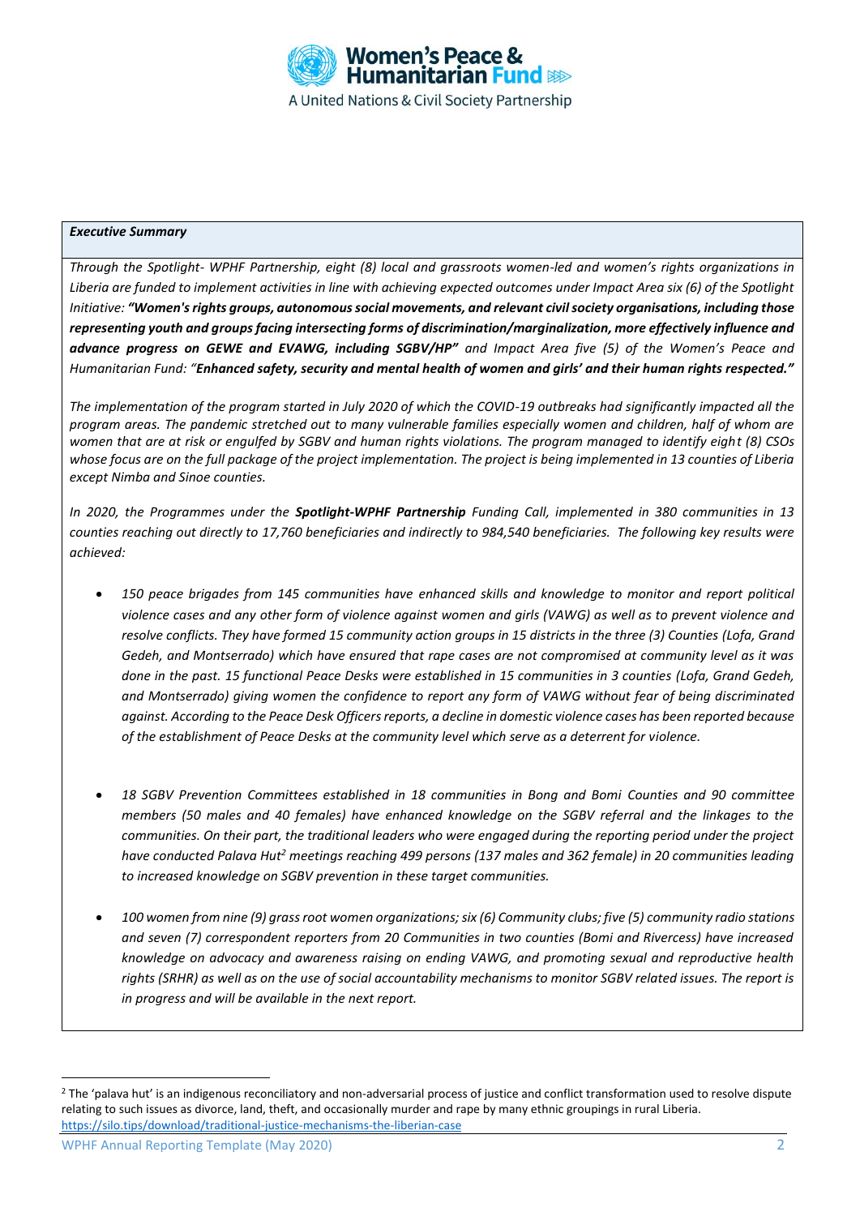***Executive Summary***

*Through the Spotlight- WPHF Partnership, eight (8) local and grassroots women-led and women's rights organizations in Liberia are funded to implement activities in line with achieving expected outcomes under Impact Area six (6) of the Spotlight Initiative: **"Women's rights groups, autonomous social movements, and relevant civil society organisations, including those representing youth and groups facing intersecting forms of discrimination/marginalization, more effectively influence and advance progress on GEWE and EVAWG, including SGBV/HP"** and Impact Area five (5) of the Women's Peace and Humanitarian Fund: "**Enhanced safety, security and mental health of women and girls' and their human rights respected."***

*The implementation of the program started in July 2020 of which the COVID-19 outbreaks had significantly impacted all the program areas. The pandemic stretched out to many vulnerable families especially women and children, half of whom are women that are at risk or engulfed by SGBV and human rights violations. The program managed to identify eight (8) CSOs whose focus are on the full package of the project implementation. The project is being implemented in 13 counties of Liberia except Nimba and Sinoe counties.*

*In 2020, the Programmes under the **Spotlight-WPHF Partnership** Funding Call, implemented in 380 communities in 13 counties reaching out directly to 17,760 beneficiaries and indirectly to 984,540 beneficiaries. The following key results were achieved:*

- *150 peace brigades from 145 communities have enhanced skills and knowledge to monitor and report political violence cases and any other form of violence against women and girls (VAWG) as well as to prevent violence and resolve conflicts. They have formed 15 community action groups in 15 districts in the three (3) Counties (Lofa, Grand Gedeh, and Montserrado) which have ensured that rape cases are not compromised at community level as it was done in the past. 15 functional Peace Desks were established in 15 communities in 3 counties (Lofa, Grand Gedeh, and Montserrado) giving women the confidence to report any form of VAWG without fear of being discriminated against. According to the Peace Desk Officers reports, a decline in domestic violence cases has been reported because of the establishment of Peace Desks at the community level which serve as a deterrent for violence.*

- *18 SGBV Prevention Committees established in 18 communities in Bong and Bomi Counties and 90 committee members (50 males and 40 females) have enhanced knowledge on the SGBV referral and the linkages to the communities. On their part, the traditional leaders who were engaged during the reporting period under the project have conducted Palava Hut[2] meetings reaching 499 persons (137 males and 362 female) in 20 communities leading to increased knowledge on SGBV prevention in these target communities.*

- *100 women from nine (9) grass root women organizations; six (6) Community clubs; five (5) community radio stations and seven (7) correspondent reporters from 20 Communities in two counties (Bomi and Rivercess) have increased knowledge on advocacy and awareness raising on ending VAWG, and promoting sexual and reproductive health rights (SRHR) as well as on the use of social accountability mechanisms to monitor SGBV related issues. The report is in progress and will be available in the next report.*

[2] The 'palava hut' is an indigenous reconciliatory and non-adversarial process of justice and conflict transformation used to resolve dispute relating to such issues as divorce, land, theft, and occasionally murder and rape by many ethnic groupings in rural Liberia. https://silo.tips/download/traditional-justice-mechanisms-the-liberian-case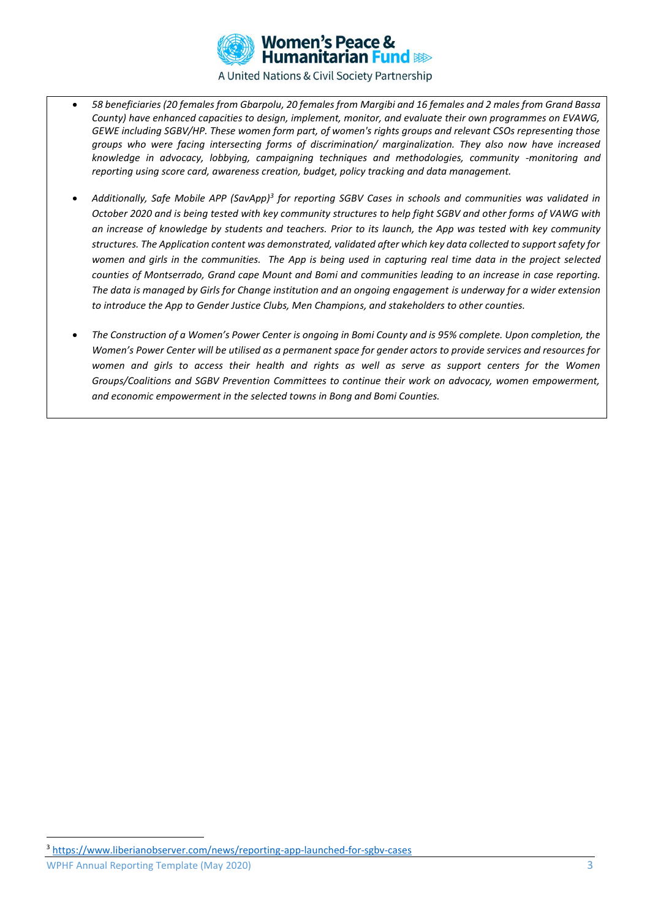- *58 beneficiaries (20 females from Gbarpolu, 20 females from Margibi and 16 females and 2 males from Grand Bassa County) have enhanced capacities to design, implement, monitor, and evaluate their own programmes on EVAWG, GEWE including SGBV/HP. These women form part, of women's rights groups and relevant CSOs representing those groups who were facing intersecting forms of discrimination/ marginalization. They also now have increased knowledge in advocacy, lobbying, campaigning techniques and methodologies, community -monitoring and reporting using score card, awareness creation, budget, policy tracking and data management.*

- *Additionally, Safe Mobile APP (SavApp)[3] for reporting SGBV Cases in schools and communities was validated in October 2020 and is being tested with key community structures to help fight SGBV and other forms of VAWG with an increase of knowledge by students and teachers. Prior to its launch, the App was tested with key community structures. The Application content was demonstrated, validated after which key data collected to support safety for women and girls in the communities. The App is being used in capturing real time data in the project selected counties of Montserrado, Grand cape Mount and Bomi and communities leading to an increase in case reporting. The data is managed by Girls for Change institution and an ongoing engagement is underway for a wider extension to introduce the App to Gender Justice Clubs, Men Champions, and stakeholders to other counties.*

- *The Construction of a Women's Power Center is ongoing in Bomi County and is 95% complete. Upon completion, the Women's Power Center will be utilised as a permanent space for gender actors to provide services and resources for women and girls to access their health and rights as well as serve as support centers for the Women Groups/Coalitions and SGBV Prevention Committees to continue their work on advocacy, women empowerment, and economic empowerment in the selected towns in Bong and Bomi Counties.*

[3] https://www.liberianobserver.com/news/reporting-app-launched-for-sgbv-cases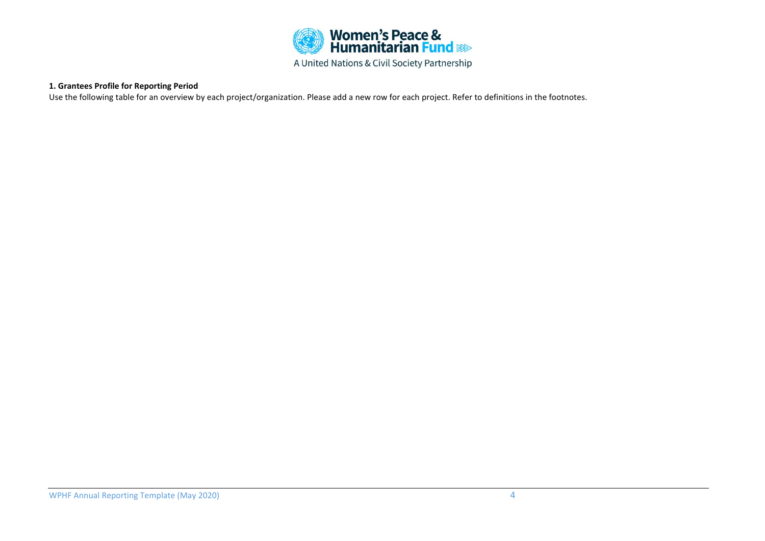**1. Grantees Profile for Reporting Period**

Use the following table for an overview by each project/organization. Please add a new row for each project. Refer to definitions in the footnotes.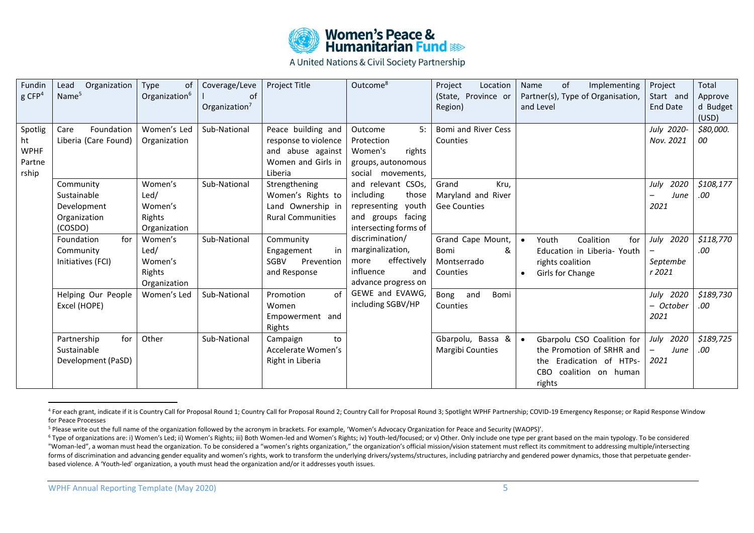| Funding CFP[4] | Lead Organization Name[5] | Type of Organization[6] | Coverage/Level of Organization[7] | Project Title | Outcome[8] | Project Location (State, Province or Region) | Name of Implementing Partner(s), Type of Organisation, and Level | Project Start and End Date | Total Approved Budget (USD) |
|---|---|---|---|---|---|---|---|---|---|
| Spotlight WPHF Partnership | Care Foundation Liberia (Care Found) | Women's Led Organization | Sub-National | Peace building and response to violence and abuse against Women and Girls in Liberia | Outcome 5: Protection Women's rights groups, autonomous social movements, and relevant CSOs, including those representing youth and groups facing intersecting forms of discrimination/ marginalization, more effectively influence and advance progress on GEWE and EVAWG, including SGBV/HP | Bomi and River Cess Counties | | *July 2020- Nov. 2021* | *$80,000.00* |
| | Community Sustainable Development Organization (COSDO) | Women's Led/ Women's Rights Organization | Sub-National | Strengthening Women's Rights to Land Ownership in Rural Communities | | Grand Kru, Maryland and River Gee Counties | | *July 2020 – June 2021* | *$108,177.00* |
| | Foundation for Community Initiatives (FCI) | Women's Led/ Women's Rights Organization | Sub-National | Community Engagement in SGBV Prevention and Response | | Grand Cape Mount, Bomi & Montserrado Counties | • Youth Coalition for Education in Liberia- Youth rights coalition<br>• Girls for Change | *July 2020 – Septembe r 2021* | *$118,770.00* |
| | Helping Our People Excel (HOPE) | Women's Led | Sub-National | Promotion of Women Empowerment and Rights | | Bong and Bomi Counties | | *July 2020 – October 2021* | *$189,730.00* |
| | Partnership for Sustainable Development (PaSD) | Other | Sub-National | Campaign to Accelerate Women's Right in Liberia | | Gbarpolu, Bassa & Margibi Counties | • Gbarpolu CSO Coalition for the Promotion of SRHR and the Eradication of HTPs-CBO coalition on human rights | *July 2020 – June 2021* | *$189,725.00* |

[4] For each grant, indicate if it is Country Call for Proposal Round 1; Country Call for Proposal Round 2; Country Call for Proposal Round 3; Spotlight WPHF Partnership; COVID-19 Emergency Response; or Rapid Response Window for Peace Processes

[5] Please write out the full name of the organization followed by the acronym in brackets. For example, 'Women's Advocacy Organization for Peace and Security (WAOPS)'.

[6] Type of organizations are: i) Women's Led; ii) Women's Rights; iii) Both Women-led and Women's Rights; iv) Youth-led/focused; or v) Other. Only include one type per grant based on the main typology. To be considered "Woman-led", a woman must head the organization. To be considered a "women's rights organization," the organization's official mission/vision statement must reflect its commitment to addressing multiple/intersecting forms of discrimination and advancing gender equality and women's rights, work to transform the underlying drivers/systems/structures, including patriarchy and gendered power dynamics, those that perpetuate gender-based violence. A 'Youth-led' organization, a youth must head the organization and/or it addresses youth issues.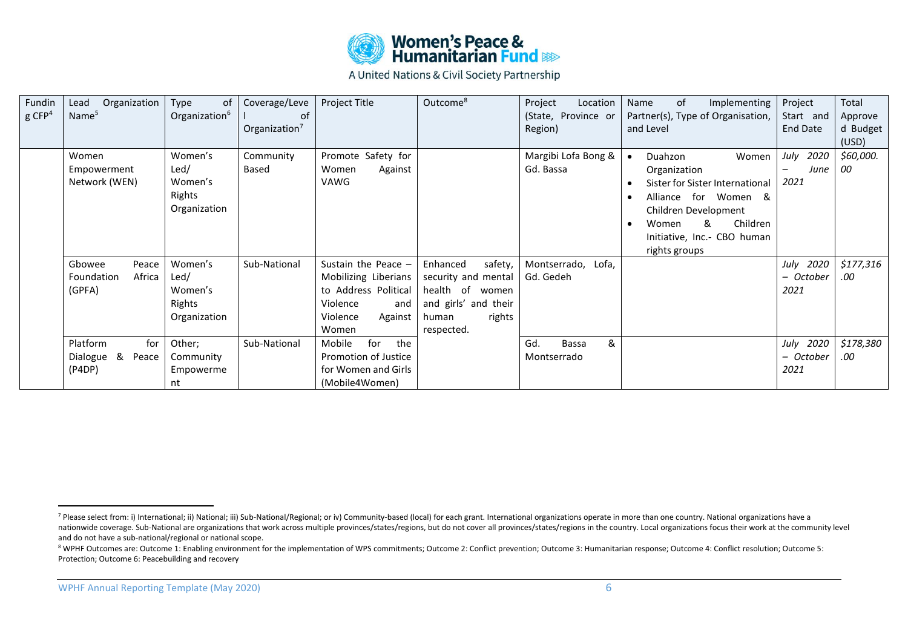| Funding CFP[4] | Lead Organization Name[5] | Type of Organization[6] | Coverage/Level of Organization[7] | Project Title | Outcome[8] | Project Location (State, Province or Region) | Name of Implementing Partner(s), Type of Organisation, and Level | Project Start and End Date | Total Approved Budget (USD) |
|---|---|---|---|---|---|---|---|---|---|
| | Women Empowerment Network (WEN) | Women's Led/ Women's Rights Organization | Community Based | Promote Safety for Women Against VAWG | | Margibi Lofa Bong & Gd. Bassa | • Duahzon Women Organization<br>• Sister for Sister International<br>• Alliance for Women & Children Development<br>• Women & Children Initiative, Inc.- CBO human rights groups | *July 2020 – June 2021* | *$60,000.00* |
| | Gbowee Peace Foundation Africa (GPFA) | Women's Led/ Women's Rights Organization | Sub-National | Sustain the Peace – Mobilizing Liberians to Address Political Violence and Violence Against Women | Enhanced safety, security and mental health of women and girls' and their human rights respected. | Montserrado, Lofa, Gd. Gedeh | | *July 2020 – October 2021* | *$177,316.00* |
| | Platform for Dialogue & Peace (P4DP) | Other; Community Empowerment | Sub-National | Mobile for the Promotion of Justice for Women and Girls (Mobile4Women) | | Gd. Bassa & Montserrado | | *July 2020 – October 2021* | *$178,380.00* |

[7] Please select from: i) International; ii) National; iii) Sub-National/Regional; or iv) Community-based (local) for each grant. International organizations operate in more than one country. National organizations have a nationwide coverage. Sub-National are organizations that work across multiple provinces/states/regions, but do not cover all provinces/states/regions in the country. Local organizations focus their work at the community level and do not have a sub-national/regional or national scope.

[8] WPHF Outcomes are: Outcome 1: Enabling environment for the implementation of WPS commitments; Outcome 2: Conflict prevention; Outcome 3: Humanitarian response; Outcome 4: Conflict resolution; Outcome 5: Protection; Outcome 6: Peacebuilding and recovery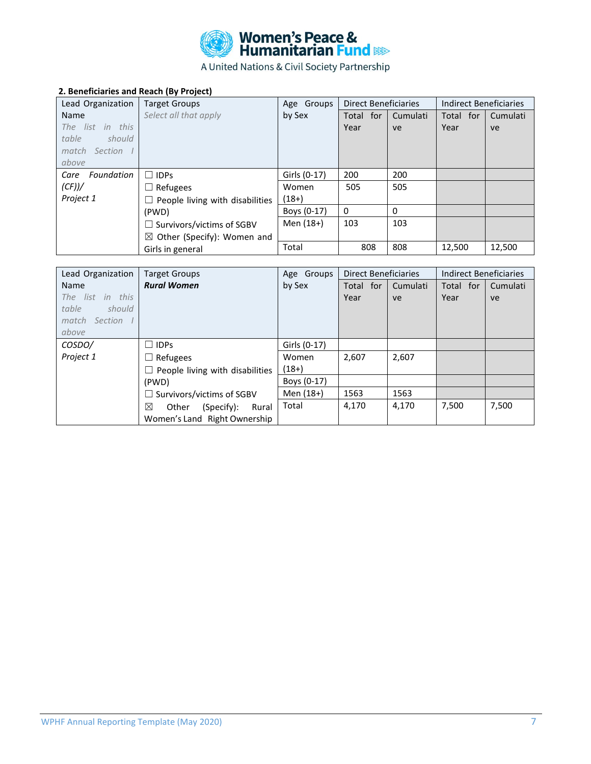Women's Peace & Humanitarian Fund
A United Nations & Civil Society Partnership

**2. Beneficiaries and Reach (By Project)**

| Lead Organization Name *The list in this table should match Section I above* | Target Groups *Select all that apply* | Age Groups by Sex | Direct Beneficiaries | | Indirect Beneficiaries | |
|---|---|---|---|---|---|---|
| | | | Total for Year | Cumulative | Total for Year | Cumulative |
| *Care Foundation (CF))/ Project 1* | ☐ IDPs<br>☐ Refugees<br>☐ People living with disabilities (PWD)<br>☐ Survivors/victims of SGBV<br>☒ Other (Specify): Women and Girls in general | Girls (0-17) | 200 | 200 | | |
| | | Women (18+) | 505 | 505 | | |
| | | Boys (0-17) | 0 | 0 | | |
| | | Men (18+) | 103 | 103 | | |
| | | Total | 808 | 808 | 12,500 | 12,500 |

| Lead Organization Name *The list in this table should match Section I above* | Target Groups ***Rural Women*** | Age Groups by Sex | Direct Beneficiaries | | Indirect Beneficiaries | |
|---|---|---|---|---|---|---|
| | | | Total for Year | Cumulative | Total for Year | Cumulative |
| *COSDO/ Project 1* | ☐ IDPs<br>☐ Refugees<br>☐ People living with disabilities (PWD)<br>☐ Survivors/victims of SGBV<br>☒ Other (Specify): Rural Women's Land Right Ownership | Girls (0-17) | | | | |
| | | Women (18+) | 2,607 | 2,607 | | |
| | | Boys (0-17) | | | | |
| | | Men (18+) | 1563 | 1563 | | |
| | | Total | 4,170 | 4,170 | 7,500 | 7,500 |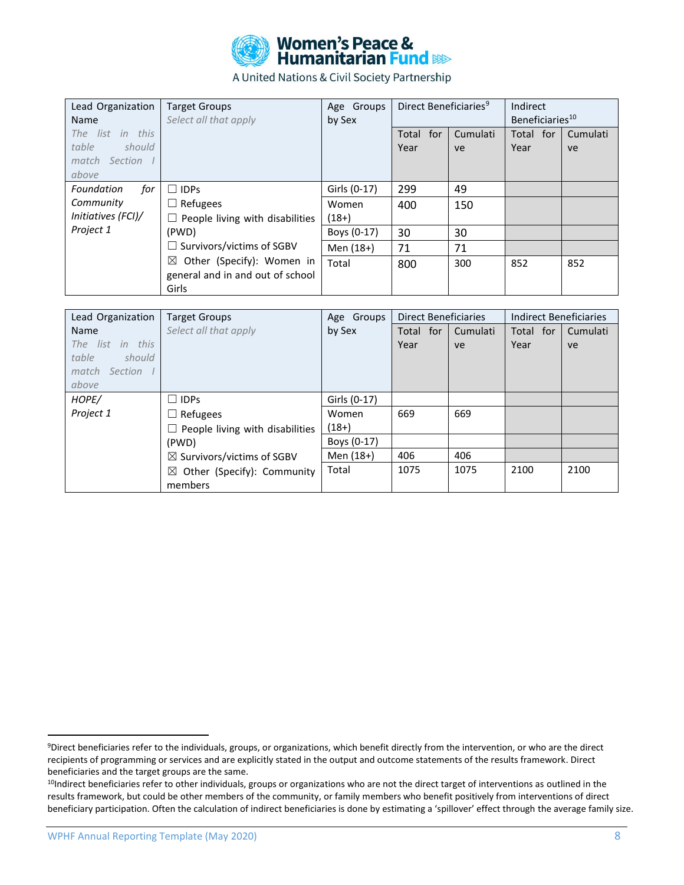| Lead Organization Name *The list in this table should match Section I above* | Target Groups *Select all that apply* | Age Groups by Sex | Direct Beneficiaries[9] | | Indirect Beneficiaries[10] | |
|---|---|---|---|---|---|---|
| | | | Total for Year | Cumulative | Total for Year | Cumulative |
| *Foundation for Community Initiatives (FCI)/ Project 1* | ☐ IDPs<br>☐ Refugees<br>☐ People living with disabilities (PWD)<br>☐ Survivors/victims of SGBV<br>☒ Other (Specify): Women in general and in and out of school Girls | Girls (0-17) | 299 | 49 | | |
| | | Women (18+) | 400 | 150 | | |
| | | Boys (0-17) | 30 | 30 | | |
| | | Men (18+) | 71 | 71 | | |
| | | Total | 800 | 300 | 852 | 852 |

| Lead Organization Name *The list in this table should match Section I above* | Target Groups *Select all that apply* | Age Groups by Sex | Direct Beneficiaries | | Indirect Beneficiaries | |
|---|---|---|---|---|---|---|
| | | | Total for Year | Cumulative | Total for Year | Cumulative |
| *HOPE/ Project 1* | ☐ IDPs<br>☐ Refugees<br>☐ People living with disabilities (PWD)<br>☒ Survivors/victims of SGBV<br>☒ Other (Specify): Community members | Girls (0-17) | | | | |
| | | Women (18+) | 669 | 669 | | |
| | | Boys (0-17) | | | | |
| | | Men (18+) | 406 | 406 | | |
| | | Total | 1075 | 1075 | 2100 | 2100 |

[9]Direct beneficiaries refer to the individuals, groups, or organizations, which benefit directly from the intervention, or who are the direct recipients of programming or services and are explicitly stated in the output and outcome statements of the results framework. Direct beneficiaries and the target groups are the same.

[10]Indirect beneficiaries refer to other individuals, groups or organizations who are not the direct target of interventions as outlined in the results framework, but could be other members of the community, or family members who benefit positively from interventions of direct beneficiary participation. Often the calculation of indirect beneficiaries is done by estimating a 'spillover' effect through the average family size.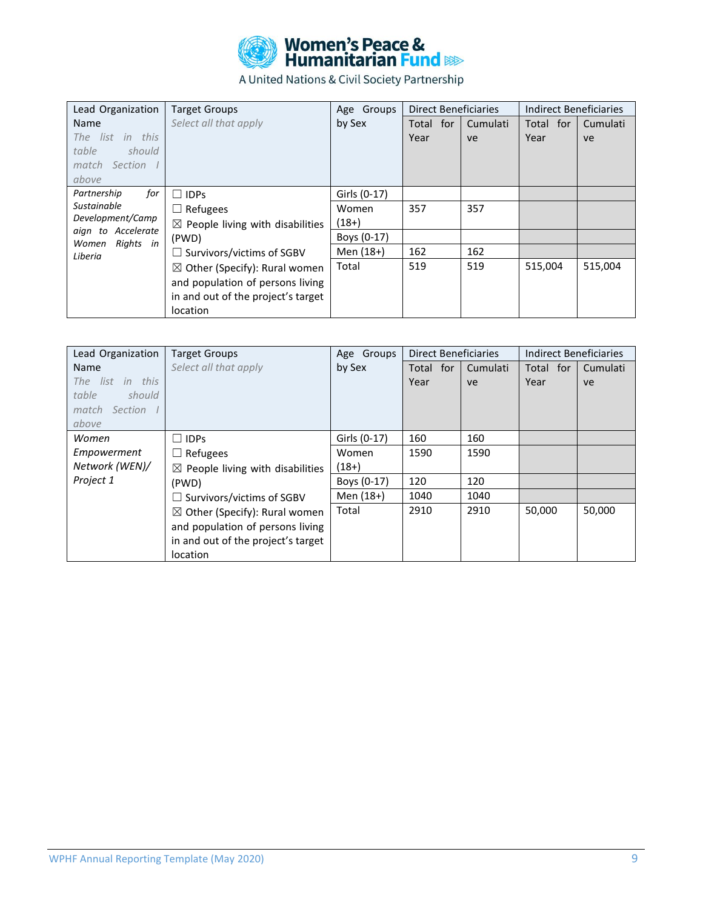| Lead Organization Name *The list in this table should match Section I above* | Target Groups *Select all that apply* | Age Groups by Sex | Direct Beneficiaries | | Indirect Beneficiaries | |
|---|---|---|---|---|---|---|
| | | | Total for Year | Cumulative | Total for Year | Cumulative |
| *Partnership for Sustainable Development/Campaign to Accelerate Women Rights in Liberia* | ☐ IDPs<br>☐ Refugees<br>☒ People living with disabilities (PWD)<br>☐ Survivors/victims of SGBV<br>☒ Other (Specify): Rural women and population of persons living in and out of the project's target location | Girls (0-17) | | | | |
| | | Women (18+) | 357 | 357 | | |
| | | Boys (0-17) | | | | |
| | | Men (18+) | 162 | 162 | | |
| | | Total | 519 | 519 | 515,004 | 515,004 |

| Lead Organization Name *The list in this table should match Section I above* | Target Groups *Select all that apply* | Age Groups by Sex | Direct Beneficiaries | | Indirect Beneficiaries | |
|---|---|---|---|---|---|---|
| | | | Total for Year | Cumulative | Total for Year | Cumulative |
| *Women Empowerment Network (WEN)/ Project 1* | ☐ IDPs<br>☐ Refugees<br>☒ People living with disabilities (PWD)<br>☐ Survivors/victims of SGBV<br>☒ Other (Specify): Rural women and population of persons living in and out of the project's target location | Girls (0-17) | 160 | 160 | | |
| | | Women (18+) | 1590 | 1590 | | |
| | | Boys (0-17) | 120 | 120 | | |
| | | Men (18+) | 1040 | 1040 | | |
| | | Total | 2910 | 2910 | 50,000 | 50,000 |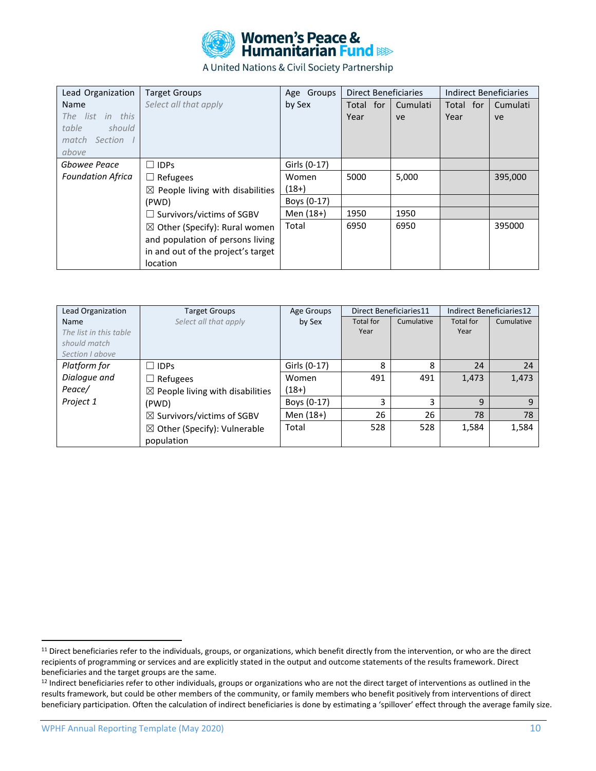| Lead Organization Name *The list in this table should match Section I above* | Target Groups *Select all that apply* | Age Groups by Sex | Direct Beneficiaries | | Indirect Beneficiaries | |
|---|---|---|---|---|---|---|
| | | | Total for Year | Cumulative | Total for Year | Cumulative |
| *Gbowee Peace Foundation Africa* | ☐ IDPs<br>☐ Refugees<br>☒ People living with disabilities (PWD)<br>☐ Survivors/victims of SGBV<br>☒ Other (Specify): Rural women and population of persons living in and out of the project's target location | Girls (0-17) | | | | |
| | | Women (18+) | 5000 | 5,000 | | 395,000 |
| | | Boys (0-17) | | | | |
| | | Men (18+) | 1950 | 1950 | | |
| | | Total | 6950 | 6950 | | 395000 |

| Lead Organization Name *The list in this table should match Section I above* | Target Groups *Select all that apply* | Age Groups by Sex | Direct Beneficiaries[11] | | Indirect Beneficiaries[12] | |
|---|---|---|---|---|---|---|
| | | | Total for Year | Cumulative | Total for Year | Cumulative |
| *Platform for Dialogue and Peace/ Project 1* | ☐ IDPs<br>☐ Refugees<br>☒ People living with disabilities (PWD)<br>☒ Survivors/victims of SGBV<br>☒ Other (Specify): Vulnerable population | Girls (0-17) | 8 | 8 | 24 | 24 |
| | | Women (18+) | 491 | 491 | 1,473 | 1,473 |
| | | Boys (0-17) | 3 | 3 | 9 | 9 |
| | | Men (18+) | 26 | 26 | 78 | 78 |
| | | Total | 528 | 528 | 1,584 | 1,584 |

[11] Direct beneficiaries refer to the individuals, groups, or organizations, which benefit directly from the intervention, or who are the direct recipients of programming or services and are explicitly stated in the output and outcome statements of the results framework. Direct beneficiaries and the target groups are the same.

[12] Indirect beneficiaries refer to other individuals, groups or organizations who are not the direct target of interventions as outlined in the results framework, but could be other members of the community, or family members who benefit positively from interventions of direct beneficiary participation. Often the calculation of indirect beneficiaries is done by estimating a 'spillover' effect through the average family size.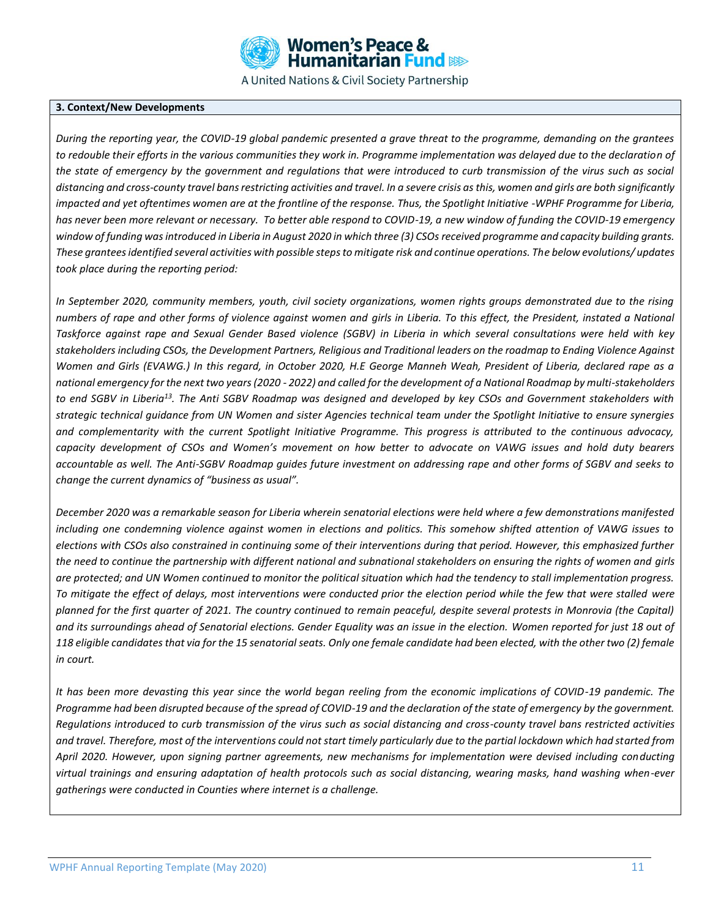**3. Context/New Developments**

*During the reporting year, the COVID-19 global pandemic presented a grave threat to the programme, demanding on the grantees to redouble their efforts in the various communities they work in. Programme implementation was delayed due to the declaration of the state of emergency by the government and regulations that were introduced to curb transmission of the virus such as social distancing and cross-county travel bans restricting activities and travel. In a severe crisis as this, women and girls are both significantly impacted and yet oftentimes women are at the frontline of the response. Thus, the Spotlight Initiative -WPHF Programme for Liberia, has never been more relevant or necessary. To better able respond to COVID-19, a new window of funding the COVID-19 emergency window of funding was introduced in Liberia in August 2020 in which three (3) CSOs received programme and capacity building grants. These grantees identified several activities with possible steps to mitigate risk and continue operations. The below evolutions/ updates took place during the reporting period:*

*In September 2020, community members, youth, civil society organizations, women rights groups demonstrated due to the rising numbers of rape and other forms of violence against women and girls in Liberia. To this effect, the President, instated a National Taskforce against rape and Sexual Gender Based violence (SGBV) in Liberia in which several consultations were held with key stakeholders including CSOs, the Development Partners, Religious and Traditional leaders on the roadmap to Ending Violence Against Women and Girls (EVAWG.) In this regard, in October 2020, H.E George Manneh Weah, President of Liberia, declared rape as a national emergency for the next two years (2020 - 2022) and called for the development of a National Roadmap by multi-stakeholders to end SGBV in Liberia[13]. The Anti SGBV Roadmap was designed and developed by key CSOs and Government stakeholders with strategic technical guidance from UN Women and sister Agencies technical team under the Spotlight Initiative to ensure synergies and complementarity with the current Spotlight Initiative Programme. This progress is attributed to the continuous advocacy, capacity development of CSOs and Women's movement on how better to advocate on VAWG issues and hold duty bearers accountable as well. The Anti-SGBV Roadmap guides future investment on addressing rape and other forms of SGBV and seeks to change the current dynamics of "business as usual".*

*December 2020 was a remarkable season for Liberia wherein senatorial elections were held where a few demonstrations manifested including one condemning violence against women in elections and politics. This somehow shifted attention of VAWG issues to elections with CSOs also constrained in continuing some of their interventions during that period. However, this emphasized further the need to continue the partnership with different national and subnational stakeholders on ensuring the rights of women and girls are protected; and UN Women continued to monitor the political situation which had the tendency to stall implementation progress. To mitigate the effect of delays, most interventions were conducted prior the election period while the few that were stalled were planned for the first quarter of 2021. The country continued to remain peaceful, despite several protests in Monrovia (the Capital) and its surroundings ahead of Senatorial elections. Gender Equality was an issue in the election. Women reported for just 18 out of 118 eligible candidates that via for the 15 senatorial seats. Only one female candidate had been elected, with the other two (2) female in court.*

*It has been more devasting this year since the world began reeling from the economic implications of COVID-19 pandemic. The Programme had been disrupted because of the spread of COVID-19 and the declaration of the state of emergency by the government. Regulations introduced to curb transmission of the virus such as social distancing and cross-county travel bans restricted activities and travel. Therefore, most of the interventions could not start timely particularly due to the partial lockdown which had started from April 2020. However, upon signing partner agreements, new mechanisms for implementation were devised including conducting virtual trainings and ensuring adaptation of health protocols such as social distancing, wearing masks, hand washing when-ever gatherings were conducted in Counties where internet is a challenge.*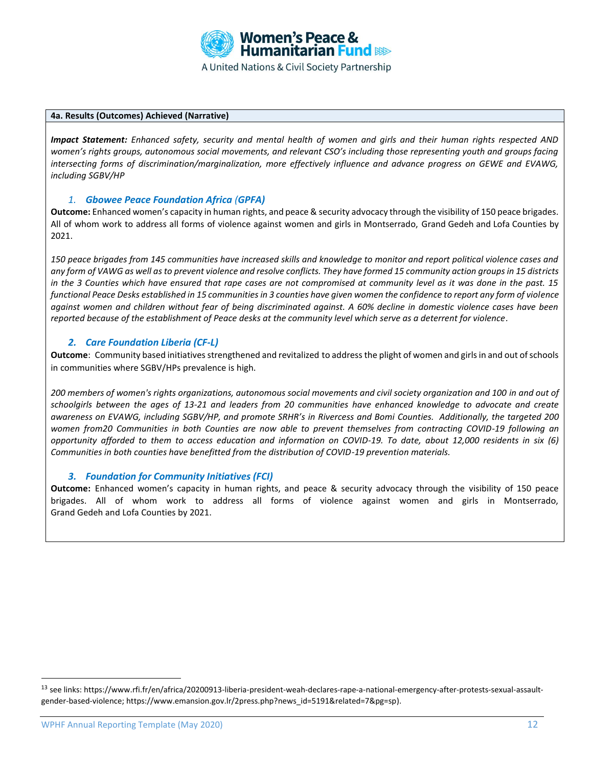**4a. Results (Outcomes) Achieved (Narrative)**

***Impact Statement:*** *Enhanced safety, security and mental health of women and girls and their human rights respected AND women's rights groups, autonomous social movements, and relevant CSO's including those representing youth and groups facing intersecting forms of discrimination/marginalization, more effectively influence and advance progress on GEWE and EVAWG, including SGBV/HP*

### 1. *Gbowee Peace Foundation Africa (GPFA)*

**Outcome:** Enhanced women's capacity in human rights, and peace & security advocacy through the visibility of 150 peace brigades. All of whom work to address all forms of violence against women and girls in Montserrado, Grand Gedeh and Lofa Counties by 2021.

*150 peace brigades from 145 communities have increased skills and knowledge to monitor and report political violence cases and any form of VAWG as well as to prevent violence and resolve conflicts. They have formed 15 community action groups in 15 districts in the 3 Counties which have ensured that rape cases are not compromised at community level as it was done in the past. 15 functional Peace Desks established in 15 communities in 3 counties have given women the confidence to report any form of violence against women and children without fear of being discriminated against. A 60% decline in domestic violence cases have been reported because of the establishment of Peace desks at the community level which serve as a deterrent for violence*.

### 2. *Care Foundation Liberia (CF-L)*

**Outcome**: Community based initiatives strengthened and revitalized to address the plight of women and girls in and out of schools in communities where SGBV/HPs prevalence is high.

*200 members of women's rights organizations, autonomous social movements and civil society organization and 100 in and out of schoolgirls between the ages of 13-21 and leaders from 20 communities have enhanced knowledge to advocate and create awareness on EVAWG, including SGBV/HP, and promote SRHR's in Rivercess and Bomi Counties. Additionally, the targeted 200 women from20 Communities in both Counties are now able to prevent themselves from contracting COVID-19 following an opportunity afforded to them to access education and information on COVID-19. To date, about 12,000 residents in six (6) Communities in both counties have benefitted from the distribution of COVID-19 prevention materials.*

### 3. *Foundation for Community Initiatives (FCI)*

**Outcome:** Enhanced women's capacity in human rights, and peace & security advocacy through the visibility of 150 peace brigades. All of whom work to address all forms of violence against women and girls in Montserrado, Grand Gedeh and Lofa Counties by 2021.

---

[13] see links: https://www.rfi.fr/en/africa/20200913-liberia-president-weah-declares-rape-a-national-emergency-after-protests-sexual-assault-gender-based-violence; https://www.emansion.gov.lr/2press.php?news_id=5191&related=7&pg=sp).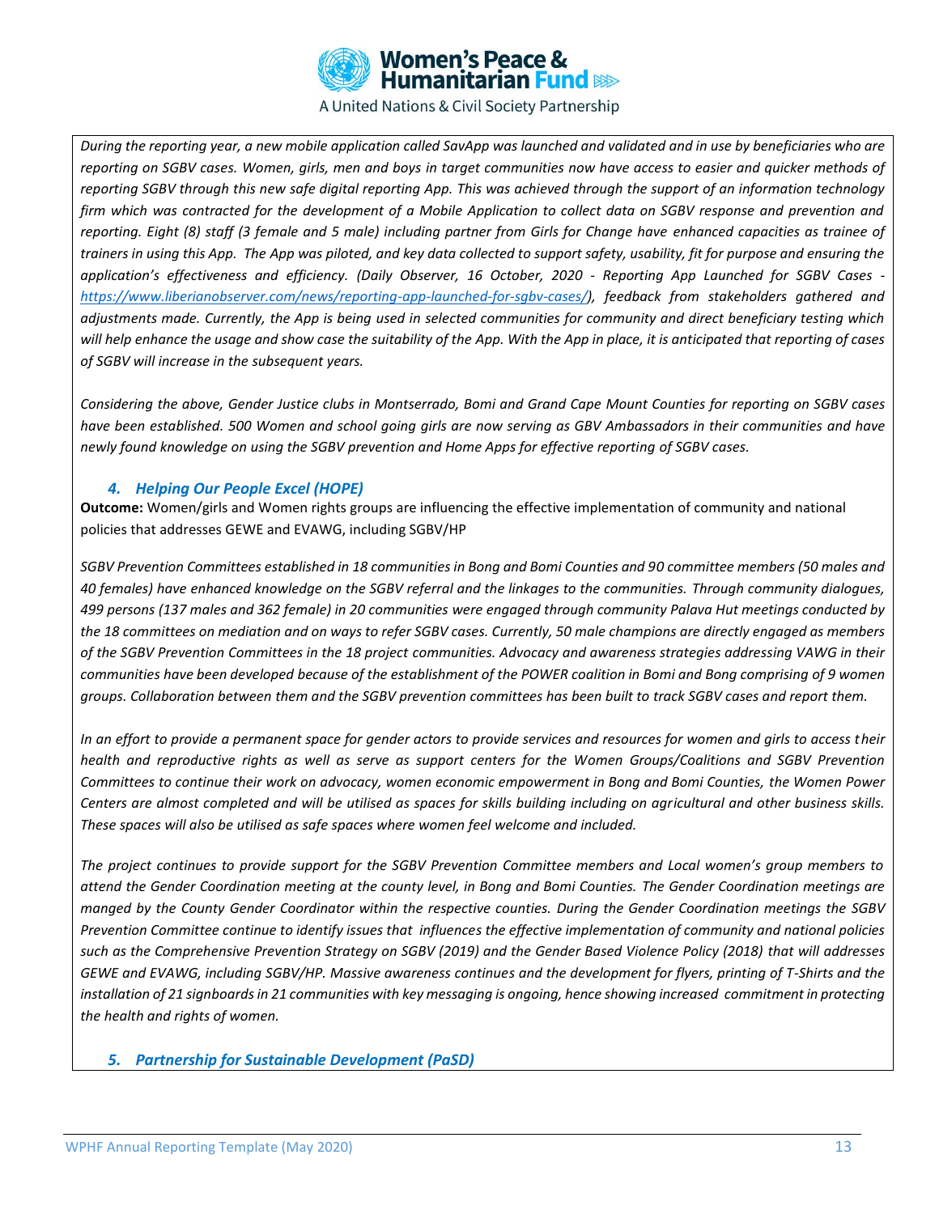*During the reporting year, a new mobile application called SavApp was launched and validated and in use by beneficiaries who are reporting on SGBV cases. Women, girls, men and boys in target communities now have access to easier and quicker methods of reporting SGBV through this new safe digital reporting App. This was achieved through the support of an information technology firm which was contracted for the development of a Mobile Application to collect data on SGBV response and prevention and reporting. Eight (8) staff (3 female and 5 male) including partner from Girls for Change have enhanced capacities as trainee of trainers in using this App. The App was piloted, and key data collected to support safety, usability, fit for purpose and ensuring the application's effectiveness and efficiency. (Daily Observer, 16 October, 2020 - Reporting App Launched for SGBV Cases - https://www.liberianobserver.com/news/reporting-app-launched-for-sgbv-cases/), feedback from stakeholders gathered and adjustments made. Currently, the App is being used in selected communities for community and direct beneficiary testing which will help enhance the usage and show case the suitability of the App. With the App in place, it is anticipated that reporting of cases of SGBV will increase in the subsequent years.*

*Considering the above, Gender Justice clubs in Montserrado, Bomi and Grand Cape Mount Counties for reporting on SGBV cases have been established. 500 Women and school going girls are now serving as GBV Ambassadors in their communities and have newly found knowledge on using the SGBV prevention and Home Apps for effective reporting of SGBV cases.*

### *4. Helping Our People Excel (HOPE)*

**Outcome:** Women/girls and Women rights groups are influencing the effective implementation of community and national policies that addresses GEWE and EVAWG, including SGBV/HP

*SGBV Prevention Committees established in 18 communities in Bong and Bomi Counties and 90 committee members (50 males and 40 females) have enhanced knowledge on the SGBV referral and the linkages to the communities. Through community dialogues, 499 persons (137 males and 362 female) in 20 communities were engaged through community Palava Hut meetings conducted by the 18 committees on mediation and on ways to refer SGBV cases. Currently, 50 male champions are directly engaged as members of the SGBV Prevention Committees in the 18 project communities. Advocacy and awareness strategies addressing VAWG in their communities have been developed because of the establishment of the POWER coalition in Bomi and Bong comprising of 9 women groups. Collaboration between them and the SGBV prevention committees has been built to track SGBV cases and report them.*

*In an effort to provide a permanent space for gender actors to provide services and resources for women and girls to access their health and reproductive rights as well as serve as support centers for the Women Groups/Coalitions and SGBV Prevention Committees to continue their work on advocacy, women economic empowerment in Bong and Bomi Counties, the Women Power Centers are almost completed and will be utilised as spaces for skills building including on agricultural and other business skills. These spaces will also be utilised as safe spaces where women feel welcome and included.*

*The project continues to provide support for the SGBV Prevention Committee members and Local women's group members to attend the Gender Coordination meeting at the county level, in Bong and Bomi Counties. The Gender Coordination meetings are manged by the County Gender Coordinator within the respective counties. During the Gender Coordination meetings the SGBV Prevention Committee continue to identify issues that influences the effective implementation of community and national policies such as the Comprehensive Prevention Strategy on SGBV (2019) and the Gender Based Violence Policy (2018) that will addresses GEWE and EVAWG, including SGBV/HP. Massive awareness continues and the development for flyers, printing of T-Shirts and the installation of 21 signboards in 21 communities with key messaging is ongoing, hence showing increased commitment in protecting the health and rights of women.*

### *5. Partnership for Sustainable Development (PaSD)*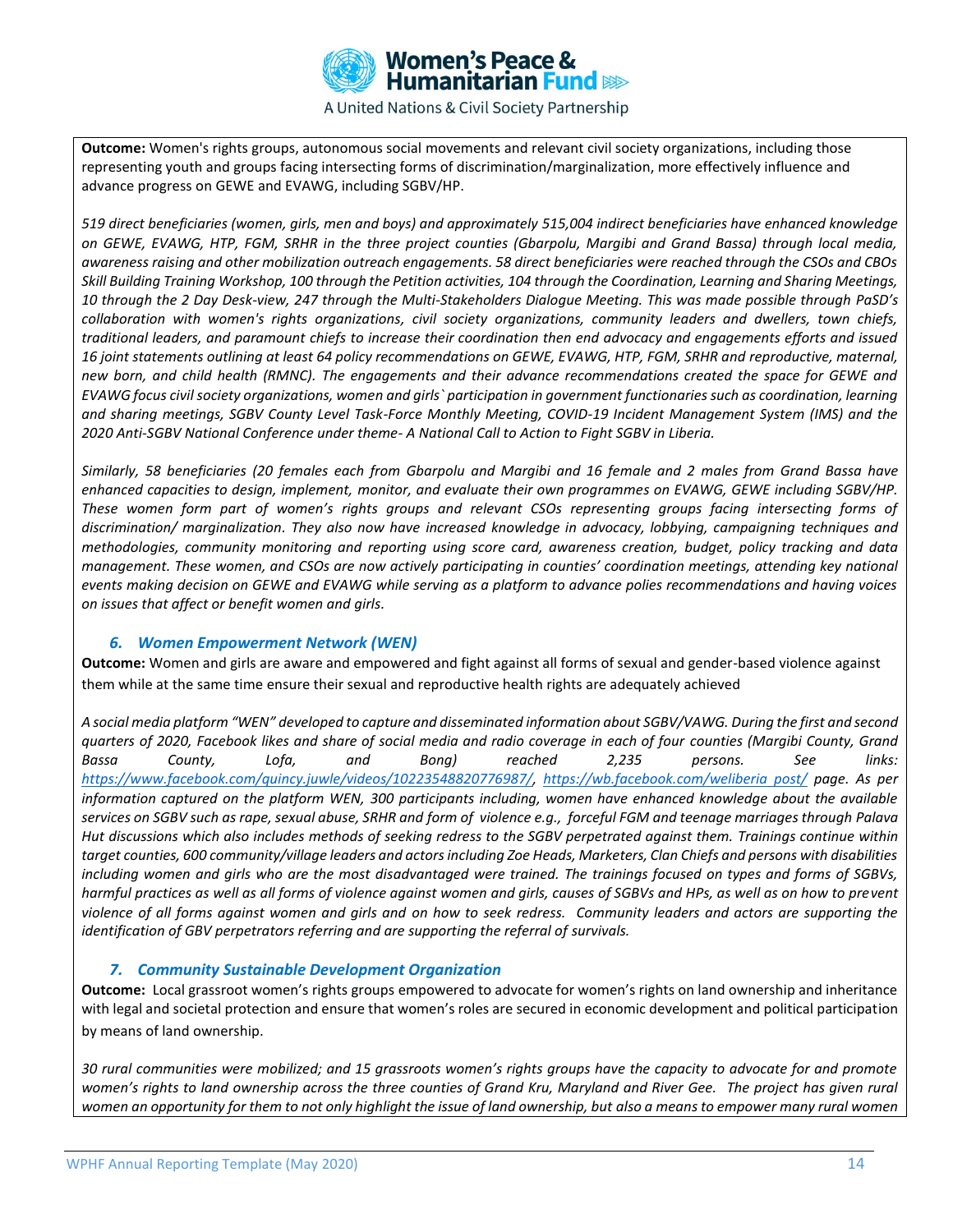**Outcome:** Women's rights groups, autonomous social movements and relevant civil society organizations, including those representing youth and groups facing intersecting forms of discrimination/marginalization, more effectively influence and advance progress on GEWE and EVAWG, including SGBV/HP.

*519 direct beneficiaries (women, girls, men and boys) and approximately 515,004 indirect beneficiaries have enhanced knowledge on GEWE, EVAWG, HTP, FGM, SRHR in the three project counties (Gbarpolu, Margibi and Grand Bassa) through local media, awareness raising and other mobilization outreach engagements. 58 direct beneficiaries were reached through the CSOs and CBOs Skill Building Training Workshop, 100 through the Petition activities, 104 through the Coordination, Learning and Sharing Meetings, 10 through the 2 Day Desk-view, 247 through the Multi-Stakeholders Dialogue Meeting. This was made possible through PaSD's collaboration with women's rights organizations, civil society organizations, community leaders and dwellers, town chiefs, traditional leaders, and paramount chiefs to increase their coordination then end advocacy and engagements efforts and issued 16 joint statements outlining at least 64 policy recommendations on GEWE, EVAWG, HTP, FGM, SRHR and reproductive, maternal, new born, and child health (RMNC). The engagements and their advance recommendations created the space for GEWE and EVAWG focus civil society organizations, women and girls` participation in government functionaries such as coordination, learning and sharing meetings, SGBV County Level Task-Force Monthly Meeting, COVID-19 Incident Management System (IMS) and the 2020 Anti-SGBV National Conference under theme- A National Call to Action to Fight SGBV in Liberia.*

*Similarly, 58 beneficiaries (20 females each from Gbarpolu and Margibi and 16 female and 2 males from Grand Bassa have enhanced capacities to design, implement, monitor, and evaluate their own programmes on EVAWG, GEWE including SGBV/HP. These women form part of women's rights groups and relevant CSOs representing groups facing intersecting forms of discrimination/ marginalization. They also now have increased knowledge in advocacy, lobbying, campaigning techniques and methodologies, community monitoring and reporting using score card, awareness creation, budget, policy tracking and data management. These women, and CSOs are now actively participating in counties' coordination meetings, attending key national events making decision on GEWE and EVAWG while serving as a platform to advance polies recommendations and having voices on issues that affect or benefit women and girls.*

### *6. Women Empowerment Network (WEN)*

**Outcome:** Women and girls are aware and empowered and fight against all forms of sexual and gender-based violence against them while at the same time ensure their sexual and reproductive health rights are adequately achieved

*A social media platform "WEN" developed to capture and disseminated information about SGBV/VAWG. During the first and second quarters of 2020, Facebook likes and share of social media and radio coverage in each of four counties (Margibi County, Grand Bassa County, Lofa, and Bong) reached 2,235 persons. See links: https://www.facebook.com/quincy.juwle/videos/10223548820776987/, https://wb.facebook.com/weliberia_post/ page. As per information captured on the platform WEN, 300 participants including, women have enhanced knowledge about the available services on SGBV such as rape, sexual abuse, SRHR and form of violence e.g., forceful FGM and teenage marriages through Palava Hut discussions which also includes methods of seeking redress to the SGBV perpetrated against them. Trainings continue within target counties, 600 community/village leaders and actors including Zoe Heads, Marketers, Clan Chiefs and persons with disabilities including women and girls who are the most disadvantaged were trained. The trainings focused on types and forms of SGBVs, harmful practices as well as all forms of violence against women and girls, causes of SGBVs and HPs, as well as on how to prevent violence of all forms against women and girls and on how to seek redress. Community leaders and actors are supporting the identification of GBV perpetrators referring and are supporting the referral of survivals.*

### *7. Community Sustainable Development Organization*

**Outcome:** Local grassroot women's rights groups empowered to advocate for women's rights on land ownership and inheritance with legal and societal protection and ensure that women's roles are secured in economic development and political participation by means of land ownership.

*30 rural communities were mobilized; and 15 grassroots women's rights groups have the capacity to advocate for and promote women's rights to land ownership across the three counties of Grand Kru, Maryland and River Gee. The project has given rural women an opportunity for them to not only highlight the issue of land ownership, but also a means to empower many rural women*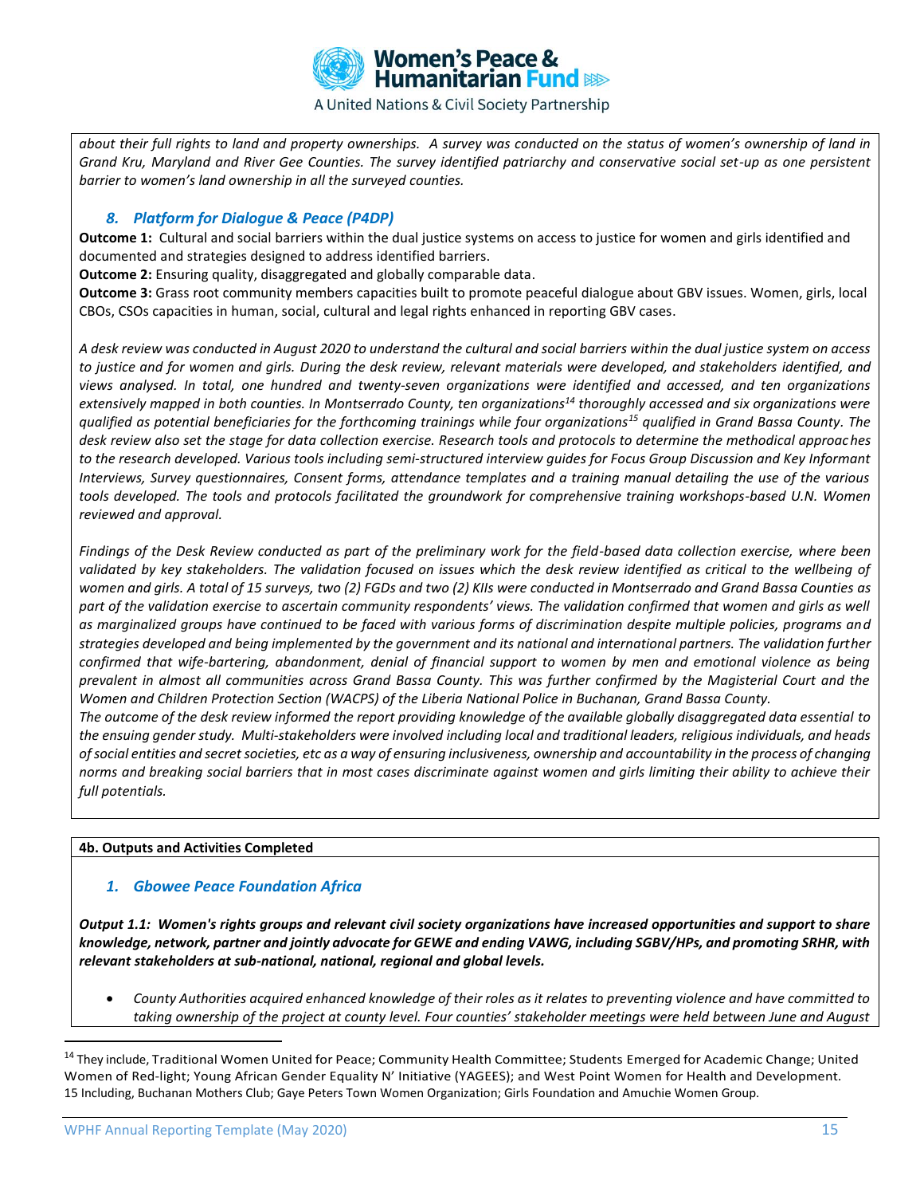*about their full rights to land and property ownerships. A survey was conducted on the status of women's ownership of land in Grand Kru, Maryland and River Gee Counties. The survey identified patriarchy and conservative social set-up as one persistent barrier to women's land ownership in all the surveyed counties.*

### *8. Platform for Dialogue & Peace (P4DP)*

**Outcome 1:** Cultural and social barriers within the dual justice systems on access to justice for women and girls identified and documented and strategies designed to address identified barriers.

**Outcome 2:** Ensuring quality, disaggregated and globally comparable data.

**Outcome 3:** Grass root community members capacities built to promote peaceful dialogue about GBV issues. Women, girls, local CBOs, CSOs capacities in human, social, cultural and legal rights enhanced in reporting GBV cases.

*A desk review was conducted in August 2020 to understand the cultural and social barriers within the dual justice system on access to justice and for women and girls. During the desk review, relevant materials were developed, and stakeholders identified, and views analysed. In total, one hundred and twenty-seven organizations were identified and accessed, and ten organizations extensively mapped in both counties. In Montserrado County, ten organizations[14] thoroughly accessed and six organizations were qualified as potential beneficiaries for the forthcoming trainings while four organizations[15] qualified in Grand Bassa County. The desk review also set the stage for data collection exercise. Research tools and protocols to determine the methodical approaches to the research developed. Various tools including semi-structured interview guides for Focus Group Discussion and Key Informant Interviews, Survey questionnaires, Consent forms, attendance templates and a training manual detailing the use of the various tools developed. The tools and protocols facilitated the groundwork for comprehensive training workshops-based U.N. Women reviewed and approval.*

*Findings of the Desk Review conducted as part of the preliminary work for the field-based data collection exercise, where been validated by key stakeholders. The validation focused on issues which the desk review identified as critical to the wellbeing of women and girls. A total of 15 surveys, two (2) FGDs and two (2) KIIs were conducted in Montserrado and Grand Bassa Counties as part of the validation exercise to ascertain community respondents' views. The validation confirmed that women and girls as well as marginalized groups have continued to be faced with various forms of discrimination despite multiple policies, programs and strategies developed and being implemented by the government and its national and international partners. The validation further confirmed that wife-bartering, abandonment, denial of financial support to women by men and emotional violence as being prevalent in almost all communities across Grand Bassa County. This was further confirmed by the Magisterial Court and the Women and Children Protection Section (WACPS) of the Liberia National Police in Buchanan, Grand Bassa County.*

*The outcome of the desk review informed the report providing knowledge of the available globally disaggregated data essential to the ensuing gender study. Multi-stakeholders were involved including local and traditional leaders, religious individuals, and heads of social entities and secret societies, etc as a way of ensuring inclusiveness, ownership and accountability in the process of changing norms and breaking social barriers that in most cases discriminate against women and girls limiting their ability to achieve their full potentials.*

**4b. Outputs and Activities Completed**

### *1. Gbowee Peace Foundation Africa*

***Output 1.1: Women's rights groups and relevant civil society organizations have increased opportunities and support to share knowledge, network, partner and jointly advocate for GEWE and ending VAWG, including SGBV/HPs, and promoting SRHR, with relevant stakeholders at sub-national, national, regional and global levels.***

- *County Authorities acquired enhanced knowledge of their roles as it relates to preventing violence and have committed to taking ownership of the project at county level. Four counties' stakeholder meetings were held between June and August*

---

[14] They include, Traditional Women United for Peace; Community Health Committee; Students Emerged for Academic Change; United Women of Red-light; Young African Gender Equality N' Initiative (YAGEES); and West Point Women for Health and Development.

[15] Including, Buchanan Mothers Club; Gaye Peters Town Women Organization; Girls Foundation and Amuchie Women Group.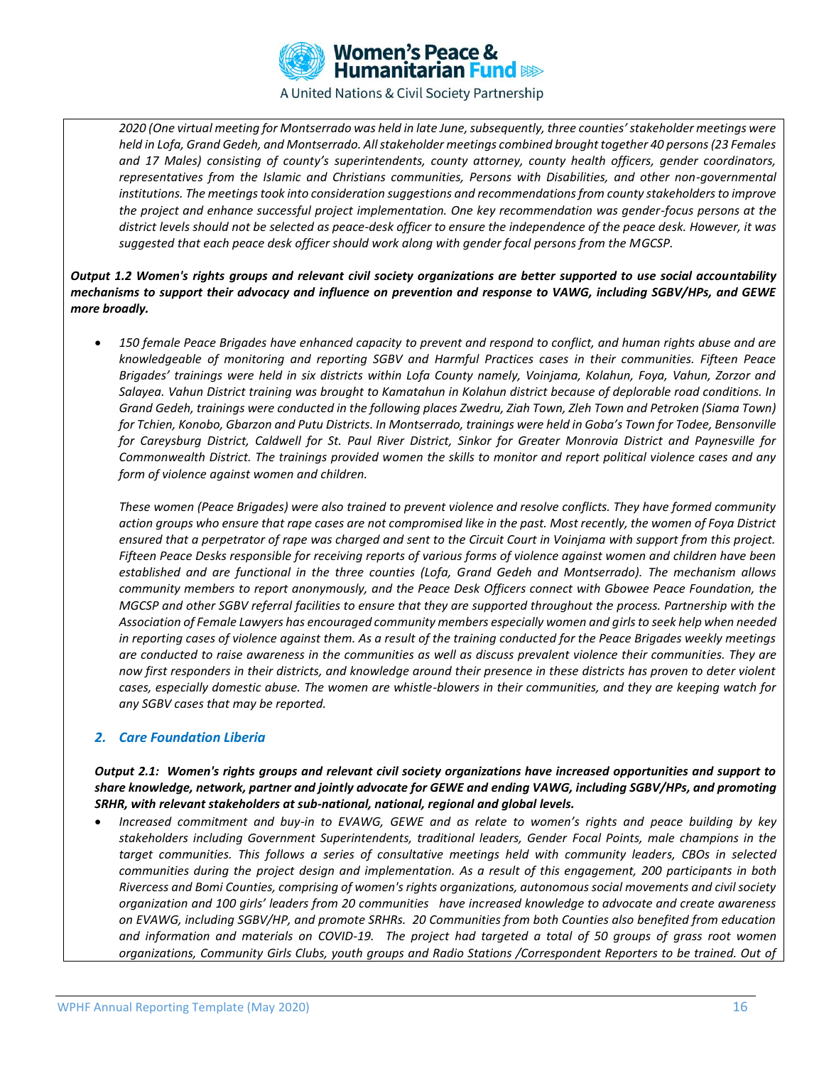*2020 (One virtual meeting for Montserrado was held in late June, subsequently, three counties' stakeholder meetings were held in Lofa, Grand Gedeh, and Montserrado. All stakeholder meetings combined brought together 40 persons (23 Females and 17 Males) consisting of county's superintendents, county attorney, county health officers, gender coordinators, representatives from the Islamic and Christians communities, Persons with Disabilities, and other non-governmental institutions. The meetings took into consideration suggestions and recommendations from county stakeholders to improve the project and enhance successful project implementation. One key recommendation was gender-focus persons at the district levels should not be selected as peace-desk officer to ensure the independence of the peace desk. However, it was suggested that each peace desk officer should work along with gender focal persons from the MGCSP.*

***Output 1.2 Women's rights groups and relevant civil society organizations are better supported to use social accountability mechanisms to support their advocacy and influence on prevention and response to VAWG, including SGBV/HPs, and GEWE more broadly.***

- *150 female Peace Brigades have enhanced capacity to prevent and respond to conflict, and human rights abuse and are knowledgeable of monitoring and reporting SGBV and Harmful Practices cases in their communities. Fifteen Peace Brigades' trainings were held in six districts within Lofa County namely, Voinjama, Kolahun, Foya, Vahun, Zorzor and Salayea. Vahun District training was brought to Kamatahun in Kolahun district because of deplorable road conditions. In Grand Gedeh, trainings were conducted in the following places Zwedru, Ziah Town, Zleh Town and Petroken (Siama Town) for Tchien, Konobo, Gbarzon and Putu Districts. In Montserrado, trainings were held in Goba's Town for Todee, Bensonville for Careysburg District, Caldwell for St. Paul River District, Sinkor for Greater Monrovia District and Paynesville for Commonwealth District. The trainings provided women the skills to monitor and report political violence cases and any form of violence against women and children.*

  *These women (Peace Brigades) were also trained to prevent violence and resolve conflicts. They have formed community action groups who ensure that rape cases are not compromised like in the past. Most recently, the women of Foya District ensured that a perpetrator of rape was charged and sent to the Circuit Court in Voinjama with support from this project. Fifteen Peace Desks responsible for receiving reports of various forms of violence against women and children have been established and are functional in the three counties (Lofa, Grand Gedeh and Montserrado). The mechanism allows community members to report anonymously, and the Peace Desk Officers connect with Gbowee Peace Foundation, the MGCSP and other SGBV referral facilities to ensure that they are supported throughout the process. Partnership with the Association of Female Lawyers has encouraged community members especially women and girls to seek help when needed in reporting cases of violence against them. As a result of the training conducted for the Peace Brigades weekly meetings are conducted to raise awareness in the communities as well as discuss prevalent violence their communities. They are now first responders in their districts, and knowledge around their presence in these districts has proven to deter violent cases, especially domestic abuse. The women are whistle-blowers in their communities, and they are keeping watch for any SGBV cases that may be reported.*

### *2. Care Foundation Liberia*

***Output 2.1: Women's rights groups and relevant civil society organizations have increased opportunities and support to share knowledge, network, partner and jointly advocate for GEWE and ending VAWG, including SGBV/HPs, and promoting SRHR, with relevant stakeholders at sub-national, national, regional and global levels.***

- *Increased commitment and buy-in to EVAWG, GEWE and as relate to women's rights and peace building by key stakeholders including Government Superintendents, traditional leaders, Gender Focal Points, male champions in the target communities. This follows a series of consultative meetings held with community leaders, CBOs in selected communities during the project design and implementation. As a result of this engagement, 200 participants in both Rivercess and Bomi Counties, comprising of women's rights organizations, autonomous social movements and civil society organization and 100 girls' leaders from 20 communities have increased knowledge to advocate and create awareness on EVAWG, including SGBV/HP, and promote SRHRs. 20 Communities from both Counties also benefited from education and information and materials on COVID-19. The project had targeted a total of 50 groups of grass root women organizations, Community Girls Clubs, youth groups and Radio Stations /Correspondent Reporters to be trained. Out of*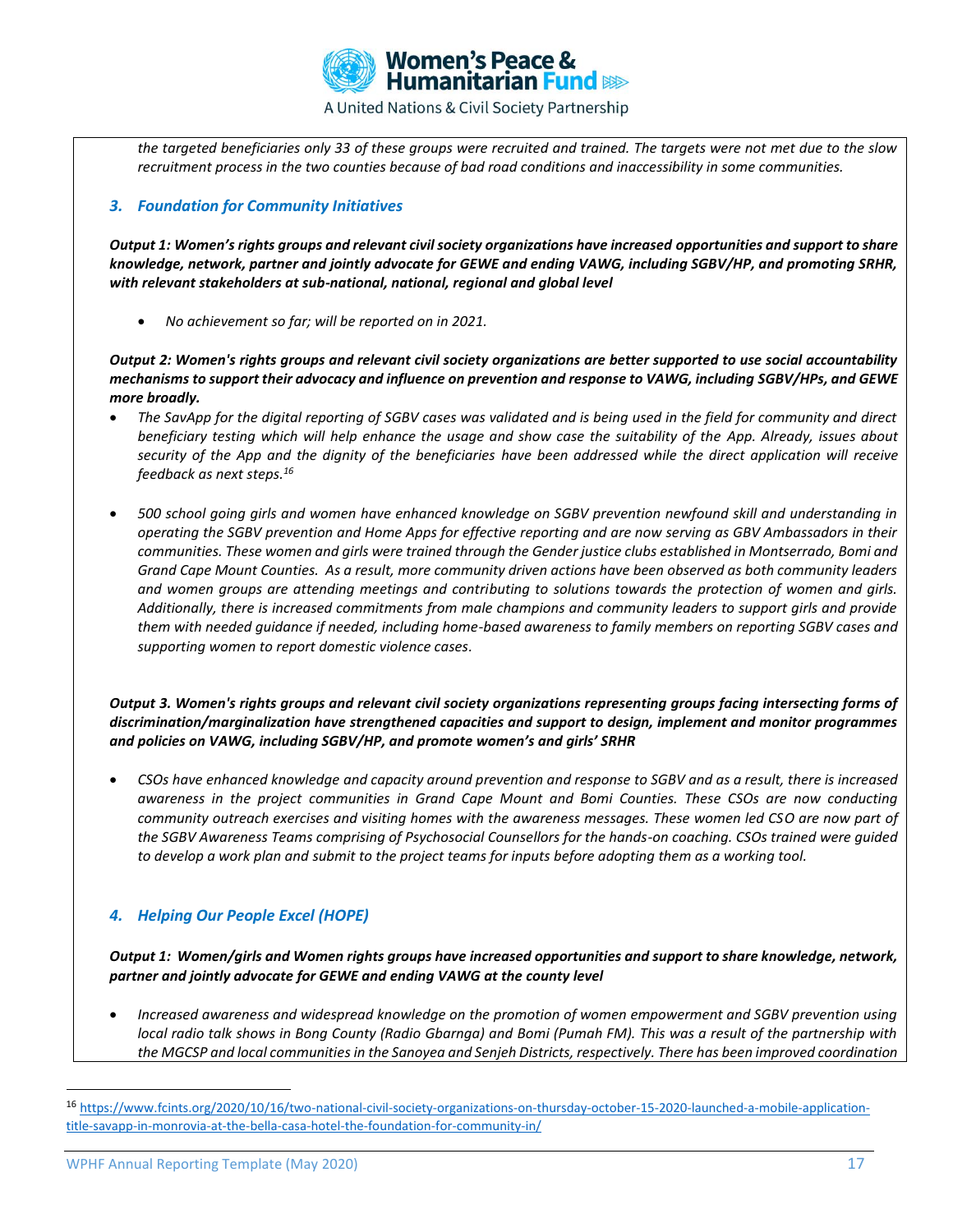*the targeted beneficiaries only 33 of these groups were recruited and trained. The targets were not met due to the slow recruitment process in the two counties because of bad road conditions and inaccessibility in some communities.*

### *3. Foundation for Community Initiatives*

***Output 1: Women's rights groups and relevant civil society organizations have increased opportunities and support to share knowledge, network, partner and jointly advocate for GEWE and ending VAWG, including SGBV/HP, and promoting SRHR, with relevant stakeholders at sub-national, national, regional and global level***

- *No achievement so far; will be reported on in 2021.*

***Output 2: Women's rights groups and relevant civil society organizations are better supported to use social accountability mechanisms to support their advocacy and influence on prevention and response to VAWG, including SGBV/HPs, and GEWE more broadly.***

- *The SavApp for the digital reporting of SGBV cases was validated and is being used in the field for community and direct beneficiary testing which will help enhance the usage and show case the suitability of the App. Already, issues about security of the App and the dignity of the beneficiaries have been addressed while the direct application will receive feedback as next steps.*[16]

- *500 school going girls and women have enhanced knowledge on SGBV prevention newfound skill and understanding in operating the SGBV prevention and Home Apps for effective reporting and are now serving as GBV Ambassadors in their communities. These women and girls were trained through the Gender justice clubs established in Montserrado, Bomi and Grand Cape Mount Counties. As a result, more community driven actions have been observed as both community leaders and women groups are attending meetings and contributing to solutions towards the protection of women and girls. Additionally, there is increased commitments from male champions and community leaders to support girls and provide them with needed guidance if needed, including home-based awareness to family members on reporting SGBV cases and supporting women to report domestic violence cases.*

***Output 3. Women's rights groups and relevant civil society organizations representing groups facing intersecting forms of discrimination/marginalization have strengthened capacities and support to design, implement and monitor programmes and policies on VAWG, including SGBV/HP, and promote women's and girls' SRHR***

- *CSOs have enhanced knowledge and capacity around prevention and response to SGBV and as a result, there is increased awareness in the project communities in Grand Cape Mount and Bomi Counties. These CSOs are now conducting community outreach exercises and visiting homes with the awareness messages. These women led CSO are now part of the SGBV Awareness Teams comprising of Psychosocial Counsellors for the hands-on coaching. CSOs trained were guided to develop a work plan and submit to the project teams for inputs before adopting them as a working tool.*

### *4. Helping Our People Excel (HOPE)*

***Output 1: Women/girls and Women rights groups have increased opportunities and support to share knowledge, network, partner and jointly advocate for GEWE and ending VAWG at the county level***

- *Increased awareness and widespread knowledge on the promotion of women empowerment and SGBV prevention using local radio talk shows in Bong County (Radio Gbarnga) and Bomi (Pumah FM). This was a result of the partnership with the MGCSP and local communities in the Sanoyea and Senjeh Districts, respectively. There has been improved coordination*

[16] https://www.fcints.org/2020/10/16/two-national-civil-society-organizations-on-thursday-october-15-2020-launched-a-mobile-application-title-savapp-in-monrovia-at-the-bella-casa-hotel-the-foundation-for-community-in/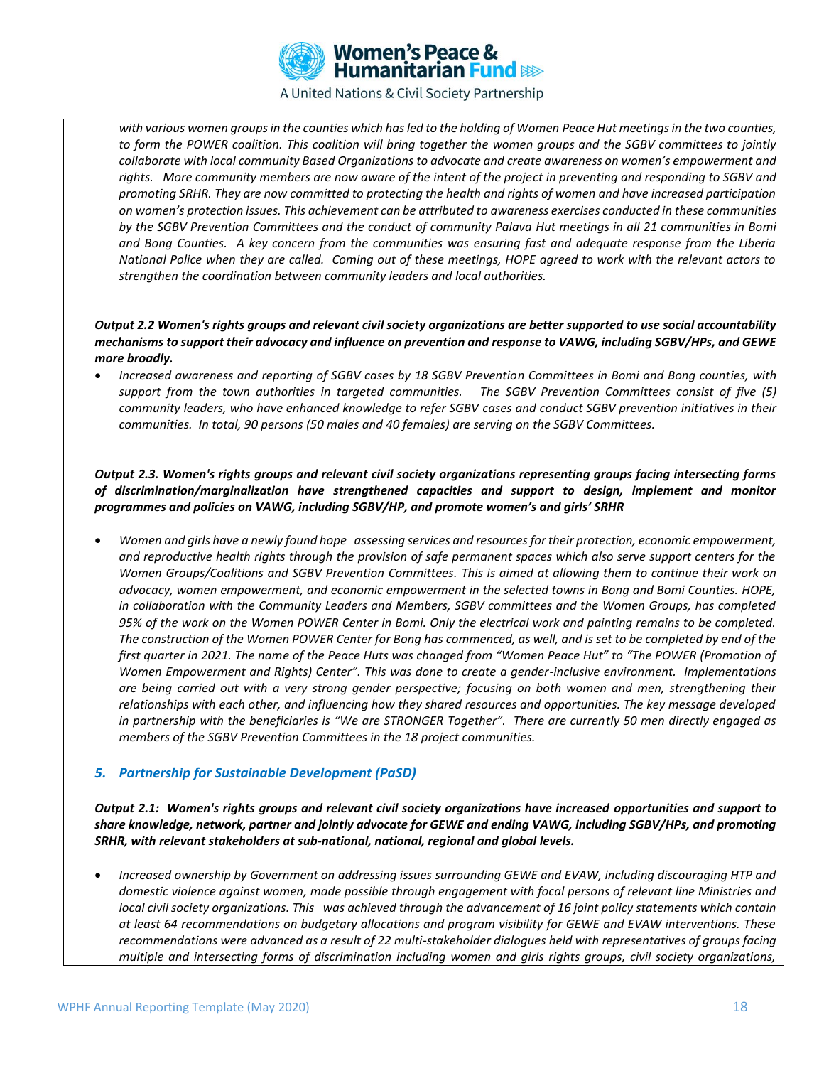*with various women groups in the counties which has led to the holding of Women Peace Hut meetings in the two counties, to form the POWER coalition. This coalition will bring together the women groups and the SGBV committees to jointly collaborate with local community Based Organizations to advocate and create awareness on women's empowerment and rights. More community members are now aware of the intent of the project in preventing and responding to SGBV and promoting SRHR. They are now committed to protecting the health and rights of women and have increased participation on women's protection issues. This achievement can be attributed to awareness exercises conducted in these communities by the SGBV Prevention Committees and the conduct of community Palava Hut meetings in all 21 communities in Bomi and Bong Counties. A key concern from the communities was ensuring fast and adequate response from the Liberia National Police when they are called. Coming out of these meetings, HOPE agreed to work with the relevant actors to strengthen the coordination between community leaders and local authorities.*

***Output 2.2 Women's rights groups and relevant civil society organizations are better supported to use social accountability mechanisms to support their advocacy and influence on prevention and response to VAWG, including SGBV/HPs, and GEWE more broadly.***

- *Increased awareness and reporting of SGBV cases by 18 SGBV Prevention Committees in Bomi and Bong counties, with support from the town authorities in targeted communities. The SGBV Prevention Committees consist of five (5) community leaders, who have enhanced knowledge to refer SGBV cases and conduct SGBV prevention initiatives in their communities. In total, 90 persons (50 males and 40 females) are serving on the SGBV Committees.*

***Output 2.3. Women's rights groups and relevant civil society organizations representing groups facing intersecting forms of discrimination/marginalization have strengthened capacities and support to design, implement and monitor programmes and policies on VAWG, including SGBV/HP, and promote women's and girls' SRHR***

- *Women and girls have a newly found hope assessing services and resources for their protection, economic empowerment, and reproductive health rights through the provision of safe permanent spaces which also serve support centers for the Women Groups/Coalitions and SGBV Prevention Committees. This is aimed at allowing them to continue their work on advocacy, women empowerment, and economic empowerment in the selected towns in Bong and Bomi Counties. HOPE, in collaboration with the Community Leaders and Members, SGBV committees and the Women Groups, has completed 95% of the work on the Women POWER Center in Bomi. Only the electrical work and painting remains to be completed. The construction of the Women POWER Center for Bong has commenced, as well, and is set to be completed by end of the first quarter in 2021. The name of the Peace Huts was changed from "Women Peace Hut" to "The POWER (Promotion of Women Empowerment and Rights) Center". This was done to create a gender-inclusive environment. Implementations are being carried out with a very strong gender perspective; focusing on both women and men, strengthening their relationships with each other, and influencing how they shared resources and opportunities. The key message developed in partnership with the beneficiaries is "We are STRONGER Together". There are currently 50 men directly engaged as members of the SGBV Prevention Committees in the 18 project communities.*

### *5. Partnership for Sustainable Development (PaSD)*

***Output 2.1: Women's rights groups and relevant civil society organizations have increased opportunities and support to share knowledge, network, partner and jointly advocate for GEWE and ending VAWG, including SGBV/HPs, and promoting SRHR, with relevant stakeholders at sub-national, national, regional and global levels.***

- *Increased ownership by Government on addressing issues surrounding GEWE and EVAW, including discouraging HTP and domestic violence against women, made possible through engagement with focal persons of relevant line Ministries and local civil society organizations. This was achieved through the advancement of 16 joint policy statements which contain at least 64 recommendations on budgetary allocations and program visibility for GEWE and EVAW interventions. These recommendations were advanced as a result of 22 multi-stakeholder dialogues held with representatives of groups facing multiple and intersecting forms of discrimination including women and girls rights groups, civil society organizations,*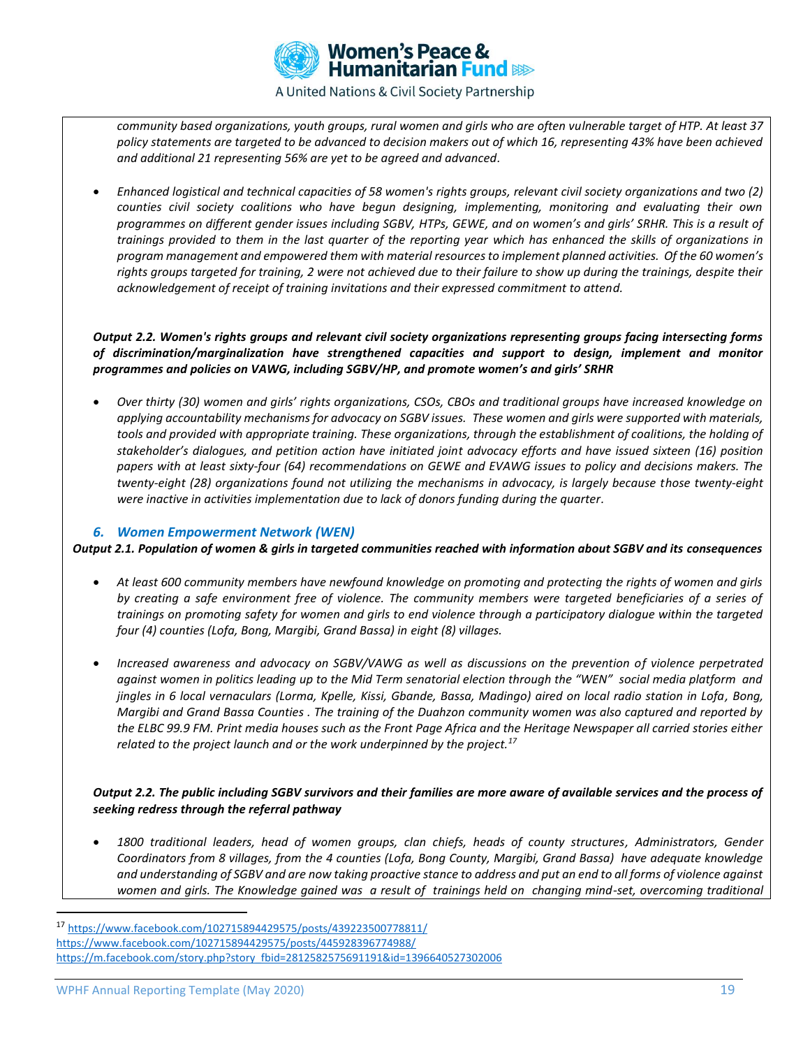*community based organizations, youth groups, rural women and girls who are often vulnerable target of HTP. At least 37 policy statements are targeted to be advanced to decision makers out of which 16, representing 43% have been achieved and additional 21 representing 56% are yet to be agreed and advanced.*

- *Enhanced logistical and technical capacities of 58 women's rights groups, relevant civil society organizations and two (2) counties civil society coalitions who have begun designing, implementing, monitoring and evaluating their own programmes on different gender issues including SGBV, HTPs, GEWE, and on women's and girls' SRHR. This is a result of trainings provided to them in the last quarter of the reporting year which has enhanced the skills of organizations in program management and empowered them with material resources to implement planned activities. Of the 60 women's rights groups targeted for training, 2 were not achieved due to their failure to show up during the trainings, despite their acknowledgement of receipt of training invitations and their expressed commitment to attend.*

***Output 2.2. Women's rights groups and relevant civil society organizations representing groups facing intersecting forms of discrimination/marginalization have strengthened capacities and support to design, implement and monitor programmes and policies on VAWG, including SGBV/HP, and promote women's and girls' SRHR***

- *Over thirty (30) women and girls' rights organizations, CSOs, CBOs and traditional groups have increased knowledge on applying accountability mechanisms for advocacy on SGBV issues. These women and girls were supported with materials, tools and provided with appropriate training. These organizations, through the establishment of coalitions, the holding of stakeholder's dialogues, and petition action have initiated joint advocacy efforts and have issued sixteen (16) position papers with at least sixty-four (64) recommendations on GEWE and EVAWG issues to policy and decisions makers. The twenty-eight (28) organizations found not utilizing the mechanisms in advocacy, is largely because those twenty-eight were inactive in activities implementation due to lack of donors funding during the quarter.*

### *6. Women Empowerment Network (WEN)*

***Output 2.1. Population of women & girls in targeted communities reached with information about SGBV and its consequences***

- *At least 600 community members have newfound knowledge on promoting and protecting the rights of women and girls by creating a safe environment free of violence. The community members were targeted beneficiaries of a series of trainings on promoting safety for women and girls to end violence through a participatory dialogue within the targeted four (4) counties (Lofa, Bong, Margibi, Grand Bassa) in eight (8) villages.*

- *Increased awareness and advocacy on SGBV/VAWG as well as discussions on the prevention of violence perpetrated against women in politics leading up to the Mid Term senatorial election through the "WEN" social media platform and jingles in 6 local vernaculars (Lorma, Kpelle, Kissi, Gbande, Bassa, Madingo) aired on local radio station in Lofa, Bong, Margibi and Grand Bassa Counties . The training of the Duahzon community women was also captured and reported by the ELBC 99.9 FM. Print media houses such as the Front Page Africa and the Heritage Newspaper all carried stories either related to the project launch and or the work underpinned by the project.[17]*

***Output 2.2. The public including SGBV survivors and their families are more aware of available services and the process of seeking redress through the referral pathway***

- *1800 traditional leaders, head of women groups, clan chiefs, heads of county structures, Administrators, Gender Coordinators from 8 villages, from the 4 counties (Lofa, Bong County, Margibi, Grand Bassa) have adequate knowledge and understanding of SGBV and are now taking proactive stance to address and put an end to all forms of violence against women and girls. The Knowledge gained was a result of trainings held on changing mind-set, overcoming traditional*

---

[17] https://www.facebook.com/102715894429575/posts/439223500778811/
https://www.facebook.com/102715894429575/posts/445928396774988/
https://m.facebook.com/story.php?story_fbid=2812582575691191&id=1396640527302006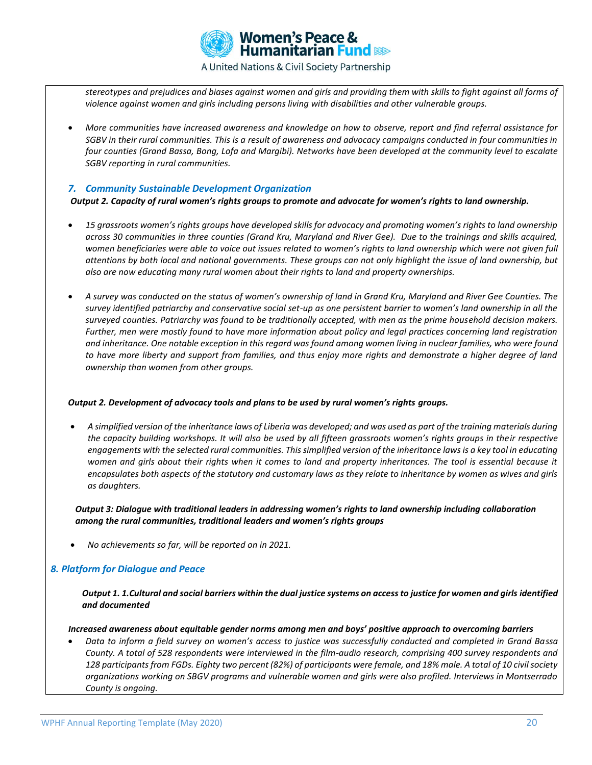*stereotypes and prejudices and biases against women and girls and providing them with skills to fight against all forms of violence against women and girls including persons living with disabilities and other vulnerable groups.*

- *More communities have increased awareness and knowledge on how to observe, report and find referral assistance for SGBV in their rural communities. This is a result of awareness and advocacy campaigns conducted in four communities in four counties (Grand Bassa, Bong, Lofa and Margibi). Networks have been developed at the community level to escalate SGBV reporting in rural communities.*

### *7. Community Sustainable Development Organization*

***Output 2. Capacity of rural women's rights groups to promote and advocate for women's rights to land ownership.***

- *15 grassroots women's rights groups have developed skills for advocacy and promoting women's rights to land ownership across 30 communities in three counties (Grand Kru, Maryland and River Gee). Due to the trainings and skills acquired, women beneficiaries were able to voice out issues related to women's rights to land ownership which were not given full attentions by both local and national governments. These groups can not only highlight the issue of land ownership, but also are now educating many rural women about their rights to land and property ownerships.*

- *A survey was conducted on the status of women's ownership of land in Grand Kru, Maryland and River Gee Counties. The survey identified patriarchy and conservative social set-up as one persistent barrier to women's land ownership in all the surveyed counties. Patriarchy was found to be traditionally accepted, with men as the prime household decision makers. Further, men were mostly found to have more information about policy and legal practices concerning land registration and inheritance. One notable exception in this regard was found among women living in nuclear families, who were found to have more liberty and support from families, and thus enjoy more rights and demonstrate a higher degree of land ownership than women from other groups.*

***Output 2. Development of advocacy tools and plans to be used by rural women's rights groups.***

- *A simplified version of the inheritance laws of Liberia was developed; and was used as part of the training materials during the capacity building workshops. It will also be used by all fifteen grassroots women's rights groups in their respective engagements with the selected rural communities. This simplified version of the inheritance laws is a key tool in educating women and girls about their rights when it comes to land and property inheritances. The tool is essential because it encapsulates both aspects of the statutory and customary laws as they relate to inheritance by women as wives and girls as daughters.*

***Output 3: Dialogue with traditional leaders in addressing women's rights to land ownership including collaboration among the rural communities, traditional leaders and women's rights groups***

- *No achievements so far, will be reported on in 2021.*

### *8. Platform for Dialogue and Peace*

***Output 1. 1.Cultural and social barriers within the dual justice systems on access to justice for women and girls identified and documented***

***Increased awareness about equitable gender norms among men and boys' positive approach to overcoming barriers***

- *Data to inform a field survey on women's access to justice was successfully conducted and completed in Grand Bassa County. A total of 528 respondents were interviewed in the film-audio research, comprising 400 survey respondents and 128 participants from FGDs. Eighty two percent (82%) of participants were female, and 18% male. A total of 10 civil society organizations working on SBGV programs and vulnerable women and girls were also profiled. Interviews in Montserrado County is ongoing.*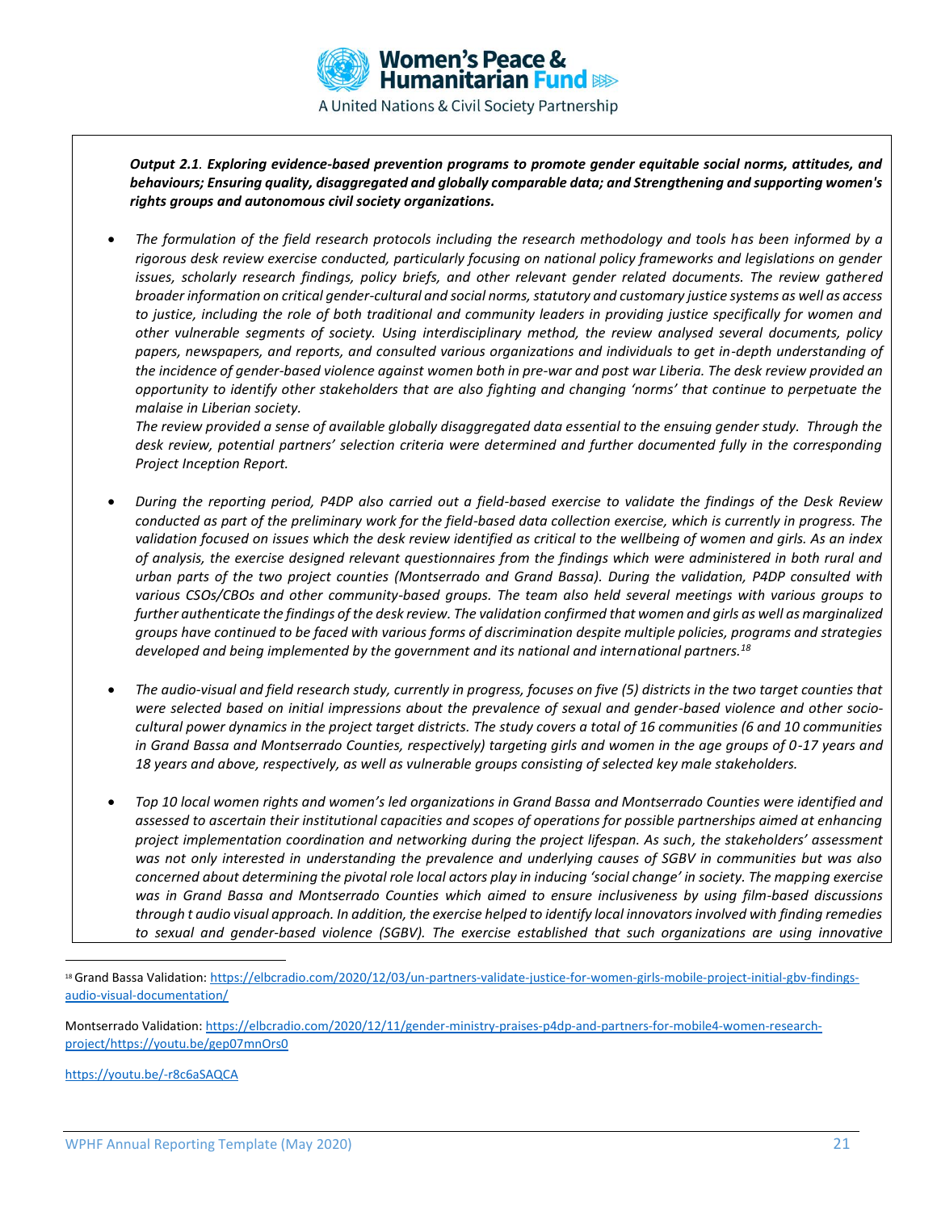***Output 2.1. Exploring evidence-based prevention programs to promote gender equitable social norms, attitudes, and behaviours; Ensuring quality, disaggregated and globally comparable data; and Strengthening and supporting women's rights groups and autonomous civil society organizations.***

- *The formulation of the field research protocols including the research methodology and tools has been informed by a rigorous desk review exercise conducted, particularly focusing on national policy frameworks and legislations on gender issues, scholarly research findings, policy briefs, and other relevant gender related documents. The review gathered broader information on critical gender-cultural and social norms, statutory and customary justice systems as well as access to justice, including the role of both traditional and community leaders in providing justice specifically for women and other vulnerable segments of society. Using interdisciplinary method, the review analysed several documents, policy papers, newspapers, and reports, and consulted various organizations and individuals to get in-depth understanding of the incidence of gender-based violence against women both in pre-war and post war Liberia. The desk review provided an opportunity to identify other stakeholders that are also fighting and changing 'norms' that continue to perpetuate the malaise in Liberian society.*
  *The review provided a sense of available globally disaggregated data essential to the ensuing gender study. Through the desk review, potential partners' selection criteria were determined and further documented fully in the corresponding Project Inception Report.*

- *During the reporting period, P4DP also carried out a field-based exercise to validate the findings of the Desk Review conducted as part of the preliminary work for the field-based data collection exercise, which is currently in progress. The validation focused on issues which the desk review identified as critical to the wellbeing of women and girls. As an index of analysis, the exercise designed relevant questionnaires from the findings which were administered in both rural and urban parts of the two project counties (Montserrado and Grand Bassa). During the validation, P4DP consulted with various CSOs/CBOs and other community-based groups. The team also held several meetings with various groups to further authenticate the findings of the desk review. The validation confirmed that women and girls as well as marginalized groups have continued to be faced with various forms of discrimination despite multiple policies, programs and strategies developed and being implemented by the government and its national and international partners.[18]*

- *The audio-visual and field research study, currently in progress, focuses on five (5) districts in the two target counties that were selected based on initial impressions about the prevalence of sexual and gender-based violence and other socio-cultural power dynamics in the project target districts. The study covers a total of 16 communities (6 and 10 communities in Grand Bassa and Montserrado Counties, respectively) targeting girls and women in the age groups of 0-17 years and 18 years and above, respectively, as well as vulnerable groups consisting of selected key male stakeholders.*

- *Top 10 local women rights and women's led organizations in Grand Bassa and Montserrado Counties were identified and assessed to ascertain their institutional capacities and scopes of operations for possible partnerships aimed at enhancing project implementation coordination and networking during the project lifespan. As such, the stakeholders' assessment was not only interested in understanding the prevalence and underlying causes of SGBV in communities but was also concerned about determining the pivotal role local actors play in inducing 'social change' in society. The mapping exercise was in Grand Bassa and Montserrado Counties which aimed to ensure inclusiveness by using film-based discussions through t audio visual approach. In addition, the exercise helped to identify local innovators involved with finding remedies to sexual and gender-based violence (SGBV). The exercise established that such organizations are using innovative*

---

[18] Grand Bassa Validation: https://elbcradio.com/2020/12/03/un-partners-validate-justice-for-women-girls-mobile-project-initial-gbv-findings-audio-visual-documentation/

Montserrado Validation: https://elbcradio.com/2020/12/11/gender-ministry-praises-p4dp-and-partners-for-mobile4-women-research-project/https://youtu.be/gep07mnOrs0

https://youtu.be/-r8c6aSAQCA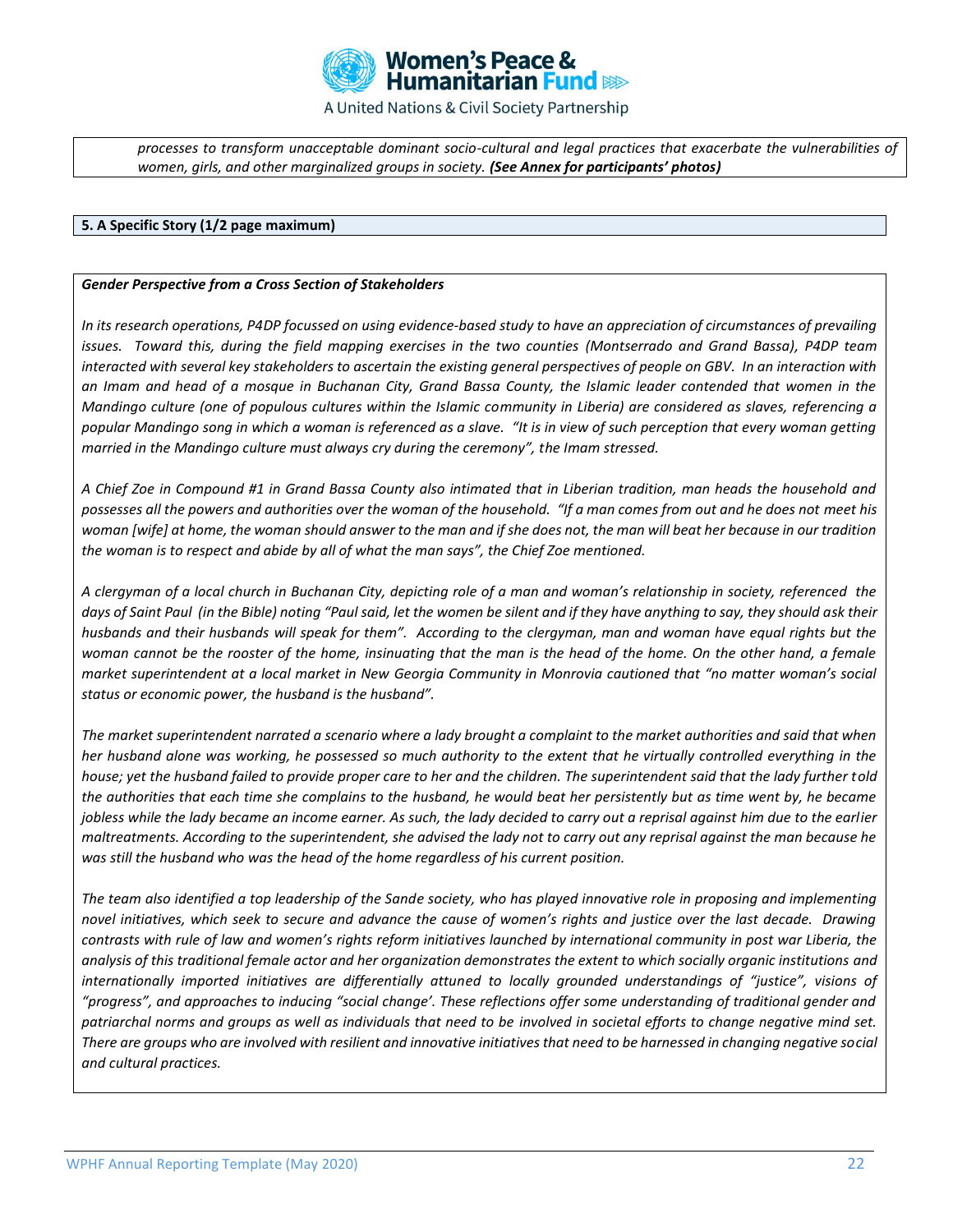*processes to transform unacceptable dominant socio-cultural and legal practices that exacerbate the vulnerabilities of women, girls, and other marginalized groups in society. **(See Annex for participants' photos)***

**5. A Specific Story (1/2 page maximum)**

***Gender Perspective from a Cross Section of Stakeholders***

*In its research operations, P4DP focussed on using evidence-based study to have an appreciation of circumstances of prevailing issues. Toward this, during the field mapping exercises in the two counties (Montserrado and Grand Bassa), P4DP team interacted with several key stakeholders to ascertain the existing general perspectives of people on GBV. In an interaction with an Imam and head of a mosque in Buchanan City, Grand Bassa County, the Islamic leader contended that women in the Mandingo culture (one of populous cultures within the Islamic community in Liberia) are considered as slaves, referencing a popular Mandingo song in which a woman is referenced as a slave. "It is in view of such perception that every woman getting married in the Mandingo culture must always cry during the ceremony", the Imam stressed.*

*A Chief Zoe in Compound #1 in Grand Bassa County also intimated that in Liberian tradition, man heads the household and possesses all the powers and authorities over the woman of the household. "If a man comes from out and he does not meet his woman [wife] at home, the woman should answer to the man and if she does not, the man will beat her because in our tradition the woman is to respect and abide by all of what the man says", the Chief Zoe mentioned.*

*A clergyman of a local church in Buchanan City, depicting role of a man and woman's relationship in society, referenced the days of Saint Paul (in the Bible) noting "Paul said, let the women be silent and if they have anything to say, they should ask their husbands and their husbands will speak for them". According to the clergyman, man and woman have equal rights but the woman cannot be the rooster of the home, insinuating that the man is the head of the home. On the other hand, a female market superintendent at a local market in New Georgia Community in Monrovia cautioned that "no matter woman's social status or economic power, the husband is the husband".*

*The market superintendent narrated a scenario where a lady brought a complaint to the market authorities and said that when her husband alone was working, he possessed so much authority to the extent that he virtually controlled everything in the house; yet the husband failed to provide proper care to her and the children. The superintendent said that the lady further told the authorities that each time she complains to the husband, he would beat her persistently but as time went by, he became jobless while the lady became an income earner. As such, the lady decided to carry out a reprisal against him due to the earlier maltreatments. According to the superintendent, she advised the lady not to carry out any reprisal against the man because he was still the husband who was the head of the home regardless of his current position.*

*The team also identified a top leadership of the Sande society, who has played innovative role in proposing and implementing novel initiatives, which seek to secure and advance the cause of women's rights and justice over the last decade. Drawing contrasts with rule of law and women's rights reform initiatives launched by international community in post war Liberia, the analysis of this traditional female actor and her organization demonstrates the extent to which socially organic institutions and internationally imported initiatives are differentially attuned to locally grounded understandings of "justice", visions of "progress", and approaches to inducing "social change'. These reflections offer some understanding of traditional gender and patriarchal norms and groups as well as individuals that need to be involved in societal efforts to change negative mind set. There are groups who are involved with resilient and innovative initiatives that need to be harnessed in changing negative social and cultural practices.*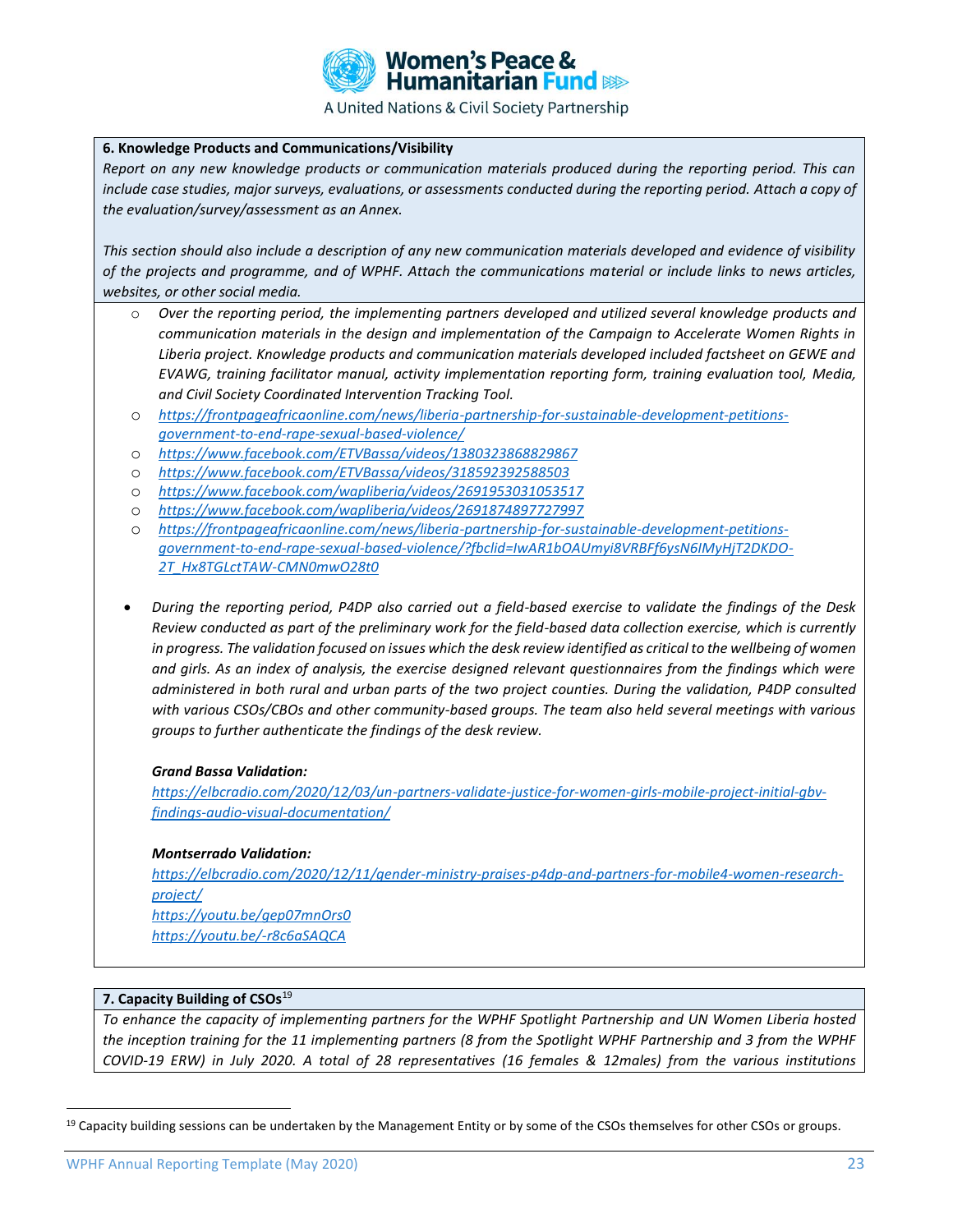**6. Knowledge Products and Communications/Visibility**

*Report on any new knowledge products or communication materials produced during the reporting period. This can include case studies, major surveys, evaluations, or assessments conducted during the reporting period. Attach a copy of the evaluation/survey/assessment as an Annex.*

*This section should also include a description of any new communication materials developed and evidence of visibility of the projects and programme, and of WPHF. Attach the communications material or include links to news articles, websites, or other social media.*

- *Over the reporting period, the implementing partners developed and utilized several knowledge products and communication materials in the design and implementation of the Campaign to Accelerate Women Rights in Liberia project. Knowledge products and communication materials developed included factsheet on GEWE and EVAWG, training facilitator manual, activity implementation reporting form, training evaluation tool, Media, and Civil Society Coordinated Intervention Tracking Tool.*
- *https://frontpageafricaonline.com/news/liberia-partnership-for-sustainable-development-petitions-government-to-end-rape-sexual-based-violence/*
- *https://www.facebook.com/ETVBassa/videos/1380323868829867*
- *https://www.facebook.com/ETVBassa/videos/318592392588503*
- *https://www.facebook.com/wapliberia/videos/2691953031053517*
- *https://www.facebook.com/wapliberia/videos/2691874897727997*
- *https://frontpageafricaonline.com/news/liberia-partnership-for-sustainable-development-petitions-government-to-end-rape-sexual-based-violence/?fbclid=IwAR1bOAUmyi8VRBFf6ysN6IMyHjT2DKDO-2T_Hx8TGLctTAW-CMN0mwO28t0*

- *During the reporting period, P4DP also carried out a field-based exercise to validate the findings of the Desk Review conducted as part of the preliminary work for the field-based data collection exercise, which is currently in progress. The validation focused on issues which the desk review identified as critical to the wellbeing of women and girls. As an index of analysis, the exercise designed relevant questionnaires from the findings which were administered in both rural and urban parts of the two project counties. During the validation, P4DP consulted with various CSOs/CBOs and other community-based groups. The team also held several meetings with various groups to further authenticate the findings of the desk review.*

  ***Grand Bassa Validation:***
  *https://elbcradio.com/2020/12/03/un-partners-validate-justice-for-women-girls-mobile-project-initial-gbv-findings-audio-visual-documentation/*

  ***Montserrado Validation:***
  *https://elbcradio.com/2020/12/11/gender-ministry-praises-p4dp-and-partners-for-mobile4-women-research-project/*
  *https://youtu.be/qep07mnOrs0*
  *https://youtu.be/-r8c6aSAQCA*

**7. Capacity Building of CSOs**[19]

*To enhance the capacity of implementing partners for the WPHF Spotlight Partnership and UN Women Liberia hosted the inception training for the 11 implementing partners (8 from the Spotlight WPHF Partnership and 3 from the WPHF COVID-19 ERW) in July 2020. A total of 28 representatives (16 females & 12males) from the various institutions*

[19] Capacity building sessions can be undertaken by the Management Entity or by some of the CSOs themselves for other CSOs or groups.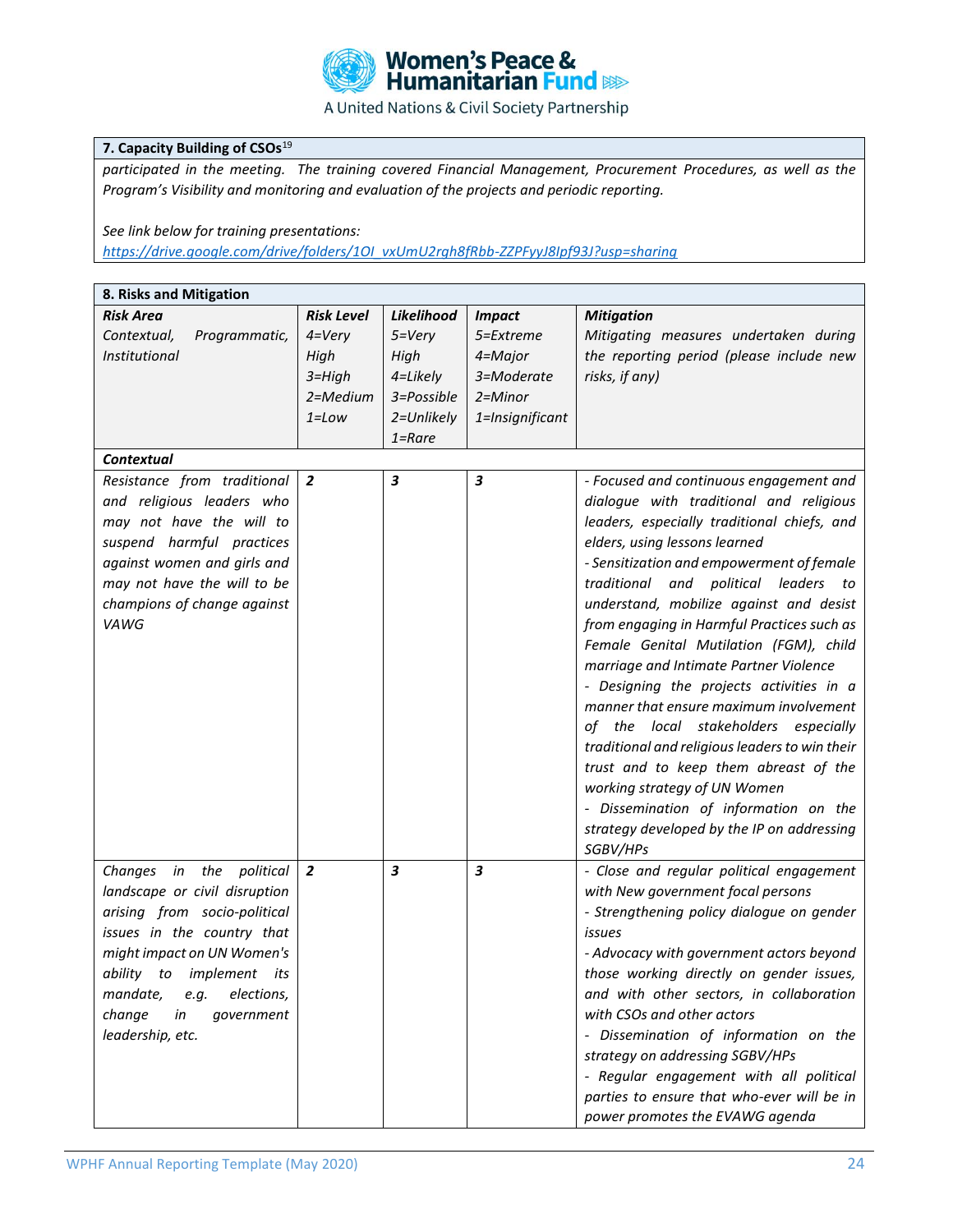| 7. Capacity Building of CSOs[19] |
|---|
| *participated in the meeting. The training covered Financial Management, Procurement Procedures, as well as the Program's Visibility and monitoring and evaluation of the projects and periodic reporting.*<br><br>*See link below for training presentations:*<br>*https://drive.google.com/drive/folders/1OI_vxUmU2rgh8fRbb-ZZPFyyJ8Ipf93J?usp=sharing* |

| 8. Risks and Mitigation | | | | |
|---|---|---|---|---|
| ***Risk Area***<br>*Contextual, Programmatic, Institutional* | ***Risk Level***<br>*4=Very High*<br>*3=High*<br>*2=Medium*<br>*1=Low* | ***Likelihood***<br>*5=Very High*<br>*4=Likely*<br>*3=Possible*<br>*2=Unlikely*<br>*1=Rare* | ***Impact***<br>*5=Extreme*<br>*4=Major*<br>*3=Moderate*<br>*2=Minor*<br>*1=Insignificant* | ***Mitigation***<br>*Mitigating measures undertaken during the reporting period (please include new risks, if any)* |
| ***Contextual*** | | | | |
| *Resistance from traditional and religious leaders who may not have the will to suspend harmful practices against women and girls and may not have the will to be champions of change against VAWG* | ***2*** | ***3*** | ***3*** | *- Focused and continuous engagement and dialogue with traditional and religious leaders, especially traditional chiefs, and elders, using lessons learned*<br>*- Sensitization and empowerment of female traditional and political leaders to understand, mobilize against and desist from engaging in Harmful Practices such as Female Genital Mutilation (FGM), child marriage and Intimate Partner Violence*<br>*- Designing the projects activities in a manner that ensure maximum involvement of the local stakeholders especially traditional and religious leaders to win their trust and to keep them abreast of the working strategy of UN Women*<br>*- Dissemination of information on the strategy developed by the IP on addressing SGBV/HPs* |
| *Changes in the political landscape or civil disruption arising from socio-political issues in the country that might impact on UN Women's ability to implement its mandate, e.g. elections, change in government leadership, etc.* | ***2*** | ***3*** | ***3*** | *- Close and regular political engagement with New government focal persons*<br>*- Strengthening policy dialogue on gender issues*<br>*- Advocacy with government actors beyond those working directly on gender issues, and with other sectors, in collaboration with CSOs and other actors*<br>*- Dissemination of information on the strategy on addressing SGBV/HPs*<br>*- Regular engagement with all political parties to ensure that who-ever will be in power promotes the EVAWG agenda* |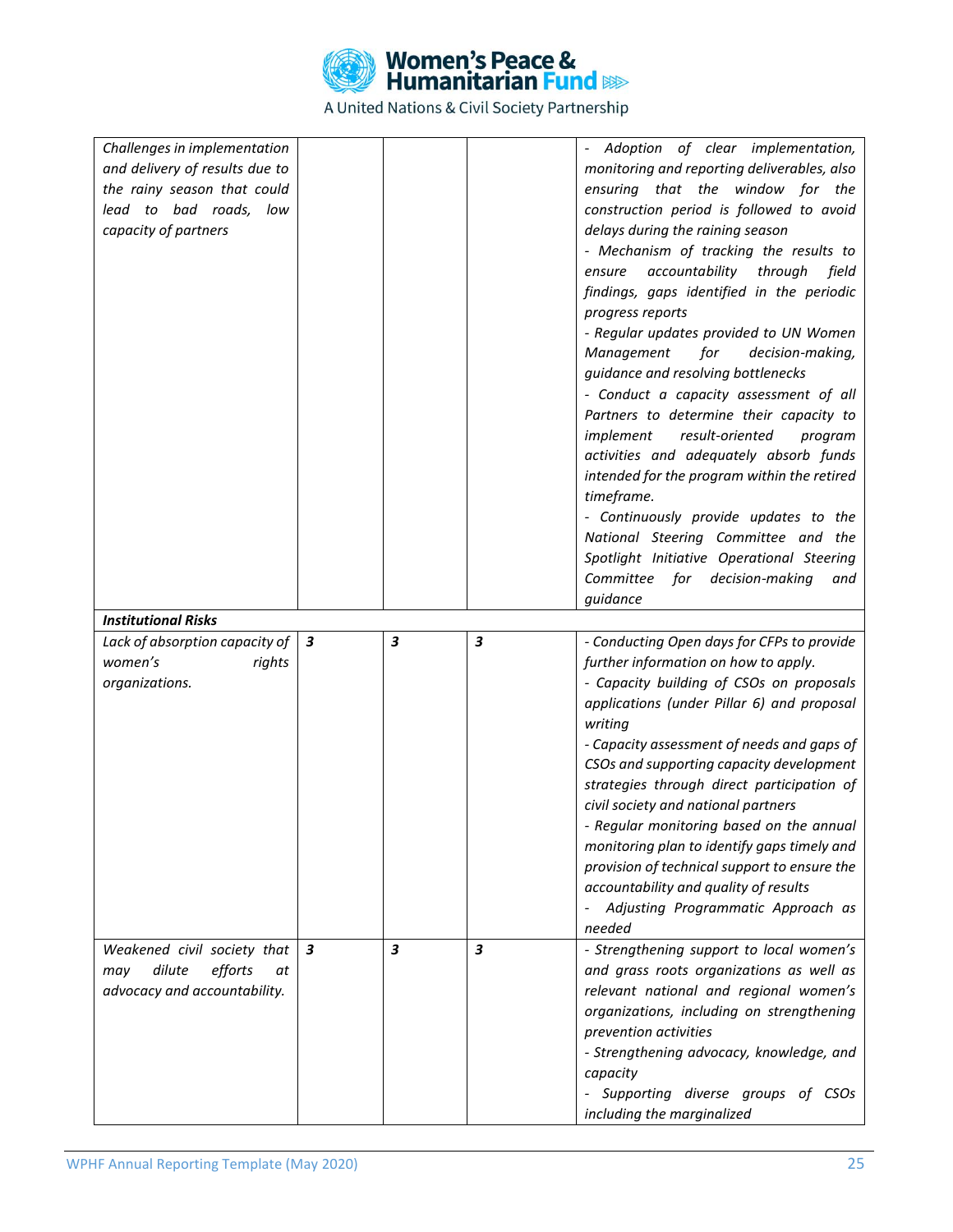| | | | | |
|---|---|---|---|---|
| *Challenges in implementation and delivery of results due to the rainy season that could lead to bad roads, low capacity of partners* | | | | *- Adoption of clear implementation, monitoring and reporting deliverables, also ensuring that the window for the construction period is followed to avoid delays during the raining season<br>- Mechanism of tracking the results to ensure accountability through field findings, gaps identified in the periodic progress reports<br>- Regular updates provided to UN Women Management for decision-making, guidance and resolving bottlenecks<br>- Conduct a capacity assessment of all Partners to determine their capacity to implement result-oriented program activities and adequately absorb funds intended for the program within the retired timeframe.<br>- Continuously provide updates to the National Steering Committee and the Spotlight Initiative Operational Steering Committee for decision-making and guidance* |
| ***Institutional Risks*** | | | | |
| *Lack of absorption capacity of women's rights organizations.* | ***3*** | ***3*** | ***3*** | *- Conducting Open days for CFPs to provide further information on how to apply.<br>- Capacity building of CSOs on proposals applications (under Pillar 6) and proposal writing<br>- Capacity assessment of needs and gaps of CSOs and supporting capacity development strategies through direct participation of civil society and national partners<br>- Regular monitoring based on the annual monitoring plan to identify gaps timely and provision of technical support to ensure the accountability and quality of results<br>- Adjusting Programmatic Approach as needed* |
| *Weakened civil society that may dilute efforts at advocacy and accountability.* | ***3*** | ***3*** | ***3*** | *- Strengthening support to local women's and grass roots organizations as well as relevant national and regional women's organizations, including on strengthening prevention activities<br>- Strengthening advocacy, knowledge, and capacity<br>- Supporting diverse groups of CSOs including the marginalized* |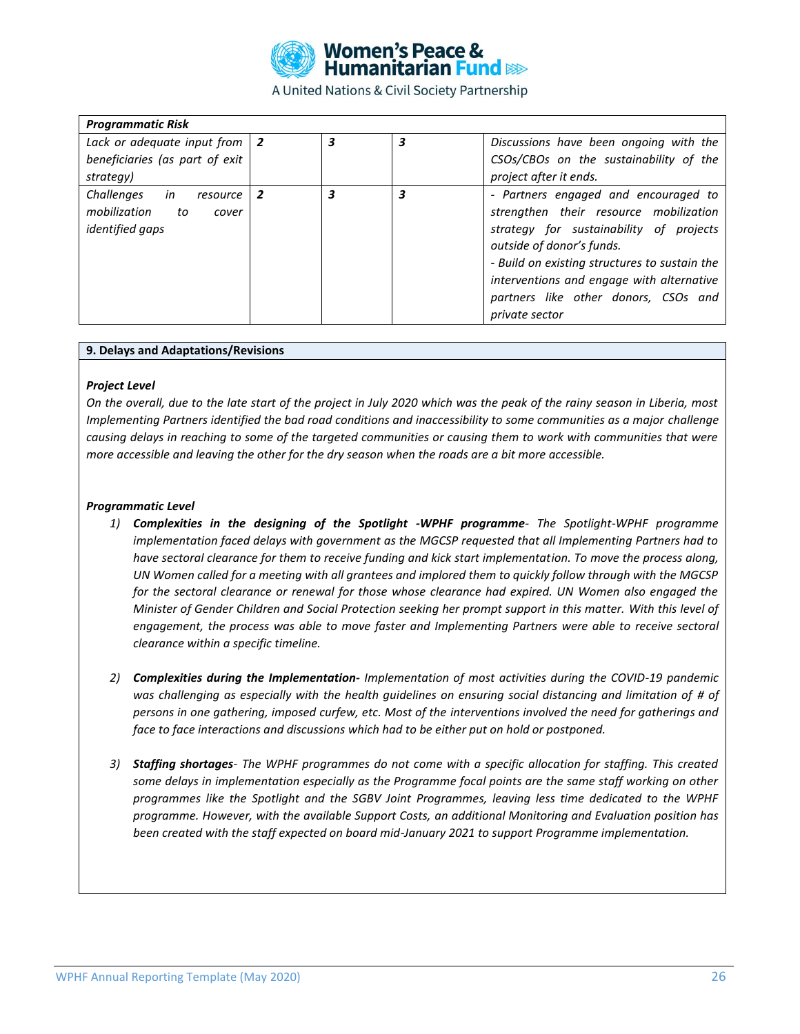| *Programmatic Risk* | | | | |
|---|---|---|---|---|
| *Lack or adequate input from beneficiaries (as part of exit strategy)* | *2* | *3* | *3* | *Discussions have been ongoing with the CSOs/CBOs on the sustainability of the project after it ends.* |
| *Challenges in resource mobilization to cover identified gaps* | *2* | *3* | *3* | *- Partners engaged and encouraged to strengthen their resource mobilization strategy for sustainability of projects outside of donor's funds.*<br>*- Build on existing structures to sustain the interventions and engage with alternative partners like other donors, CSOs and private sector* |

**9. Delays and Adaptations/Revisions**

***Project Level***

*On the overall, due to the late start of the project in July 2020 which was the peak of the rainy season in Liberia, most Implementing Partners identified the bad road conditions and inaccessibility to some communities as a major challenge causing delays in reaching to some of the targeted communities or causing them to work with communities that were more accessible and leaving the other for the dry season when the roads are a bit more accessible.*

***Programmatic Level***

1) ***Complexities in the designing of the Spotlight -WPHF programme****- The Spotlight-WPHF programme implementation faced delays with government as the MGCSP requested that all Implementing Partners had to have sectoral clearance for them to receive funding and kick start implementation. To move the process along, UN Women called for a meeting with all grantees and implored them to quickly follow through with the MGCSP for the sectoral clearance or renewal for those whose clearance had expired. UN Women also engaged the Minister of Gender Children and Social Protection seeking her prompt support in this matter. With this level of engagement, the process was able to move faster and Implementing Partners were able to receive sectoral clearance within a specific timeline.*

2) ***Complexities during the Implementation-*** *Implementation of most activities during the COVID-19 pandemic was challenging as especially with the health guidelines on ensuring social distancing and limitation of # of persons in one gathering, imposed curfew, etc. Most of the interventions involved the need for gatherings and face to face interactions and discussions which had to be either put on hold or postponed.*

3) ***Staffing shortages****- The WPHF programmes do not come with a specific allocation for staffing. This created some delays in implementation especially as the Programme focal points are the same staff working on other programmes like the Spotlight and the SGBV Joint Programmes, leaving less time dedicated to the WPHF programme. However, with the available Support Costs, an additional Monitoring and Evaluation position has been created with the staff expected on board mid-January 2021 to support Programme implementation.*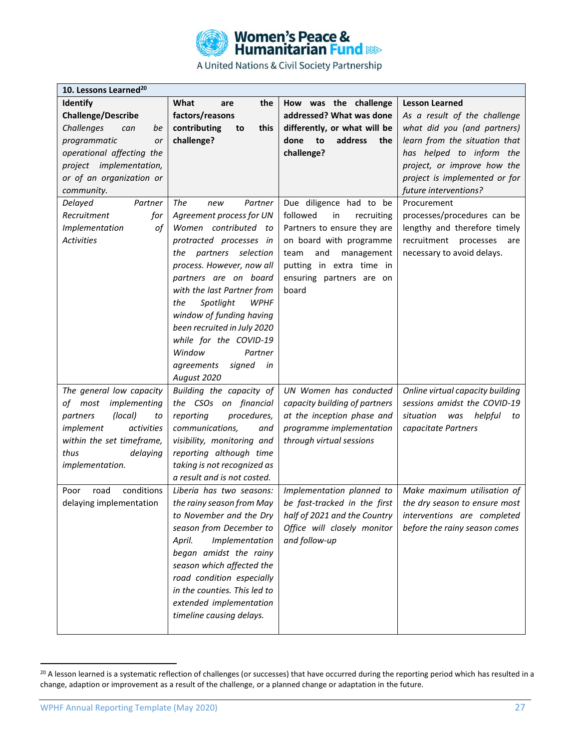| 10. Lessons Learned[20] | | | |
|---|---|---|---|
| **Identify Challenge/Describe** *Challenges can be programmatic or operational affecting the project implementation, or of an organization or community.* | **What are the factors/reasons contributing to this challenge?** | **How was the challenge addressed? What was done differently, or what will be done to address the challenge?** | **Lesson Learned** *As a result of the challenge what did you (and partners) learn from the situation that has helped to inform the project, or improve how the project is implemented or for future interventions?* |
| *Delayed Partner Recruitment for Implementation of Activities* | *The new Partner Agreement process for UN Women contributed to protracted processes in the partners selection process. However, now all partners are on board with the last Partner from the Spotlight WPHF window of funding having been recruited in July 2020 while for the COVID-19 Window Partner agreements signed in August 2020* | Due diligence had to be followed in recruiting Partners to ensure they are on board with programme team and management putting in extra time in ensuring partners are on board | Procurement processes/procedures can be lengthy and therefore timely recruitment processes are necessary to avoid delays. |
| *The general low capacity of most implementing partners (local) to implement activities within the set timeframe, thus delaying implementation.* | *Building the capacity of the CSOs on financial reporting procedures, communications, and visibility, monitoring and reporting although time taking is not recognized as a result and is not costed.* | *UN Women has conducted capacity building of partners at the inception phase and programme implementation through virtual sessions* | *Online virtual capacity building sessions amidst the COVID-19 situation was helpful to capacitate Partners* |
| Poor road conditions delaying implementation | *Liberia has two seasons: the rainy season from May to November and the Dry season from December to April. Implementation began amidst the rainy season which affected the road condition especially in the counties. This led to extended implementation timeline causing delays.* | *Implementation planned to be fast-tracked in the first half of 2021 and the Country Office will closely monitor and follow-up* | *Make maximum utilisation of the dry season to ensure most interventions are completed before the rainy season comes* |

[20] A lesson learned is a systematic reflection of challenges (or successes) that have occurred during the reporting period which has resulted in a change, adaption or improvement as a result of the challenge, or a planned change or adaptation in the future.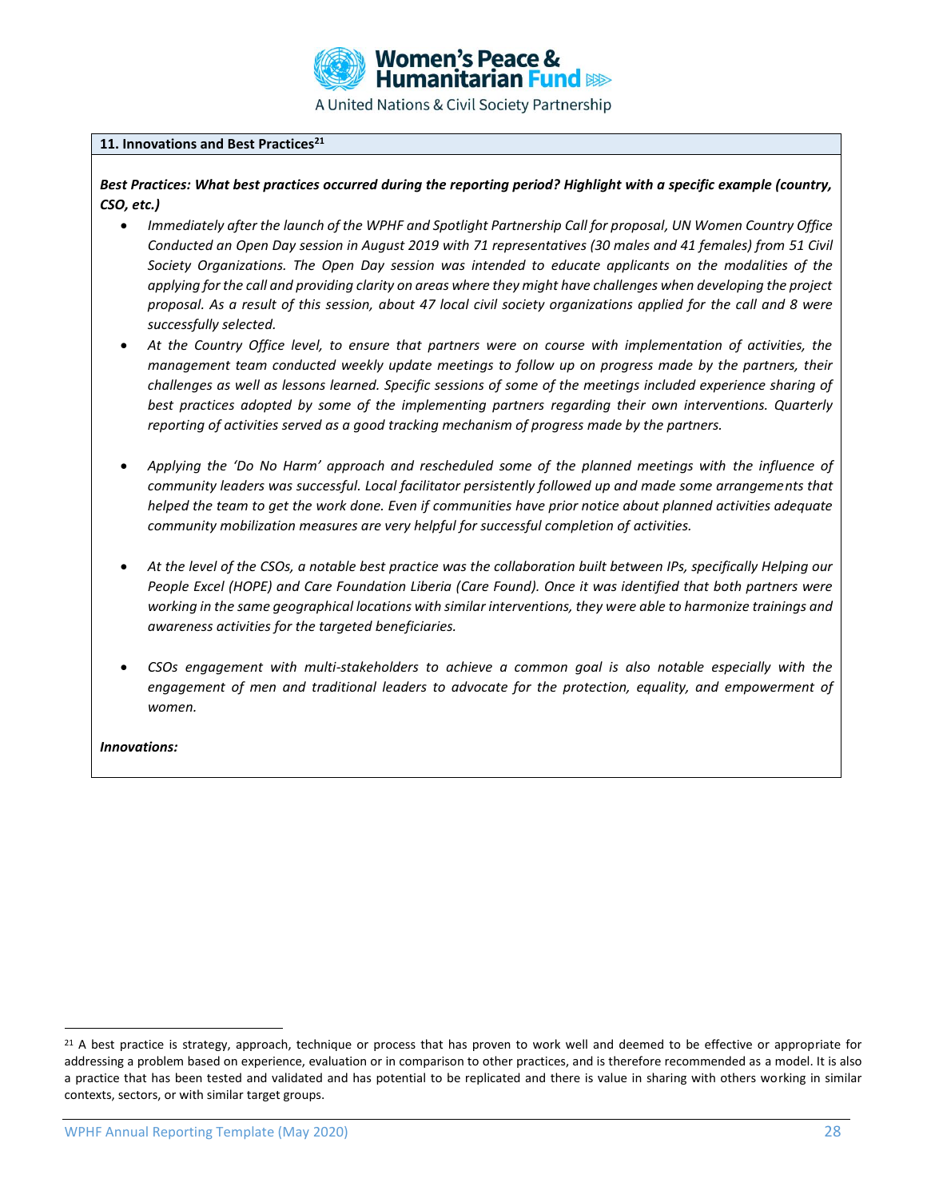**11. Innovations and Best Practices[21]**

***Best Practices: What best practices occurred during the reporting period? Highlight with a specific example (country, CSO, etc.)***

- *Immediately after the launch of the WPHF and Spotlight Partnership Call for proposal, UN Women Country Office Conducted an Open Day session in August 2019 with 71 representatives (30 males and 41 females) from 51 Civil Society Organizations. The Open Day session was intended to educate applicants on the modalities of the applying for the call and providing clarity on areas where they might have challenges when developing the project proposal. As a result of this session, about 47 local civil society organizations applied for the call and 8 were successfully selected.*
- *At the Country Office level, to ensure that partners were on course with implementation of activities, the management team conducted weekly update meetings to follow up on progress made by the partners, their challenges as well as lessons learned. Specific sessions of some of the meetings included experience sharing of best practices adopted by some of the implementing partners regarding their own interventions. Quarterly reporting of activities served as a good tracking mechanism of progress made by the partners.*
- *Applying the 'Do No Harm' approach and rescheduled some of the planned meetings with the influence of community leaders was successful. Local facilitator persistently followed up and made some arrangements that helped the team to get the work done. Even if communities have prior notice about planned activities adequate community mobilization measures are very helpful for successful completion of activities.*
- *At the level of the CSOs, a notable best practice was the collaboration built between IPs, specifically Helping our People Excel (HOPE) and Care Foundation Liberia (Care Found). Once it was identified that both partners were working in the same geographical locations with similar interventions, they were able to harmonize trainings and awareness activities for the targeted beneficiaries.*
- *CSOs engagement with multi-stakeholders to achieve a common goal is also notable especially with the engagement of men and traditional leaders to advocate for the protection, equality, and empowerment of women.*

***Innovations:***

[21] A best practice is strategy, approach, technique or process that has proven to work well and deemed to be effective or appropriate for addressing a problem based on experience, evaluation or in comparison to other practices, and is therefore recommended as a model. It is also a practice that has been tested and validated and has potential to be replicated and there is value in sharing with others working in similar contexts, sectors, or with similar target groups.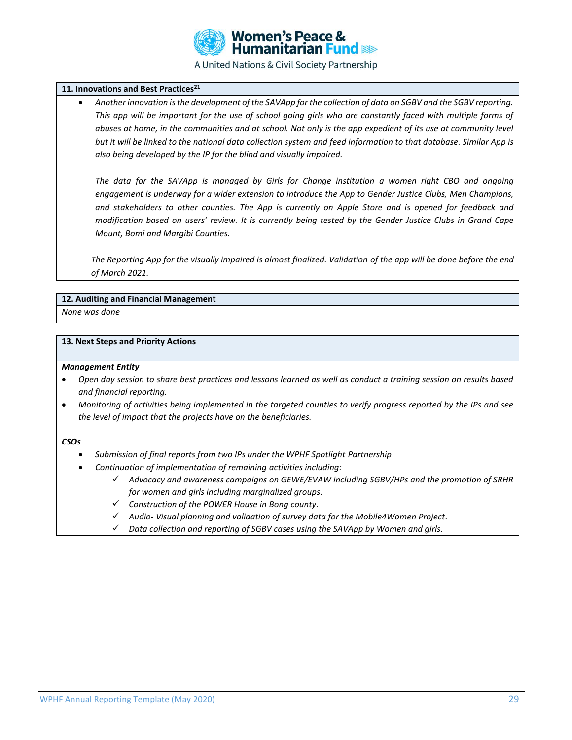### 11. Innovations and Best Practices[21]

- *Another innovation is the development of the SAVApp for the collection of data on SGBV and the SGBV reporting. This app will be important for the use of school going girls who are constantly faced with multiple forms of abuses at home, in the communities and at school. Not only is the app expedient of its use at community level but it will be linked to the national data collection system and feed information to that database. Similar App is also being developed by the IP for the blind and visually impaired.*

  *The data for the SAVApp is managed by Girls for Change institution a women right CBO and ongoing engagement is underway for a wider extension to introduce the App to Gender Justice Clubs, Men Champions, and stakeholders to other counties. The App is currently on Apple Store and is opened for feedback and modification based on users' review. It is currently being tested by the Gender Justice Clubs in Grand Cape Mount, Bomi and Margibi Counties.*

*The Reporting App for the visually impaired is almost finalized. Validation of the app will be done before the end of March 2021.*

### 12. Auditing and Financial Management

*None was done*

### 13. Next Steps and Priority Actions

***Management Entity***

- *Open day session to share best practices and lessons learned as well as conduct a training session on results based and financial reporting.*
- *Monitoring of activities being implemented in the targeted counties to verify progress reported by the IPs and see the level of impact that the projects have on the beneficiaries.*

***CSOs***

- *Submission of final reports from two IPs under the WPHF Spotlight Partnership*
- *Continuation of implementation of remaining activities including:*
  - ✓ *Advocacy and awareness campaigns on GEWE/EVAW including SGBV/HPs and the promotion of SRHR for women and girls including marginalized groups.*
  - ✓ *Construction of the POWER House in Bong county.*
  - ✓ *Audio- Visual planning and validation of survey data for the Mobile4Women Project.*
  - ✓ *Data collection and reporting of SGBV cases using the SAVApp by Women and girls.*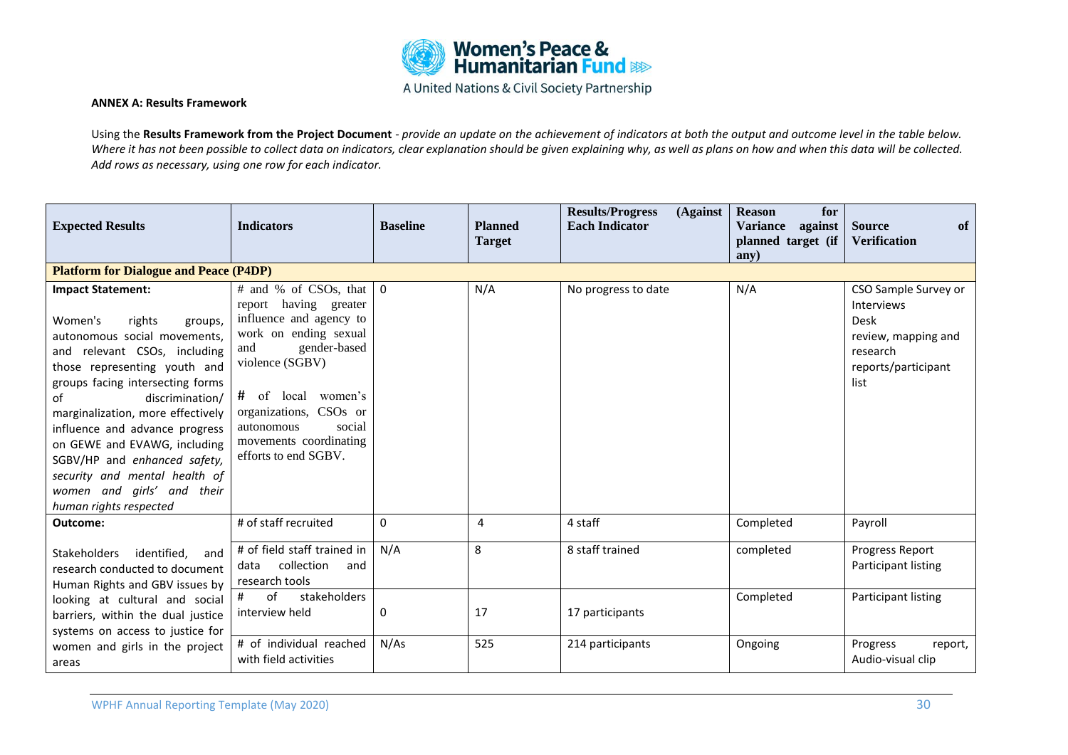Women's Peace & Humanitarian Fund

A United Nations & Civil Society Partnership

**ANNEX A: Results Framework**

Using the **Results Framework from the Project Document** - *provide an update on the achievement of indicators at both the output and outcome level in the table below. Where it has not been possible to collect data on indicators, clear explanation should be given explaining why, as well as plans on how and when this data will be collected. Add rows as necessary, using one row for each indicator.*

| Expected Results | Indicators | Baseline | Planned Target | Results/Progress (Against Each Indicator | Reason for Variance against planned target (if any) | Source of Verification |
|---|---|---|---|---|---|---|
| **Platform for Dialogue and Peace (P4DP)** | | | | | | |
| **Impact Statement:** Women's rights groups, autonomous social movements, and relevant CSOs, including those representing youth and groups facing intersecting forms of discrimination/ marginalization, more effectively influence and advance progress on GEWE and EVAWG, including SGBV/HP and *enhanced safety, security and mental health of women and girls' and their human rights respected* | # and % of CSOs, that report having greater influence and agency to work on ending sexual and gender-based violence (SGBV)<br><br># of local women's organizations, CSOs or autonomous social movements coordinating efforts to end SGBV. | 0 | N/A | No progress to date | N/A | CSO Sample Survey or Interviews<br>Desk review, mapping and research reports/participant list |
| **Outcome:** Stakeholders identified, and research conducted to document Human Rights and GBV issues by looking at cultural and social barriers, within the dual justice systems on access to justice for women and girls in the project areas | # of staff recruited | 0 | 4 | 4 staff | Completed | Payroll |
| | # of field staff trained in data collection and research tools | N/A | 8 | 8 staff trained | completed | Progress Report Participant listing |
| | # of stakeholders interview held | 0 | 17 | 17 participants | Completed | Participant listing |
| | # of individual reached with field activities | N/As | 525 | 214 participants | Ongoing | Progress report, Audio-visual clip |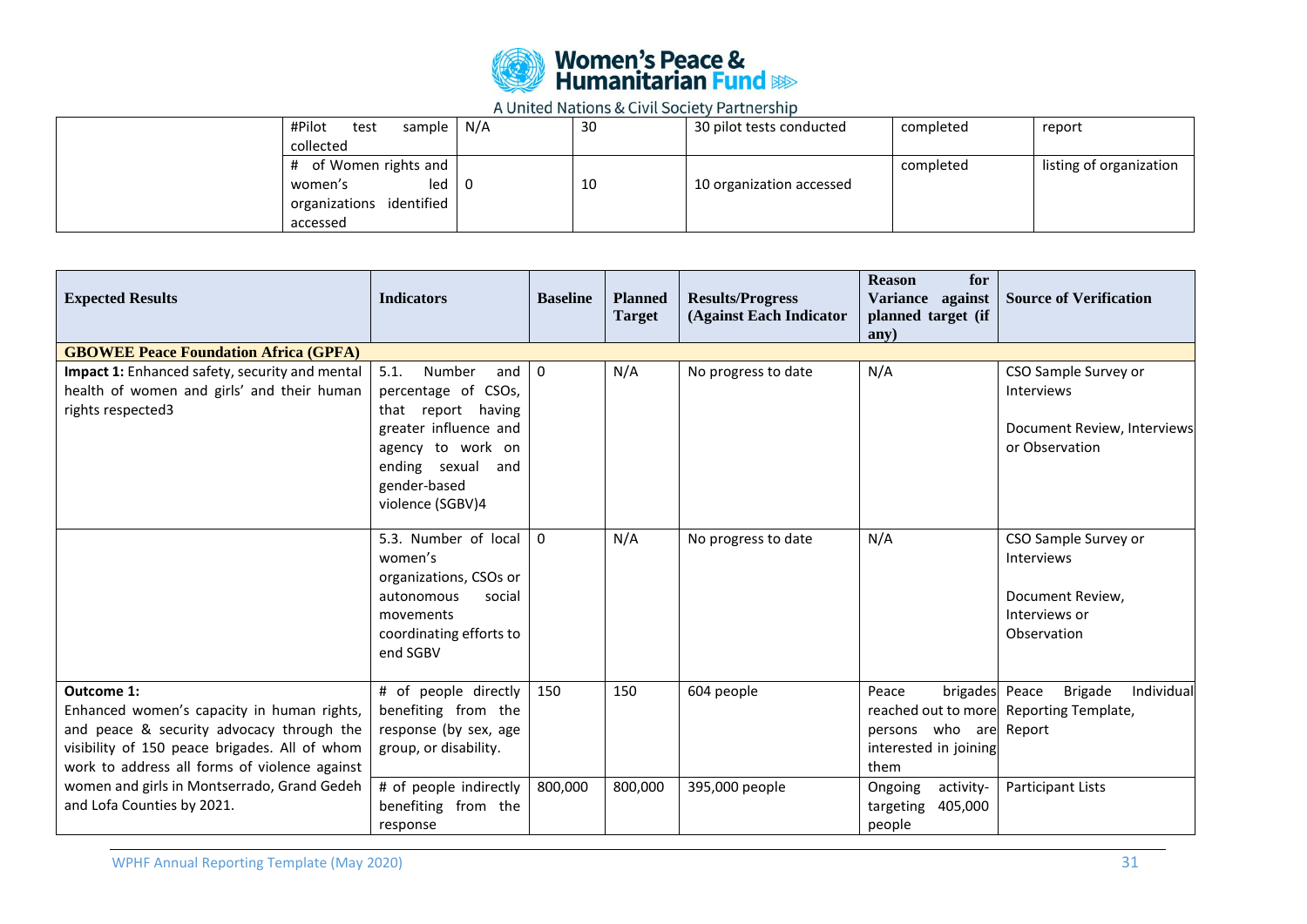| | | | | | | |
|---|---|---|---|---|---|---|
| | #Pilot test sample collected | N/A | 30 | 30 pilot tests conducted | completed | report |
| | # of Women rights and women's led organizations identified accessed | 0 | 10 | 10 organization accessed | completed | listing of organization |

| Expected Results | Indicators | Baseline | Planned Target | Results/Progress (Against Each Indicator | Reason for Variance against planned target (if any) | Source of Verification |
|---|---|---|---|---|---|---|
| **GBOWEE Peace Foundation Africa (GPFA)** | | | | | | |
| **Impact 1:** Enhanced safety, security and mental health of women and girls' and their human rights respected3 | 5.1. Number and percentage of CSOs, that report having greater influence and agency to work on ending sexual and gender-based violence (SGBV)4 | 0 | N/A | No progress to date | N/A | CSO Sample Survey or Interviews<br><br>Document Review, Interviews or Observation |
| | 5.3. Number of local women's organizations, CSOs or autonomous social movements coordinating efforts to end SGBV | 0 | N/A | No progress to date | N/A | CSO Sample Survey or Interviews<br><br>Document Review, Interviews or Observation |
| **Outcome 1:**<br>Enhanced women's capacity in human rights, and peace & security advocacy through the visibility of 150 peace brigades. All of whom work to address all forms of violence against women and girls in Montserrado, Grand Gedeh and Lofa Counties by 2021. | # of people directly benefiting from the response (by sex, age group, or disability. | 150 | 150 | 604 people | Peace brigades reached out to more persons who are interested in joining them | Peace Brigade Individual Reporting Template, Report |
| | # of people indirectly benefiting from the response | 800,000 | 800,000 | 395,000 people | Ongoing activity-targeting 405,000 people | Participant Lists |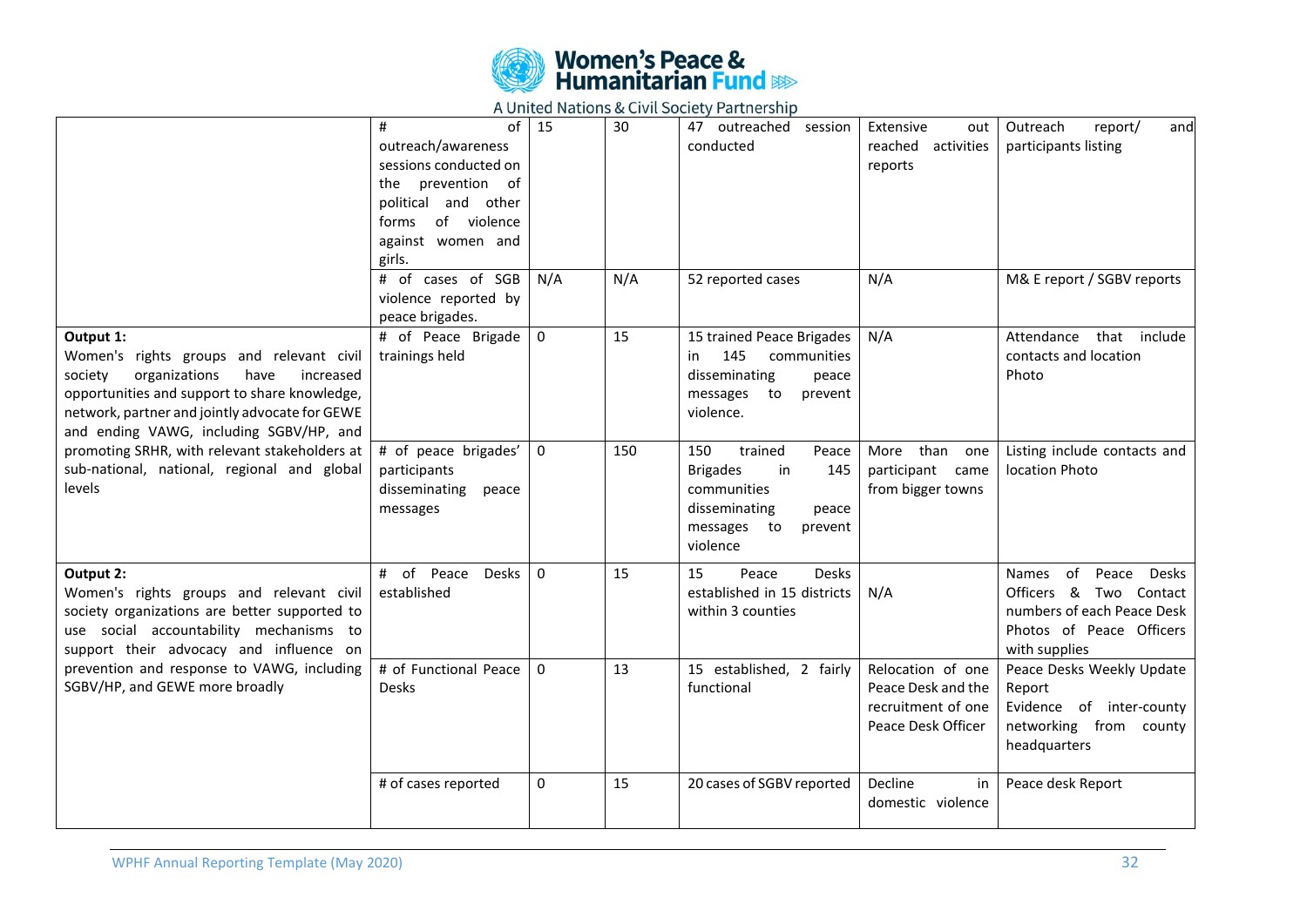| | | | | | | |
|---|---|---|---|---|---|---|
| | # of outreach/awareness sessions conducted on the prevention of political and other forms of violence against women and girls. | 15 | 30 | 47 outreached session conducted | Extensive out reached activities reports | Outreach report/ and participants listing |
| | # of cases of SGB violence reported by peace brigades. | N/A | N/A | 52 reported cases | N/A | M& E report / SGBV reports |
| **Output 1:** Women's rights groups and relevant civil society organizations have increased opportunities and support to share knowledge, network, partner and jointly advocate for GEWE and ending VAWG, including SGBV/HP, and promoting SRHR, with relevant stakeholders at sub-national, national, regional and global levels | # of Peace Brigade trainings held | 0 | 15 | 15 trained Peace Brigades in 145 communities disseminating peace messages to prevent violence. | N/A | Attendance that include contacts and location Photo |
| | # of peace brigades' participants disseminating peace messages | 0 | 150 | 150 trained Peace Brigades in 145 communities disseminating peace messages to prevent violence | More than one participant came from bigger towns | Listing include contacts and location Photo |
| **Output 2:** Women's rights groups and relevant civil society organizations are better supported to use social accountability mechanisms to support their advocacy and influence on prevention and response to VAWG, including SGBV/HP, and GEWE more broadly | # of Peace Desks established | 0 | 15 | 15 Peace Desks established in 15 districts within 3 counties | N/A | Names of Peace Desks Officers & Two Contact numbers of each Peace Desk Photos of Peace Officers with supplies |
| | # of Functional Peace Desks | 0 | 13 | 15 established, 2 fairly functional | Relocation of one Peace Desk and the recruitment of one Peace Desk Officer | Peace Desks Weekly Update Report Evidence of inter-county networking from county headquarters |
| | # of cases reported | 0 | 15 | 20 cases of SGBV reported | Decline in domestic violence | Peace desk Report |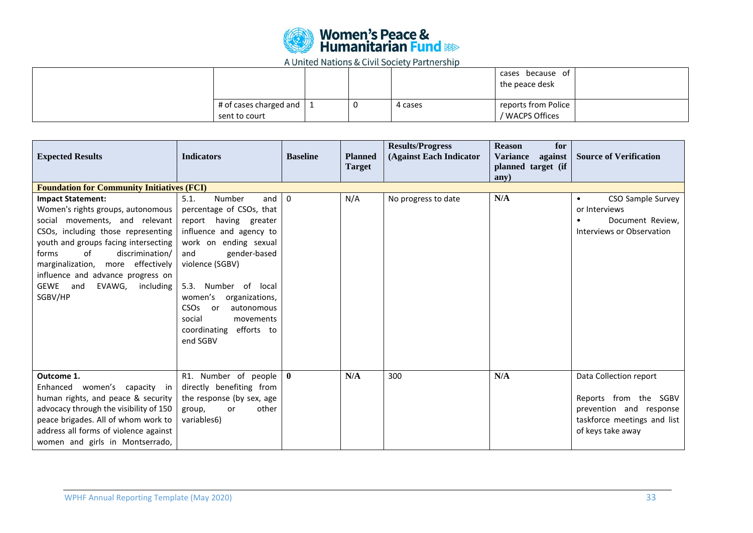|  |  |  |  |  | cases because of the peace desk |  |
|---|---|---|---|---|---|---|
|  | # of cases charged and sent to court | 1 | 0 | 4 cases | reports from Police / WACPS Offices |  |

| Expected Results | Indicators | Baseline | Planned Target | Results/Progress (Against Each Indicator | Reason for Variance against planned target (if any) | Source of Verification |
|---|---|---|---|---|---|---|
| **Foundation for Community Initiatives (FCI)** | | | | | | |
| **Impact Statement:** Women's rights groups, autonomous social movements, and relevant CSOs, including those representing youth and groups facing intersecting forms of discrimination/ marginalization, more effectively influence and advance progress on GEWE and EVAWG, including SGBV/HP | 5.1. Number and percentage of CSOs, that report having greater influence and agency to work on ending sexual and gender-based violence (SGBV)<br><br>5.3. Number of local women's organizations, CSOs or autonomous social movements coordinating efforts to end SGBV | 0 | N/A | No progress to date | N/A | • CSO Sample Survey or Interviews<br>• Document Review, Interviews or Observation |
| **Outcome 1.** Enhanced women's capacity in human rights, and peace & security advocacy through the visibility of 150 peace brigades. All of whom work to address all forms of violence against women and girls in Montserrado, | R1. Number of people directly benefiting from the response (by sex, age group, or other variables6) | 0 | N/A | 300 | N/A | Data Collection report<br><br>Reports from the SGBV prevention and response taskforce meetings and list of keys take away |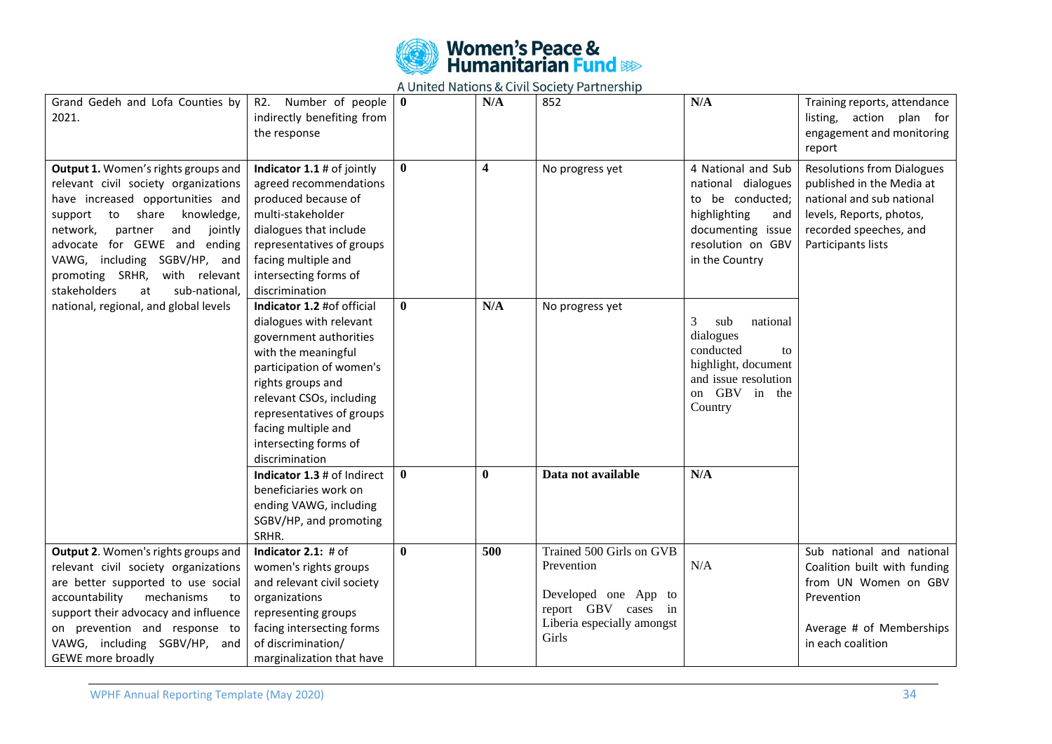| Grand Gedeh and Lofa Counties by 2021. | R2. Number of people indirectly benefiting from the response | **0** | **N/A** | 852 | **N/A** | Training reports, attendance listing, action plan for engagement and monitoring report |
|---|---|---|---|---|---|---|
| **Output 1.** Women's rights groups and relevant civil society organizations have increased opportunities and support to share knowledge, network, partner and jointly advocate for GEWE and ending VAWG, including SGBV/HP, and promoting SRHR, with relevant stakeholders at sub-national, national, regional, and global levels | **Indicator 1.1** # of jointly agreed recommendations produced because of multi-stakeholder dialogues that include representatives of groups facing multiple and intersecting forms of discrimination | **0** | **4** | No progress yet | 4 National and Sub national dialogues to be conducted; highlighting and documenting issue resolution on GBV in the Country | Resolutions from Dialogues published in the Media at national and sub national levels, Reports, photos, recorded speeches, and Participants lists |
| | **Indicator 1.2** #of official dialogues with relevant government authorities with the meaningful participation of women's rights groups and relevant CSOs, including representatives of groups facing multiple and intersecting forms of discrimination | **0** | **N/A** | No progress yet | 3 sub national dialogues conducted to highlight, document and issue resolution on GBV in the Country | |
| | **Indicator 1.3** # of Indirect beneficiaries work on ending VAWG, including SGBV/HP, and promoting SRHR. | **0** | **0** | **Data not available** | **N/A** | |
| **Output 2**. Women's rights groups and relevant civil society organizations are better supported to use social accountability mechanisms to support their advocacy and influence on prevention and response to VAWG, including SGBV/HP, and GEWE more broadly | **Indicator 2.1:** # of women's rights groups and relevant civil society organizations representing groups facing intersecting forms of discrimination/ marginalization that have | **0** | **500** | Trained 500 Girls on GVB Prevention<br><br>Developed one App to report GBV cases in Liberia especially amongst Girls | N/A | Sub national and national Coalition built with funding from UN Women on GBV Prevention<br><br>Average # of Memberships in each coalition |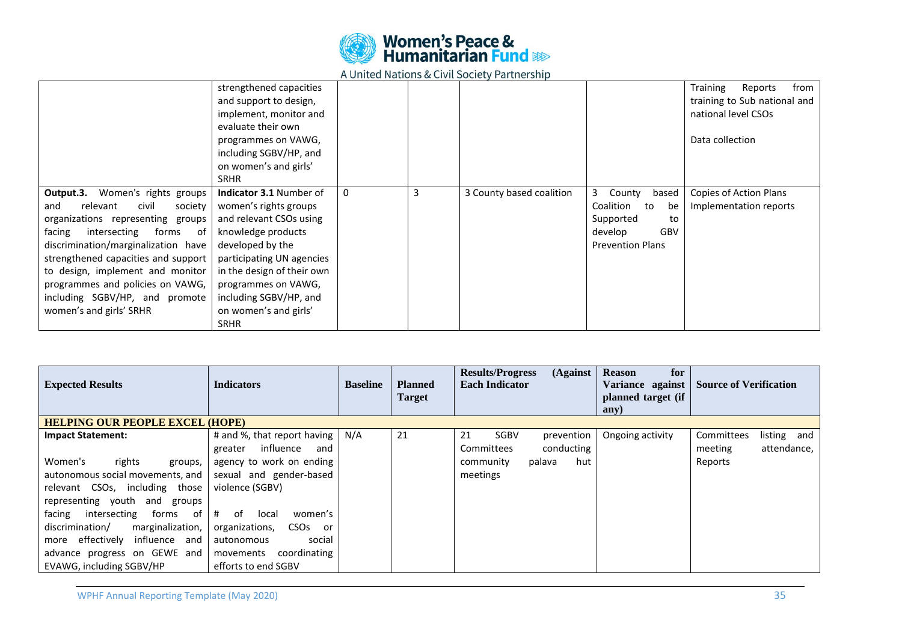| | strengthened capacities and support to design, implement, monitor and evaluate their own programmes on VAWG, including SGBV/HP, and on women's and girls' SRHR | | | | | Training Reports from training to Sub national and national level CSOs<br><br>Data collection |
|---|---|---|---|---|---|---|
| **Output.3.** Women's rights groups and relevant civil society organizations representing groups facing intersecting forms of discrimination/marginalization have strengthened capacities and support to design, implement and monitor programmes and policies on VAWG, including SGBV/HP, and promote women's and girls' SRHR | **Indicator 3.1** Number of women's rights groups and relevant CSOs using knowledge products developed by the participating UN agencies in the design of their own programmes on VAWG, including SGBV/HP, and on women's and girls' SRHR | 0 | 3 | 3 County based coalition | 3 County based Coalition to be Supported to develop GBV Prevention Plans | Copies of Action Plans Implementation reports |

| **Expected Results** | **Indicators** | **Baseline** | **Planned Target** | **Results/Progress (Against Each Indicator** | **Reason for Variance against planned target (if any)** | **Source of Verification** |
|---|---|---|---|---|---|---|
| **HELPING OUR PEOPLE EXCEL (HOPE)** | | | | | | |
| **Impact Statement:**<br><br>Women's rights groups, autonomous social movements, and relevant CSOs, including those representing youth and groups facing intersecting forms of discrimination/ marginalization, more effectively influence and advance progress on GEWE and EVAWG, including SGBV/HP | # and %, that report having greater influence and agency to work on ending sexual and gender-based violence (SGBV)<br><br># of local women's organizations, CSOs or autonomous social movements coordinating efforts to end SGBV | N/A | 21 | 21 SGBV prevention Committees conducting community palava hut meetings | Ongoing activity | Committees listing and meeting attendance, Reports |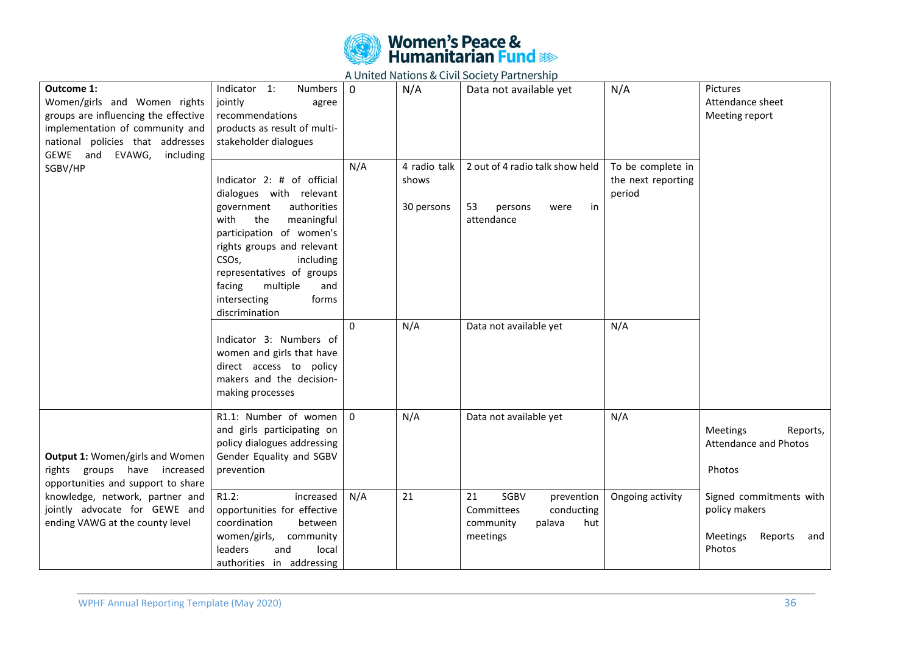| Outcome 1: Women/girls and Women rights groups are influencing the effective implementation of community and national policies that addresses GEWE and EVAWG, including SGBV/HP | Indicator 1: Numbers jointly agree recommendations products as result of multi-stakeholder dialogues | 0 | N/A | Data not available yet | N/A | Pictures Attendance sheet Meeting report |
|---|---|---|---|---|---|---|
| | Indicator 2: # of official dialogues with relevant government authorities with the meaningful participation of women's rights groups and relevant CSOs, including representatives of groups facing multiple and intersecting forms discrimination | N/A | 4 radio talk shows<br><br>30 persons | 2 out of 4 radio talk show held<br><br>53 persons were in attendance | To be complete in the next reporting period | |
| | Indicator 3: Numbers of women and girls that have direct access to policy makers and the decision-making processes | 0 | N/A | Data not available yet | N/A | |
| Output 1: Women/girls and Women rights groups have increased opportunities and support to share knowledge, network, partner and jointly advocate for GEWE and ending VAWG at the county level | R1.1: Number of women and girls participating on policy dialogues addressing Gender Equality and SGBV prevention | 0 | N/A | Data not available yet | N/A | Meetings Reports, Attendance and Photos<br><br>Photos |
| | R1.2: increased opportunities for effective coordination between women/girls, community leaders and local authorities in addressing | N/A | 21 | 21 SGBV prevention Committees conducting community palava hut meetings | Ongoing activity | Signed commitments with policy makers<br><br>Meetings Reports and Photos |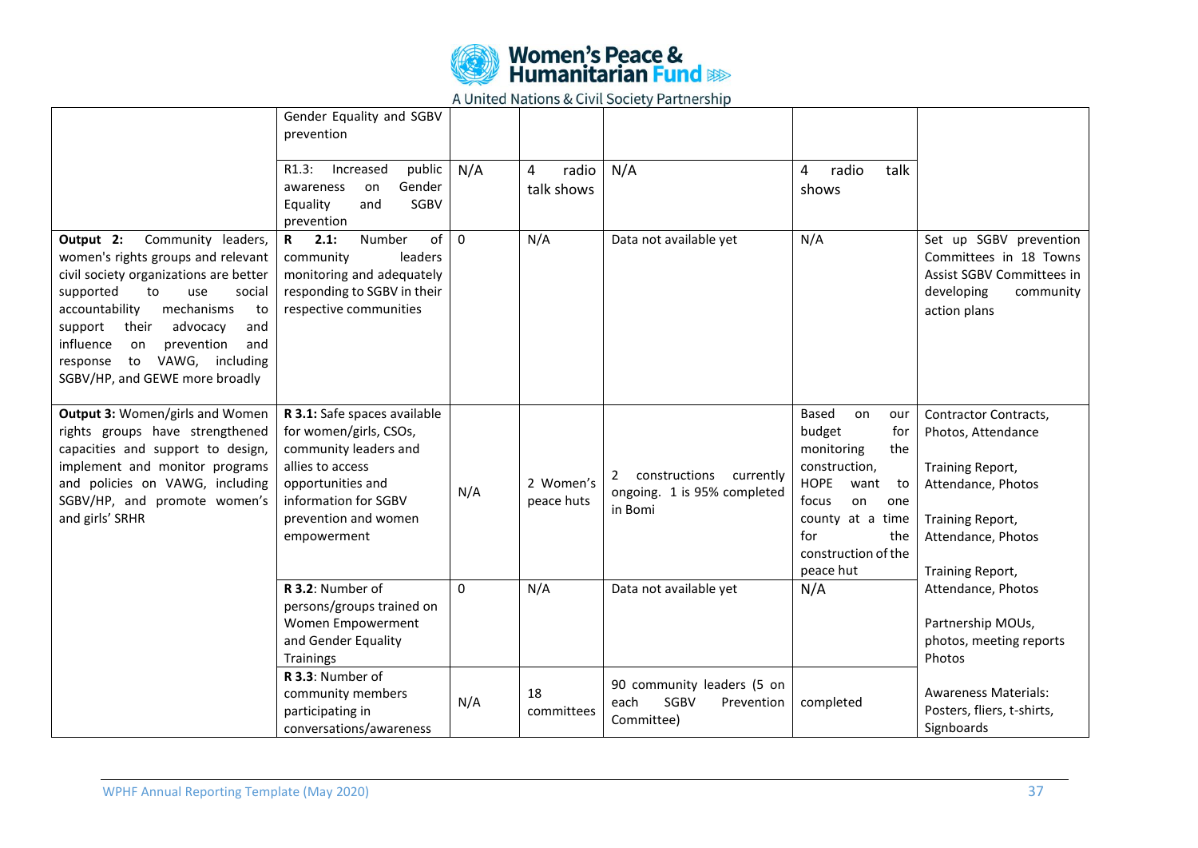| | | | | | | |
|---|---|---|---|---|---|---|
| | Gender Equality and SGBV prevention | | | | | |
| | R1.3: Increased public awareness on Gender Equality and SGBV prevention | N/A | 4 radio talk shows | N/A | 4 radio talk shows | |
| **Output 2:** Community leaders, women's rights groups and relevant civil society organizations are better supported to use social accountability mechanisms to support their advocacy and influence on prevention and response to VAWG, including SGBV/HP, and GEWE more broadly | **R 2.1:** Number of community leaders monitoring and adequately responding to SGBV in their respective communities | 0 | N/A | Data not available yet | N/A | Set up SGBV prevention Committees in 18 Towns<br>Assist SGBV Committees in developing community action plans |
| **Output 3:** Women/girls and Women rights groups have strengthened capacities and support to design, implement and monitor programs and policies on VAWG, including SGBV/HP, and promote women's and girls' SRHR | **R 3.1:** Safe spaces available for women/girls, CSOs, community leaders and allies to access opportunities and information for SGBV prevention and women empowerment | N/A | 2 Women's peace huts | 2 constructions currently ongoing. 1 is 95% completed in Bomi | Based on our budget for monitoring the construction, HOPE want to focus on one county at a time for the construction of the peace hut | Contractor Contracts, Photos, Attendance<br><br>Training Report, Attendance, Photos<br><br>Training Report, Attendance, Photos<br><br>Training Report, Attendance, Photos<br><br>Partnership MOUs, photos, meeting reports Photos<br><br>Awareness Materials: Posters, fliers, t-shirts, Signboards |
| | **R 3.2**: Number of persons/groups trained on Women Empowerment and Gender Equality Trainings | 0 | N/A | Data not available yet | N/A | |
| | **R 3.3**: Number of community members participating in conversations/awareness | N/A | 18 committees | 90 community leaders (5 on each SGBV Prevention Committee) | completed | |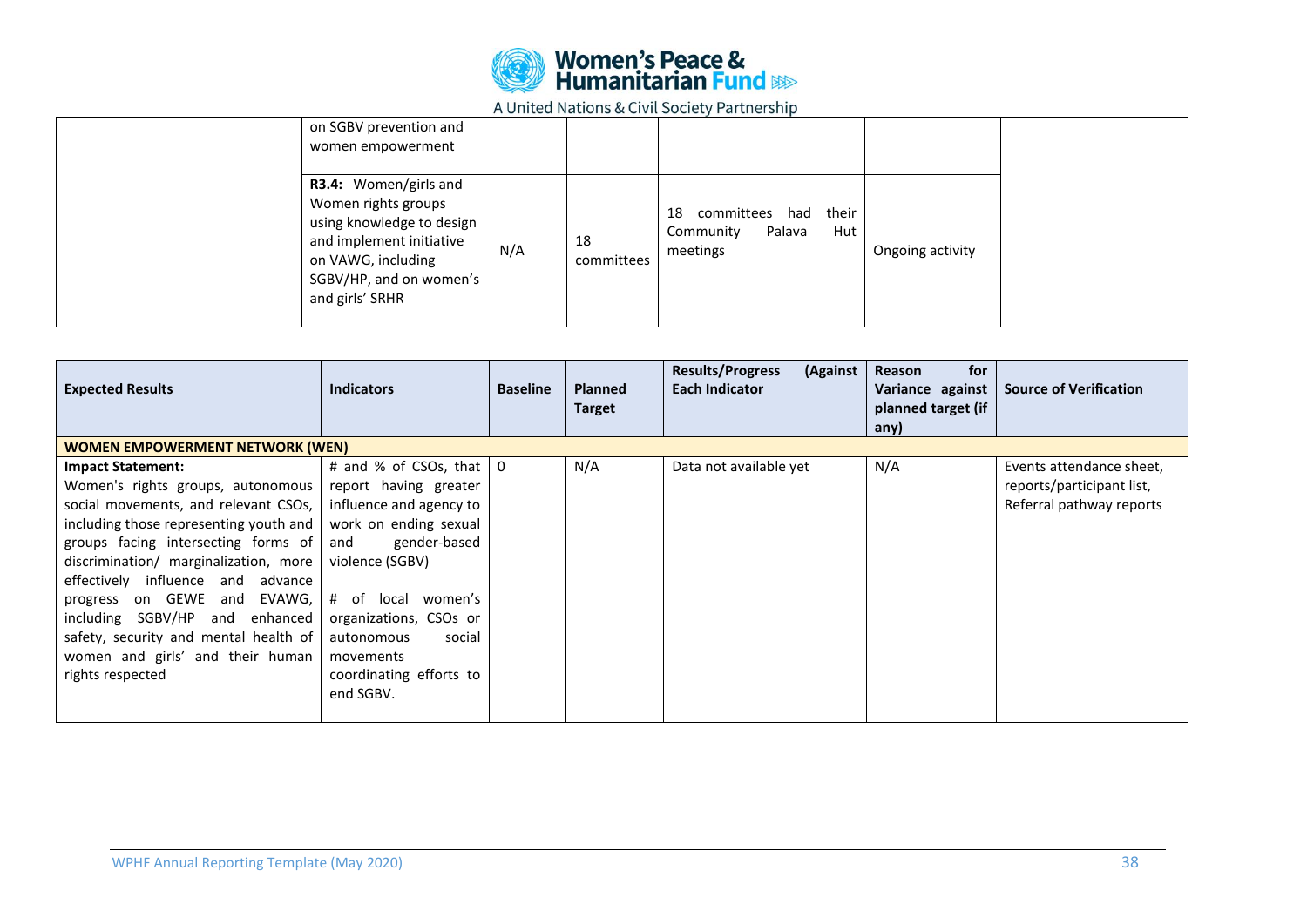| | | | | | | |
|---|---|---|---|---|---|---|
| | on SGBV prevention and women empowerment | | | | | |
| | **R3.4:** Women/girls and Women rights groups using knowledge to design and implement initiative on VAWG, including SGBV/HP, and on women's and girls' SRHR | N/A | 18 committees | 18 committees had their Community Palava Hut meetings | Ongoing activity | |

| Expected Results | Indicators | Baseline | Planned Target | Results/Progress (Against Each Indicator | Reason for Variance against planned target (if any) | Source of Verification |
|---|---|---|---|---|---|---|
| **WOMEN EMPOWERMENT NETWORK (WEN)** | | | | | | |
| **Impact Statement:** Women's rights groups, autonomous social movements, and relevant CSOs, including those representing youth and groups facing intersecting forms of discrimination/ marginalization, more effectively influence and advance progress on GEWE and EVAWG, including SGBV/HP and enhanced safety, security and mental health of women and girls' and their human rights respected | # and % of CSOs, that report having greater influence and agency to work on ending sexual and gender-based violence (SGBV)<br><br># of local women's organizations, CSOs or autonomous social movements coordinating efforts to end SGBV. | 0 | N/A | Data not available yet | N/A | Events attendance sheet, reports/participant list, Referral pathway reports |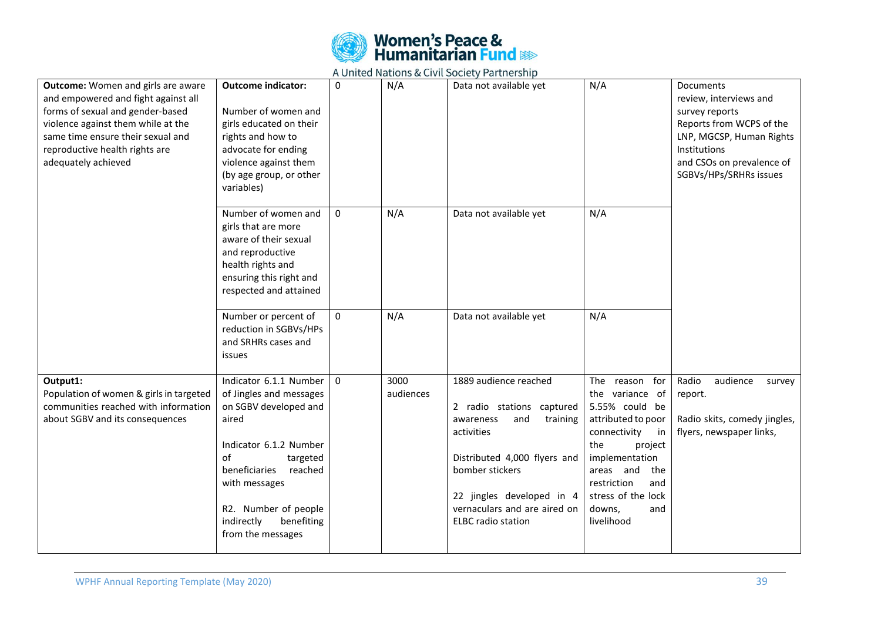| **Outcome:** Women and girls are aware and empowered and fight against all forms of sexual and gender-based violence against them while at the same time ensure their sexual and reproductive health rights are adequately achieved | **Outcome indicator:**<br><br>Number of women and girls educated on their rights and how to advocate for ending violence against them (by age group, or other variables) | 0 | N/A | Data not available yet | N/A | Documents review, interviews and survey reports<br>Reports from WCPS of the LNP, MGCSP, Human Rights Institutions and CSOs on prevalence of SGBVs/HPs/SRHRs issues |
|---|---|---|---|---|---|---|
| | Number of women and girls that are more aware of their sexual and reproductive health rights and ensuring this right and respected and attained | 0 | N/A | Data not available yet | N/A | |
| | Number or percent of reduction in SGBVs/HPs and SRHRs cases and issues | 0 | N/A | Data not available yet | N/A | |
| **Output1:**<br>Population of women & girls in targeted communities reached with information about SGBV and its consequences | Indicator 6.1.1 Number of Jingles and messages on SGBV developed and aired<br><br>Indicator 6.1.2 Number of targeted beneficiaries reached with messages<br><br>R2. Number of people indirectly benefiting from the messages | 0 | 3000 audiences | 1889 audience reached<br><br>2 radio stations captured awareness and training activities<br><br>Distributed 4,000 flyers and bomber stickers<br><br>22 jingles developed in 4 vernaculars and are aired on ELBC radio station | The reason for the variance of 5.55% could be attributed to poor connectivity in the project implementation areas and the restriction and stress of the lock downs, and livelihood | Radio audience survey report.<br><br>Radio skits, comedy jingles, flyers, newspaper links, |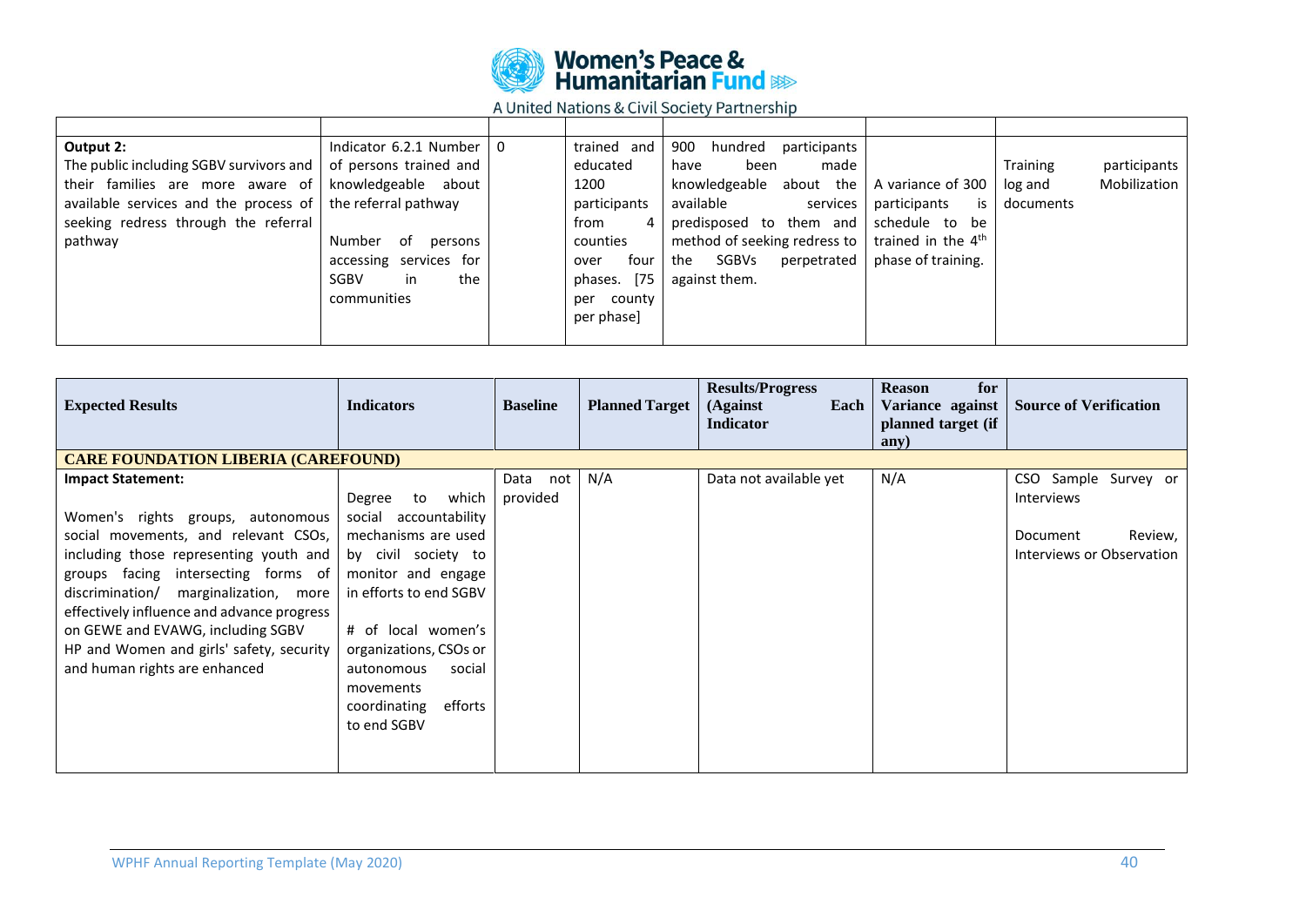| | | | | | | |
|---|---|---|---|---|---|---|
| **Output 2:** The public including SGBV survivors and their families are more aware of available services and the process of seeking redress through the referral pathway | Indicator 6.2.1 Number of persons trained and knowledgeable about the referral pathway<br><br>Number of persons accessing services for SGBV in the communities | 0 | trained and educated 1200 participants from 4 counties over four phases. [75 per county per phase] | 900 hundred participants have been made knowledgeable about the available services predisposed to them and method of seeking redress to the SGBVs perpetrated against them. | A variance of 300 participants is schedule to be trained in the 4th phase of training. | Training participants log and Mobilization documents |

| **Expected Results** | **Indicators** | **Baseline** | **Planned Target** | **Results/Progress (Against Each Indicator** | **Reason for Variance against planned target (if any)** | **Source of Verification** |
|---|---|---|---|---|---|---|
| **CARE FOUNDATION LIBERIA (CAREFOUND)** | | | | | | |
| **Impact Statement:**<br><br>Women's rights groups, autonomous social movements, and relevant CSOs, including those representing youth and groups facing intersecting forms of discrimination/ marginalization, more effectively influence and advance progress on GEWE and EVAWG, including SGBV HP and Women and girls' safety, security and human rights are enhanced | Degree to which social accountability mechanisms are used by civil society to monitor and engage in efforts to end SGBV<br><br># of local women's organizations, CSOs or autonomous social movements coordinating efforts to end SGBV | Data not provided | N/A | Data not available yet | N/A | CSO Sample Survey or Interviews<br><br>Document Review, Interviews or Observation |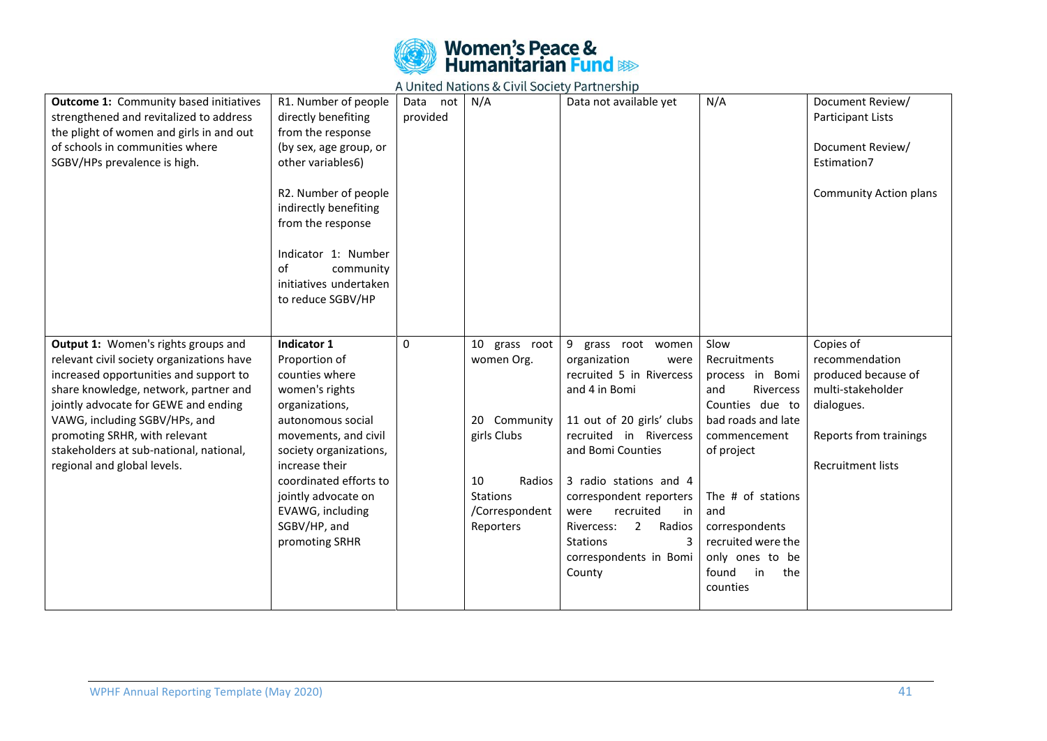| | | | | | | |
|---|---|---|---|---|---|---|
| **Outcome 1:** Community based initiatives strengthened and revitalized to address the plight of women and girls in and out of schools in communities where SGBV/HPs prevalence is high. | R1. Number of people directly benefiting from the response (by sex, age group, or other variables6)<br><br>R2. Number of people indirectly benefiting from the response<br><br>Indicator 1: Number of community initiatives undertaken to reduce SGBV/HP | Data not provided | N/A | Data not available yet | N/A | Document Review/ Participant Lists<br><br>Document Review/ Estimation7<br><br>Community Action plans |
| **Output 1:** Women's rights groups and relevant civil society organizations have increased opportunities and support to share knowledge, network, partner and jointly advocate for GEWE and ending VAWG, including SGBV/HPs, and promoting SRHR, with relevant stakeholders at sub-national, national, regional and global levels. | **Indicator 1**<br>Proportion of counties where women's rights organizations, autonomous social movements, and civil society organizations, increase their coordinated efforts to jointly advocate on EVAWG, including SGBV/HP, and promoting SRHR | 0 | 10 grass root women Org.<br><br>20 Community girls Clubs<br><br>10 Radios Stations /Correspondent Reporters | 9 grass root women organization were recruited 5 in Rivercess and 4 in Bomi<br><br>11 out of 20 girls' clubs recruited in Rivercess and Bomi Counties<br><br>3 radio stations and 4 correspondent reporters were recruited in Rivercess: 2 Radios Stations 3 correspondents in Bomi County | Slow Recruitments process in Bomi and Rivercess Counties due to bad roads and late commencement of project<br><br>The # of stations and correspondents recruited were the only ones to be found in the counties | Copies of recommendation produced because of multi-stakeholder dialogues.<br><br>Reports from trainings<br><br>Recruitment lists |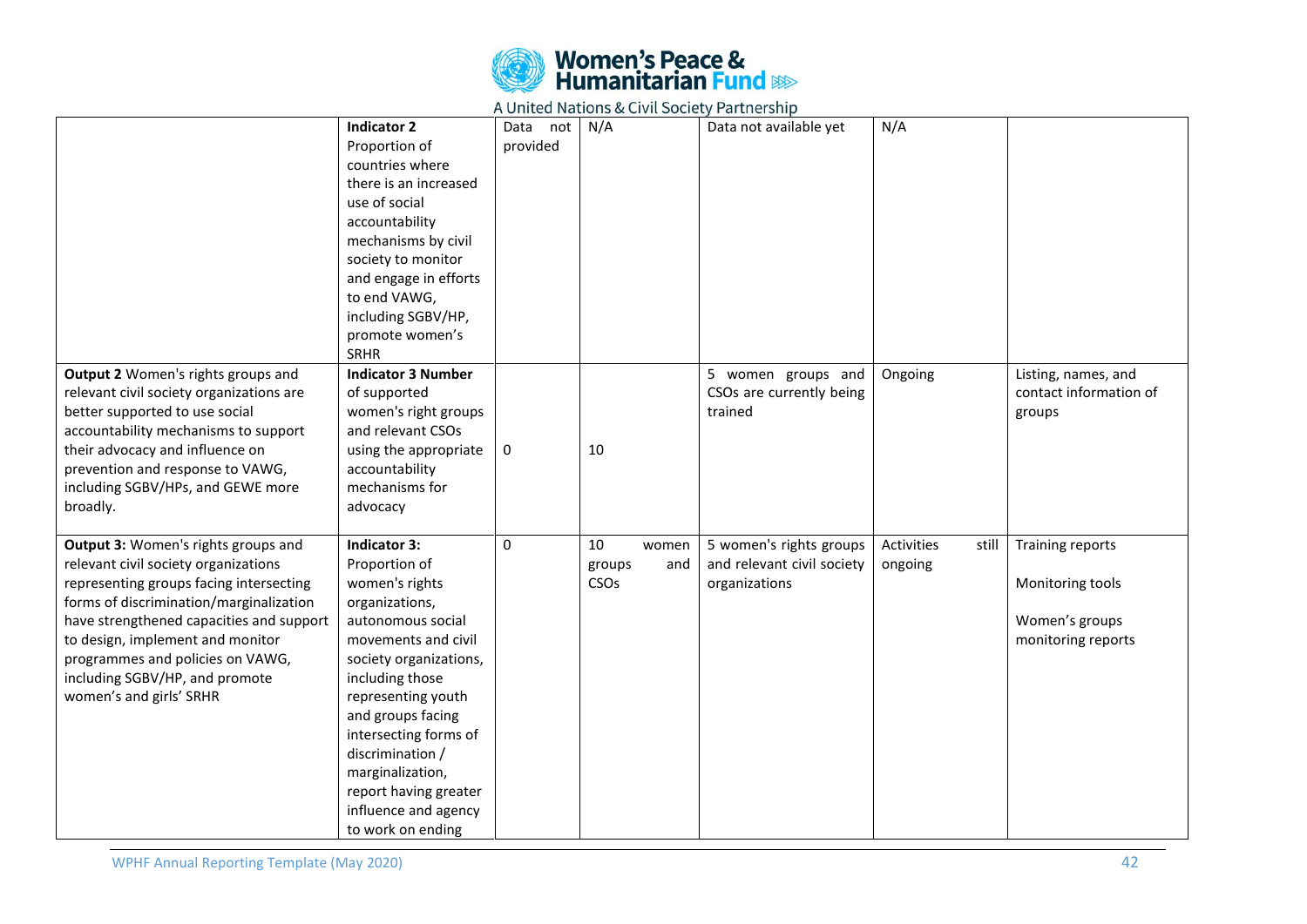| | **Indicator 2** Proportion of countries where there is an increased use of social accountability mechanisms by civil society to monitor and engage in efforts to end VAWG, including SGBV/HP, promote women's SRHR | Data not provided | N/A | Data not available yet | N/A | |
|---|---|---|---|---|---|---|
| **Output 2** Women's rights groups and relevant civil society organizations are better supported to use social accountability mechanisms to support their advocacy and influence on prevention and response to VAWG, including SGBV/HPs, and GEWE more broadly. | **Indicator 3 Number** of supported women's right groups and relevant CSOs using the appropriate accountability mechanisms for advocacy | 0 | 10 | 5 women groups and CSOs are currently being trained | Ongoing | Listing, names, and contact information of groups |
| **Output 3:** Women's rights groups and relevant civil society organizations representing groups facing intersecting forms of discrimination/marginalization have strengthened capacities and support to design, implement and monitor programmes and policies on VAWG, including SGBV/HP, and promote women's and girls' SRHR | **Indicator 3:** Proportion of women's rights organizations, autonomous social movements and civil society organizations, including those representing youth and groups facing intersecting forms of discrimination / marginalization, report having greater influence and agency to work on ending | 0 | 10 women groups and CSOs | 5 women's rights groups and relevant civil society organizations | Activities still ongoing | Training reports<br><br>Monitoring tools<br><br>Women's groups monitoring reports |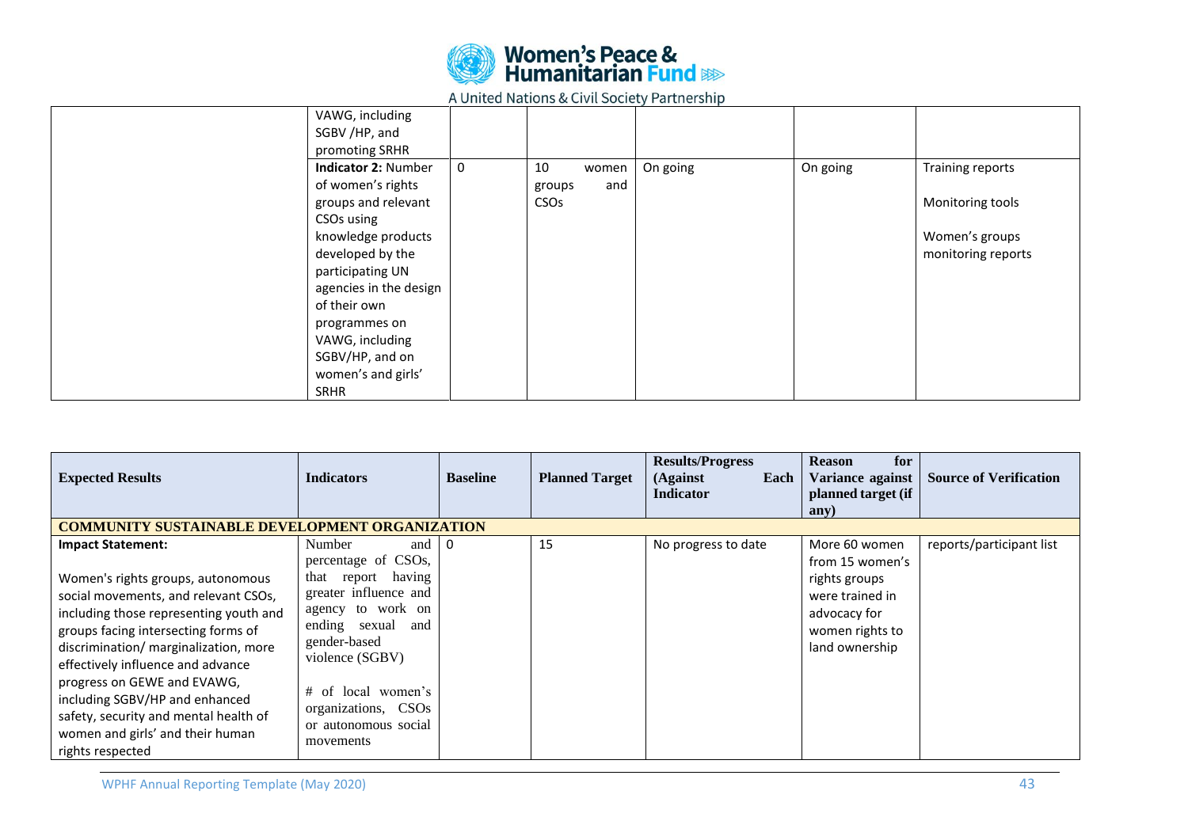| | | | | | | |
|---|---|---|---|---|---|---|
| | VAWG, including SGBV /HP, and promoting SRHR | | | | | |
| | **Indicator 2:** Number of women's rights groups and relevant CSOs using knowledge products developed by the participating UN agencies in the design of their own programmes on VAWG, including SGBV/HP, and on women's and girls' SRHR | 0 | 10 women groups and CSOs | On going | On going | Training reports<br><br>Monitoring tools<br><br>Women's groups monitoring reports |

| Expected Results | Indicators | Baseline | Planned Target | Results/Progress (Against Each Indicator | Reason for Variance against planned target (if any) | Source of Verification |
|---|---|---|---|---|---|---|
| **COMMUNITY SUSTAINABLE DEVELOPMENT ORGANIZATION** | | | | | | |
| **Impact Statement:**<br><br>Women's rights groups, autonomous social movements, and relevant CSOs, including those representing youth and groups facing intersecting forms of discrimination/ marginalization, more effectively influence and advance progress on GEWE and EVAWG, including SGBV/HP and enhanced safety, security and mental health of women and girls' and their human rights respected | Number and percentage of CSOs, that report having greater influence and agency to work on ending sexual and gender-based violence (SGBV)<br><br># of local women's organizations, CSOs or autonomous social movements | 0 | 15 | No progress to date | More 60 women from 15 women's rights groups were trained in advocacy for women rights to land ownership | reports/participant list |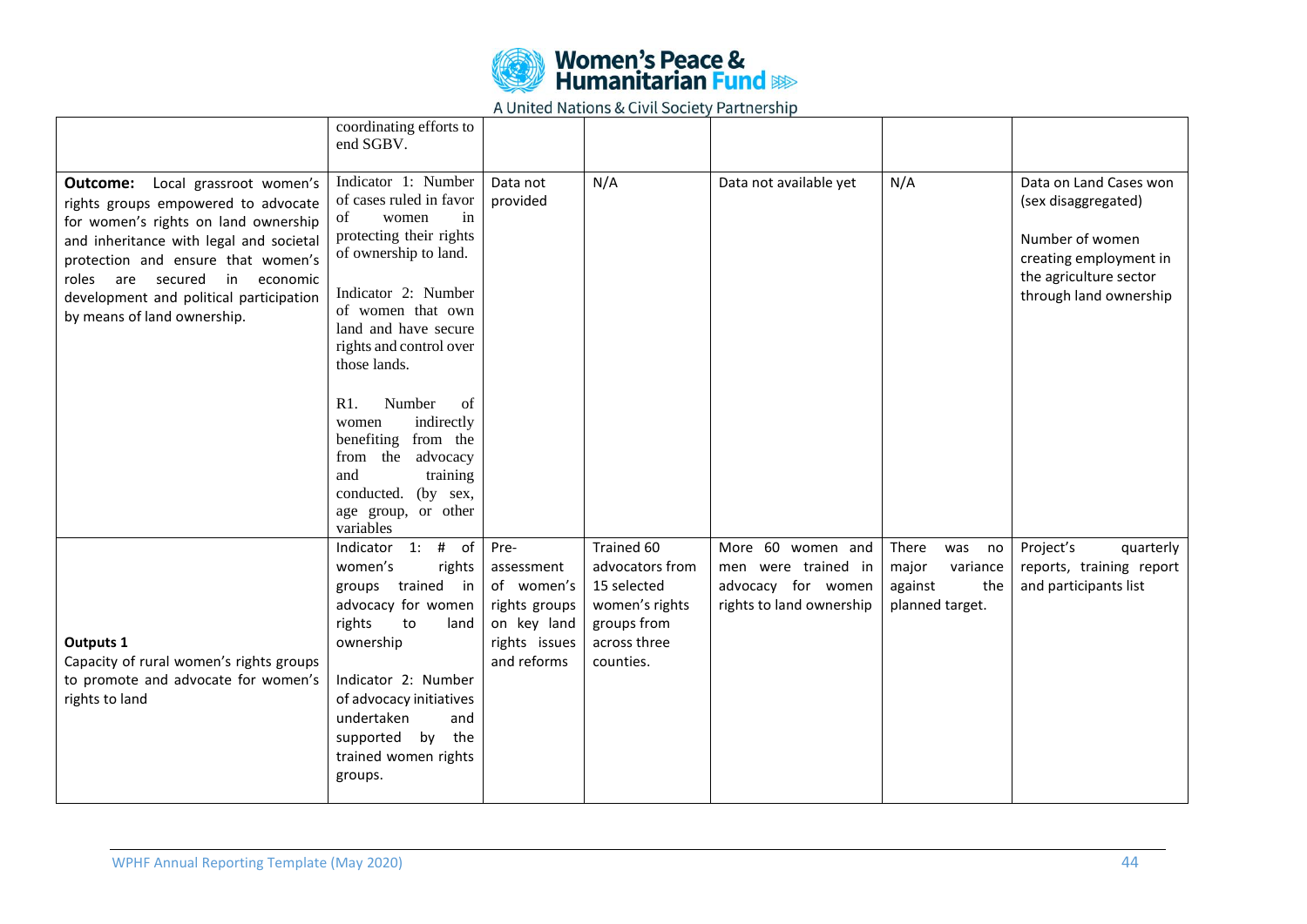| | | | | | | |
|---|---|---|---|---|---|---|
| | coordinating efforts to end SGBV. | | | | | |
| **Outcome:** Local grassroot women's rights groups empowered to advocate for women's rights on land ownership and inheritance with legal and societal protection and ensure that women's roles are secured in economic development and political participation by means of land ownership. | Indicator 1: Number of cases ruled in favor of women in protecting their rights of ownership to land.<br><br>Indicator 2: Number of women that own land and have secure rights and control over those lands.<br><br>R1. Number of women indirectly benefiting from the from the advocacy and training conducted. (by sex, age group, or other variables | Data not provided | N/A | Data not available yet | N/A | Data on Land Cases won (sex disaggregated)<br><br>Number of women creating employment in the agriculture sector through land ownership |
| **Outputs 1**<br>Capacity of rural women's rights groups to promote and advocate for women's rights to land | Indicator 1: # of women's rights groups trained in advocacy for women rights to land ownership<br><br>Indicator 2: Number of advocacy initiatives undertaken and supported by the trained women rights groups. | Pre-assessment of women's rights groups on key land rights issues and reforms | Trained 60 advocators from 15 selected women's rights groups from across three counties. | More 60 women and men were trained in advocacy for women rights to land ownership | There was no major variance against the planned target. | Project's quarterly reports, training report and participants list |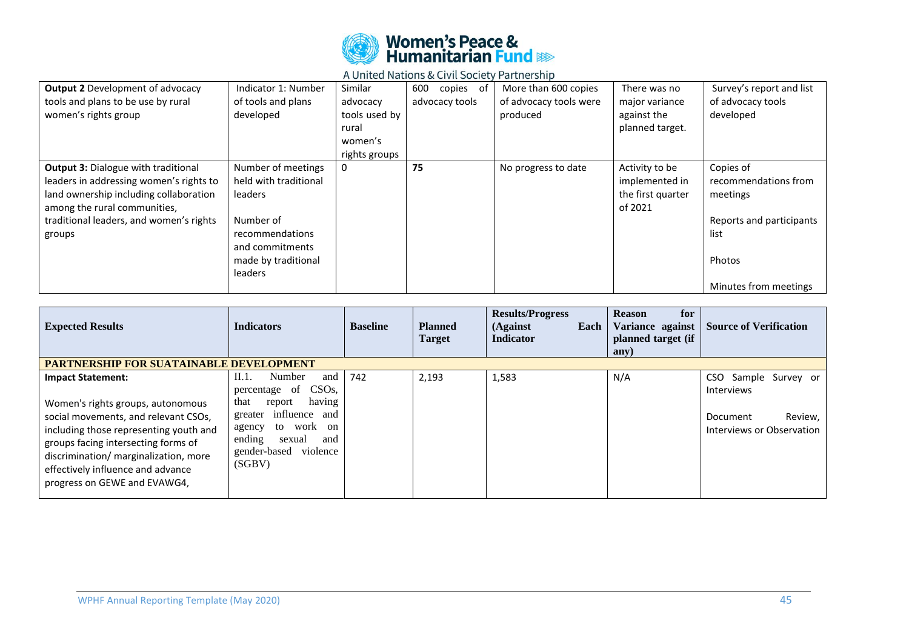| | | | | | | |
|---|---|---|---|---|---|---|
| **Output 2** Development of advocacy tools and plans to be use by rural women's rights group | Indicator 1: Number of tools and plans developed | Similar advocacy tools used by rural women's rights groups | 600 copies of advocacy tools | More than 600 copies of advocacy tools were produced | There was no major variance against the planned target. | Survey's report and list of advocacy tools developed |
| **Output 3:** Dialogue with traditional leaders in addressing women's rights to land ownership including collaboration among the rural communities, traditional leaders, and women's rights groups | Number of meetings held with traditional leaders<br><br>Number of recommendations and commitments made by traditional leaders | 0 | **75** | No progress to date | Activity to be implemented in the first quarter of 2021 | Copies of recommendations from meetings<br><br>Reports and participants list<br><br>Photos<br><br>Minutes from meetings |

| Expected Results | Indicators | Baseline | Planned Target | Results/Progress (Against Each Indicator | Reason for Variance against planned target (if any) | Source of Verification |
|---|---|---|---|---|---|---|
| **PARTNERSHIP FOR SUATAINABLE DEVELOPMENT** | | | | | | |
| **Impact Statement:**<br><br>Women's rights groups, autonomous social movements, and relevant CSOs, including those representing youth and groups facing intersecting forms of discrimination/ marginalization, more effectively influence and advance progress on GEWE and EVAWG4, | II.1. Number and percentage of CSOs, that report having greater influence and agency to work on ending sexual and gender-based violence (SGBV) | 742 | 2,193 | 1,583 | N/A | CSO Sample Survey or Interviews<br><br>Document Review, Interviews or Observation |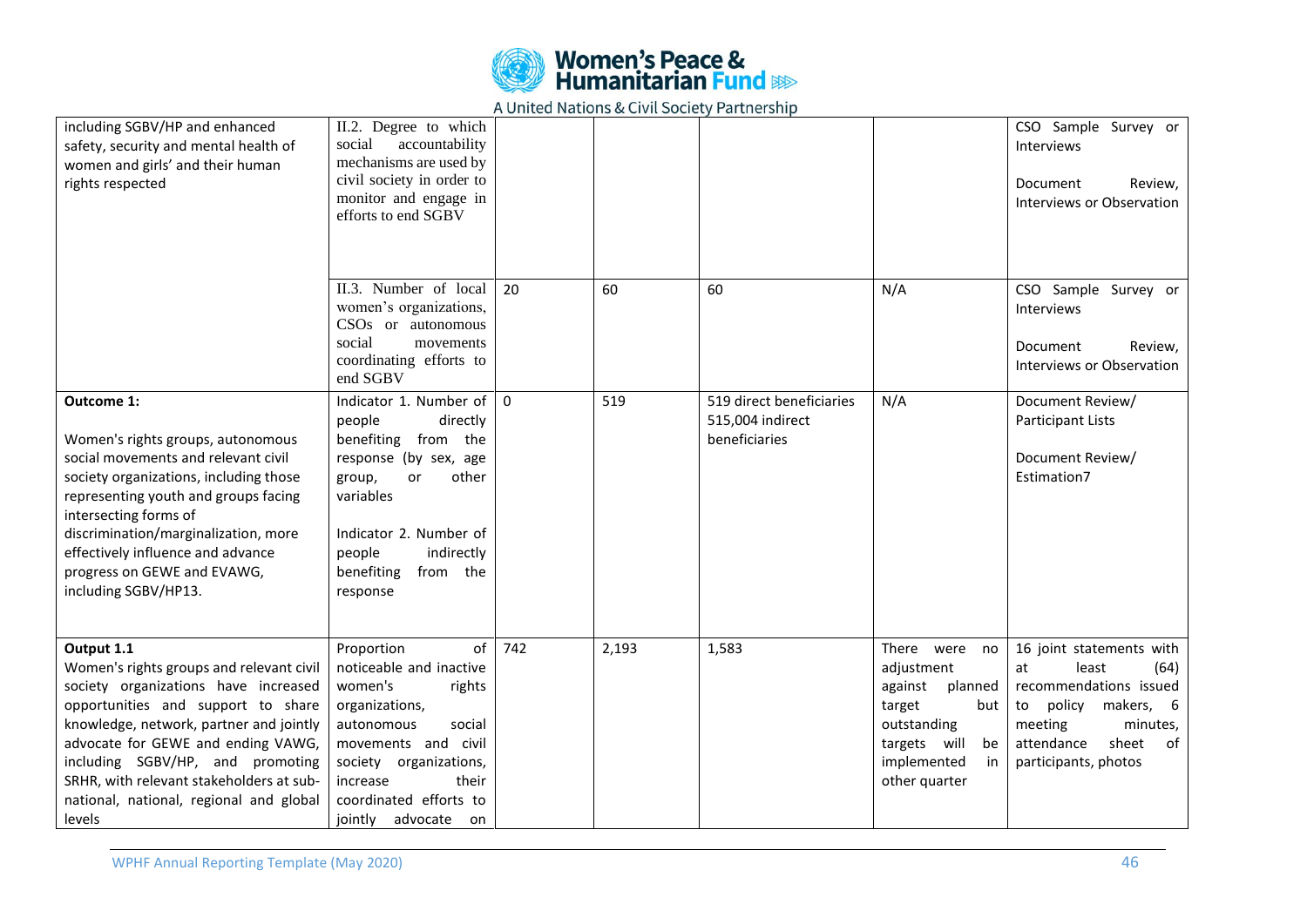| | | | | | | |
|---|---|---|---|---|---|---|
| including SGBV/HP and enhanced safety, security and mental health of women and girls' and their human rights respected | II.2. Degree to which social accountability mechanisms are used by civil society in order to monitor and engage in efforts to end SGBV | | | | | CSO Sample Survey or Interviews<br><br>Document Review, Interviews or Observation |
| | II.3. Number of local women's organizations, CSOs or autonomous social movements coordinating efforts to end SGBV | 20 | 60 | 60 | N/A | CSO Sample Survey or Interviews<br><br>Document Review, Interviews or Observation |
| **Outcome 1:**<br><br>Women's rights groups, autonomous social movements and relevant civil society organizations, including those representing youth and groups facing intersecting forms of discrimination/marginalization, more effectively influence and advance progress on GEWE and EVAWG, including SGBV/HP13. | Indicator 1. Number of people directly benefiting from the response (by sex, age group, or other variables<br><br>Indicator 2. Number of people indirectly benefiting from the response | 0 | 519 | 519 direct beneficiaries<br>515,004 indirect beneficiaries | N/A | Document Review/ Participant Lists<br><br>Document Review/ Estimation7 |
| **Output 1.1**<br>Women's rights groups and relevant civil society organizations have increased opportunities and support to share knowledge, network, partner and jointly advocate for GEWE and ending VAWG, including SGBV/HP, and promoting SRHR, with relevant stakeholders at sub-national, national, regional and global levels | Proportion of noticeable and inactive women's rights organizations, autonomous social movements and civil society organizations, increase their coordinated efforts to jointly advocate on | 742 | 2,193 | 1,583 | There were no adjustment against planned target but outstanding targets will be implemented in other quarter | 16 joint statements with at least (64) recommendations issued to policy makers, 6 meeting minutes, attendance sheet of participants, photos |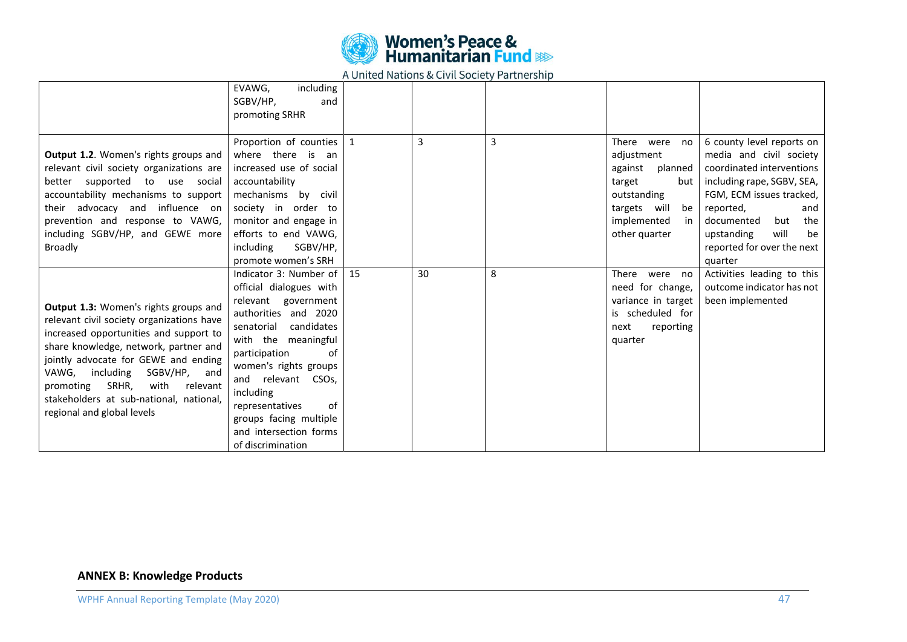| | | | | | | |
|---|---|---|---|---|---|---|
| | EVAWG, including SGBV/HP, and promoting SRHR | | | | | |
| **Output 1.2**. Women's rights groups and relevant civil society organizations are better supported to use social accountability mechanisms to support their advocacy and influence on prevention and response to VAWG, including SGBV/HP, and GEWE more Broadly | Proportion of counties where there is an increased use of social accountability mechanisms by civil society in order to monitor and engage in efforts to end VAWG, including SGBV/HP, promote women's SRH | 1 | 3 | 3 | There were no adjustment against planned target but outstanding targets will be implemented in other quarter | 6 county level reports on media and civil society coordinated interventions including rape, SGBV, SEA, FGM, ECM issues tracked, reported, and documented but the upstanding will be reported for over the next quarter |
| **Output 1.3:** Women's rights groups and relevant civil society organizations have increased opportunities and support to share knowledge, network, partner and jointly advocate for GEWE and ending VAWG, including SGBV/HP, and promoting SRHR, with relevant stakeholders at sub-national, national, regional and global levels | Indicator 3: Number of official dialogues with relevant government authorities and 2020 senatorial candidates with the meaningful participation of women's rights groups and relevant CSOs, including representatives of groups facing multiple and intersection forms of discrimination | 15 | 30 | 8 | There were no need for change, variance in target is scheduled for next reporting quarter | Activities leading to this outcome indicator has not been implemented |

**ANNEX B: Knowledge Products**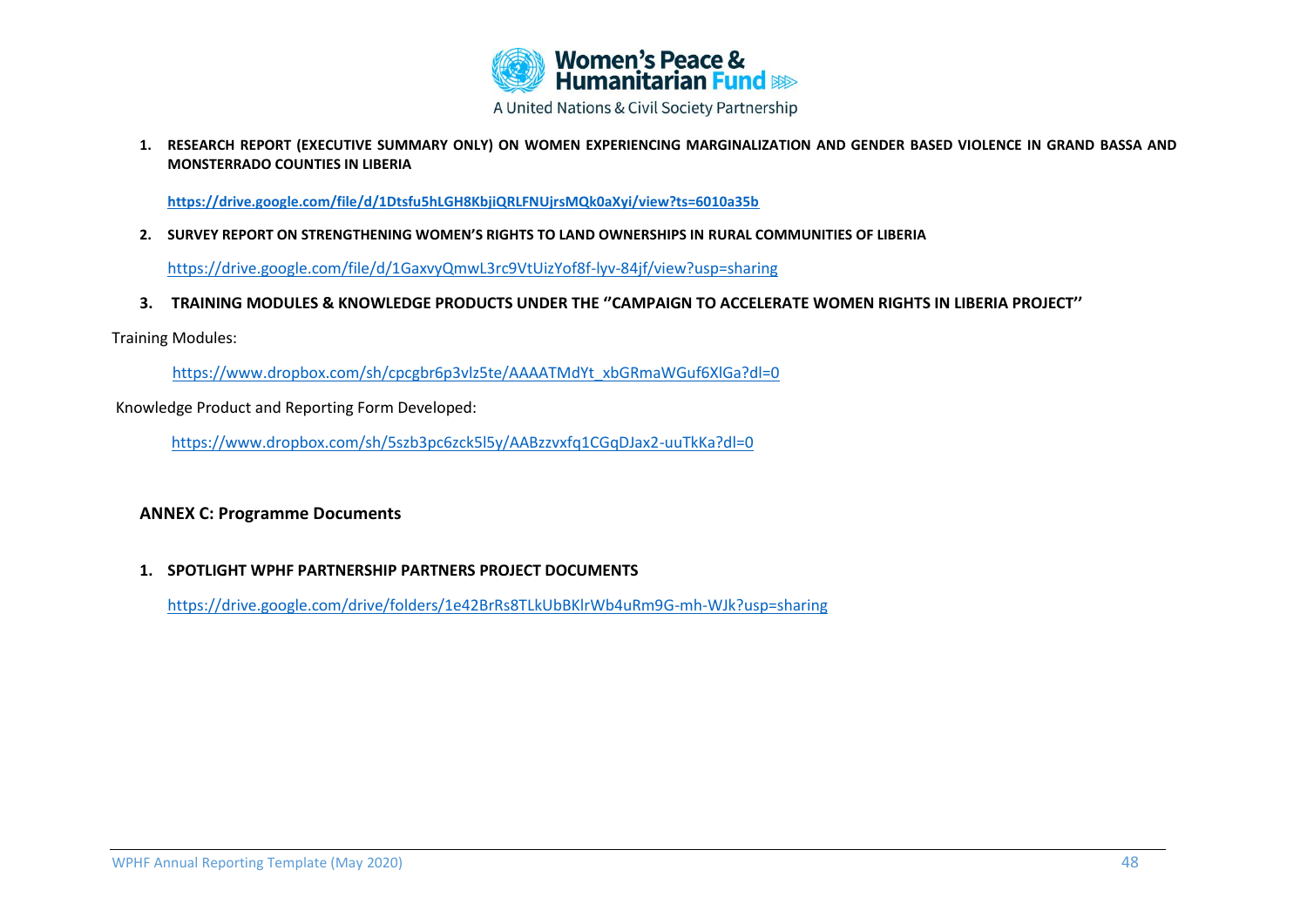1. **RESEARCH REPORT (EXECUTIVE SUMMARY ONLY) ON WOMEN EXPERIENCING MARGINALIZATION AND GENDER BASED VIOLENCE IN GRAND BASSA AND MONSTERRADO COUNTIES IN LIBERIA**

   **https://drive.google.com/file/d/1Dtsfu5hLGH8KbjiQRLFNUjrsMQk0aXyi/view?ts=6010a35b**

2. **SURVEY REPORT ON STRENGTHENING WOMEN'S RIGHTS TO LAND OWNERSHIPS IN RURAL COMMUNITIES OF LIBERIA**

   https://drive.google.com/file/d/1GaxvyQmwL3rc9VtUizYof8f-lyv-84jf/view?usp=sharing

3. **TRAINING MODULES & KNOWLEDGE PRODUCTS UNDER THE ''CAMPAIGN TO ACCELERATE WOMEN RIGHTS IN LIBERIA PROJECT''**

Training Modules:

https://www.dropbox.com/sh/cpcgbr6p3vlz5te/AAAATMdYt_xbGRmaWGuf6XlGa?dl=0

Knowledge Product and Reporting Form Developed:

https://www.dropbox.com/sh/5szb3pc6zck5l5y/AABzzvxfq1CGqDJax2-uuTkKa?dl=0

## ANNEX C: Programme Documents

1. **SPOTLIGHT WPHF PARTNERSHIP PARTNERS PROJECT DOCUMENTS**

   https://drive.google.com/drive/folders/1e42BrRs8TLkUbBKlrWb4uRm9G-mh-WJk?usp=sharing